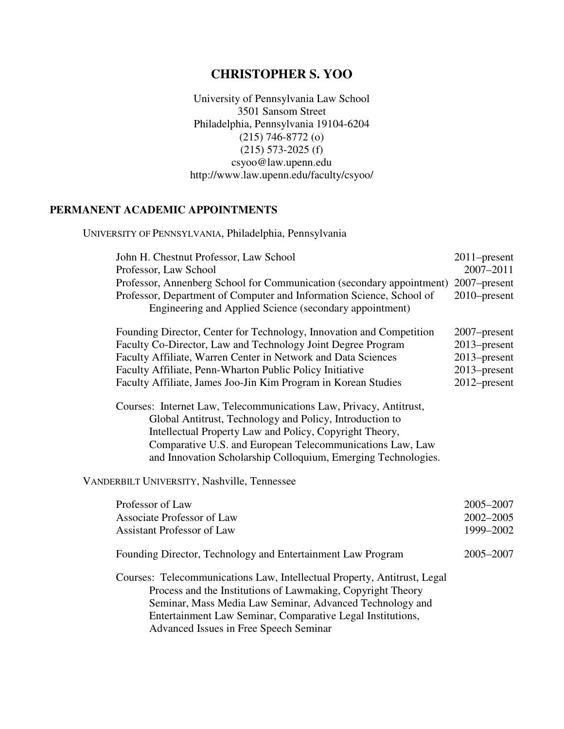# CHRISTOPHER S. YOO

University of Pennsylvania Law School
3501 Sansom Street
Philadelphia, Pennsylvania 19104-6204
(215) 746-8772 (o)
(215) 573-2025 (f)
csyoo@law.upenn.edu
http://www.law.upenn.edu/faculty/csyoo/

## PERMANENT ACADEMIC APPOINTMENTS

UNIVERSITY OF PENNSYLVANIA, Philadelphia, Pennsylvania

| | |
|---|---|
| John H. Chestnut Professor, Law School | 2011–present |
| Professor, Law School | 2007–2011 |
| Professor, Annenberg School for Communication (secondary appointment) | 2007–present |
| Professor, Department of Computer and Information Science, School of Engineering and Applied Science (secondary appointment) | 2010–present |
| Founding Director, Center for Technology, Innovation and Competition | 2007–present |
| Faculty Co-Director, Law and Technology Joint Degree Program | 2013–present |
| Faculty Affiliate, Warren Center in Network and Data Sciences | 2013–present |
| Faculty Affiliate, Penn-Wharton Public Policy Initiative | 2013–present |
| Faculty Affiliate, James Joo-Jin Kim Program in Korean Studies | 2012–present |

Courses: Internet Law, Telecommunications Law, Privacy, Antitrust, Global Antitrust, Technology and Policy, Introduction to Intellectual Property Law and Policy, Copyright Theory, Comparative U.S. and European Telecommunications Law, Law and Innovation Scholarship Colloquium, Emerging Technologies.

VANDERBILT UNIVERSITY, Nashville, Tennessee

| | |
|---|---|
| Professor of Law | 2005–2007 |
| Associate Professor of Law | 2002–2005 |
| Assistant Professor of Law | 1999–2002 |
| Founding Director, Technology and Entertainment Law Program | 2005–2007 |

Courses: Telecommunications Law, Intellectual Property, Antitrust, Legal Process and the Institutions of Lawmaking, Copyright Theory Seminar, Mass Media Law Seminar, Advanced Technology and Entertainment Law Seminar, Comparative Legal Institutions, Advanced Issues in Free Speech Seminar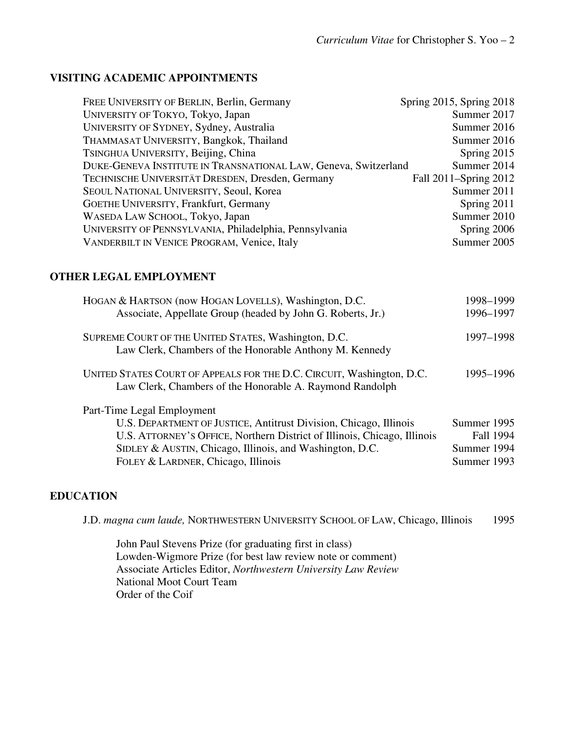## VISITING ACADEMIC APPOINTMENTS

| | |
|---|---|
| FREE UNIVERSITY OF BERLIN, Berlin, Germany | Spring 2015, Spring 2018 |
| UNIVERSITY OF TOKYO, Tokyo, Japan | Summer 2017 |
| UNIVERSITY OF SYDNEY, Sydney, Australia | Summer 2016 |
| THAMMASAT UNIVERSITY, Bangkok, Thailand | Summer 2016 |
| TSINGHUA UNIVERSITY, Beijing, China | Spring 2015 |
| DUKE-GENEVA INSTITUTE IN TRANSNATIONAL LAW, Geneva, Switzerland | Summer 2014 |
| TECHNISCHE UNIVERSITÄT DRESDEN, Dresden, Germany | Fall 2011–Spring 2012 |
| SEOUL NATIONAL UNIVERSITY, Seoul, Korea | Summer 2011 |
| GOETHE UNIVERSITY, Frankfurt, Germany | Spring 2011 |
| WASEDA LAW SCHOOL, Tokyo, Japan | Summer 2010 |
| UNIVERSITY OF PENNSYLVANIA, Philadelphia, Pennsylvania | Spring 2006 |
| VANDERBILT IN VENICE PROGRAM, Venice, Italy | Summer 2005 |

## OTHER LEGAL EMPLOYMENT

HOGAN & HARTSON (now HOGAN LOVELLS), Washington, D.C. — 1998–1999
- Associate, Appellate Group (headed by John G. Roberts, Jr.) — 1996–1997

SUPREME COURT OF THE UNITED STATES, Washington, D.C. — 1997–1998
- Law Clerk, Chambers of the Honorable Anthony M. Kennedy

UNITED STATES COURT OF APPEALS FOR THE D.C. CIRCUIT, Washington, D.C. — 1995–1996
- Law Clerk, Chambers of the Honorable A. Raymond Randolph

Part-Time Legal Employment
- U.S. DEPARTMENT OF JUSTICE, Antitrust Division, Chicago, Illinois — Summer 1995
- U.S. ATTORNEY'S OFFICE, Northern District of Illinois, Chicago, Illinois — Fall 1994
- SIDLEY & AUSTIN, Chicago, Illinois, and Washington, D.C. — Summer 1994
- FOLEY & LARDNER, Chicago, Illinois — Summer 1993

## EDUCATION

J.D. *magna cum laude,* NORTHWESTERN UNIVERSITY SCHOOL OF LAW, Chicago, Illinois — 1995

- John Paul Stevens Prize (for graduating first in class)
- Lowden-Wigmore Prize (for best law review note or comment)
- Associate Articles Editor, *Northwestern University Law Review*
- National Moot Court Team
- Order of the Coif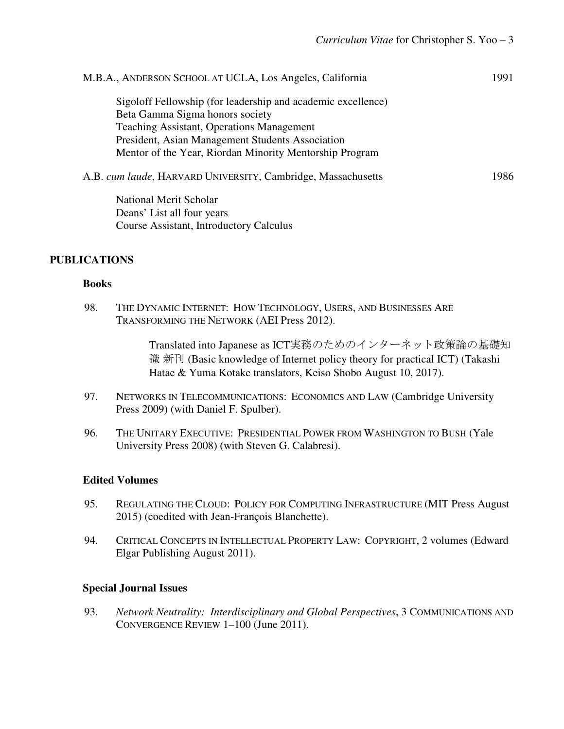M.B.A., ANDERSON SCHOOL AT UCLA, Los Angeles, California 1991

Sigoloff Fellowship (for leadership and academic excellence)
Beta Gamma Sigma honors society
Teaching Assistant, Operations Management
President, Asian Management Students Association
Mentor of the Year, Riordan Minority Mentorship Program

A.B. *cum laude*, HARVARD UNIVERSITY, Cambridge, Massachusetts 1986

National Merit Scholar
Deans' List all four years
Course Assistant, Introductory Calculus

## PUBLICATIONS

### Books

98. THE DYNAMIC INTERNET: HOW TECHNOLOGY, USERS, AND BUSINESSES ARE TRANSFORMING THE NETWORK (AEI Press 2012).

    Translated into Japanese as ICT実務のためのインターネット政策論の基礎知識 新刊 (Basic knowledge of Internet policy theory for practical ICT) (Takashi Hatae & Yuma Kotake translators, Keiso Shobo August 10, 2017).

97. NETWORKS IN TELECOMMUNICATIONS: ECONOMICS AND LAW (Cambridge University Press 2009) (with Daniel F. Spulber).

96. THE UNITARY EXECUTIVE: PRESIDENTIAL POWER FROM WASHINGTON TO BUSH (Yale University Press 2008) (with Steven G. Calabresi).

### Edited Volumes

95. REGULATING THE CLOUD: POLICY FOR COMPUTING INFRASTRUCTURE (MIT Press August 2015) (coedited with Jean-François Blanchette).

94. CRITICAL CONCEPTS IN INTELLECTUAL PROPERTY LAW: COPYRIGHT, 2 volumes (Edward Elgar Publishing August 2011).

### Special Journal Issues

93. *Network Neutrality: Interdisciplinary and Global Perspectives*, 3 COMMUNICATIONS AND CONVERGENCE REVIEW 1–100 (June 2011).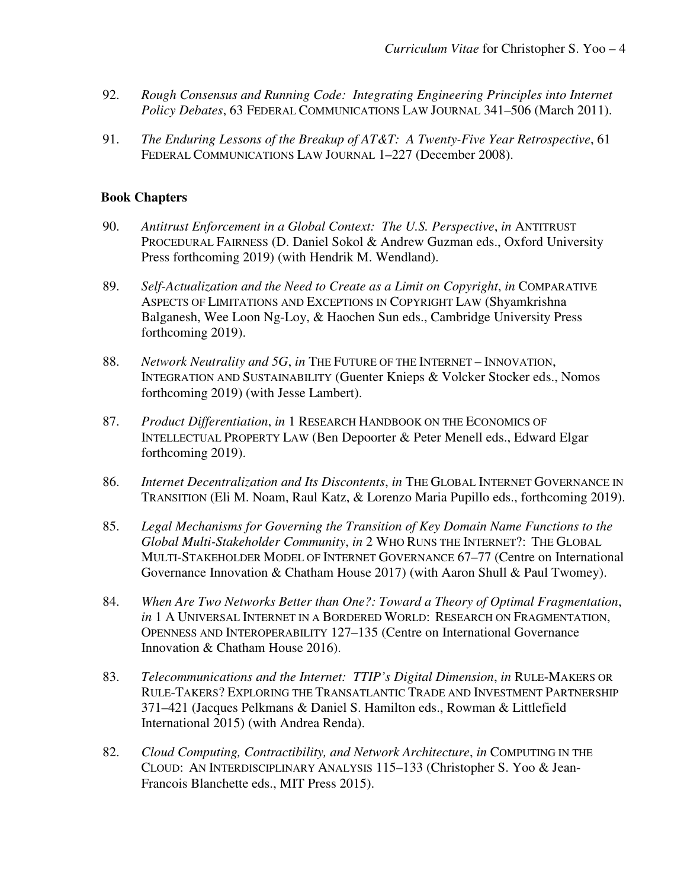92. *Rough Consensus and Running Code: Integrating Engineering Principles into Internet Policy Debates*, 63 FEDERAL COMMUNICATIONS LAW JOURNAL 341–506 (March 2011).

91. *The Enduring Lessons of the Breakup of AT&T: A Twenty-Five Year Retrospective*, 61 FEDERAL COMMUNICATIONS LAW JOURNAL 1–227 (December 2008).

**Book Chapters**

90. *Antitrust Enforcement in a Global Context: The U.S. Perspective*, *in* ANTITRUST PROCEDURAL FAIRNESS (D. Daniel Sokol & Andrew Guzman eds., Oxford University Press forthcoming 2019) (with Hendrik M. Wendland).

89. *Self-Actualization and the Need to Create as a Limit on Copyright*, *in* COMPARATIVE ASPECTS OF LIMITATIONS AND EXCEPTIONS IN COPYRIGHT LAW (Shyamkrishna Balganesh, Wee Loon Ng-Loy, & Haochen Sun eds., Cambridge University Press forthcoming 2019).

88. *Network Neutrality and 5G*, *in* THE FUTURE OF THE INTERNET – INNOVATION, INTEGRATION AND SUSTAINABILITY (Guenter Knieps & Volcker Stocker eds., Nomos forthcoming 2019) (with Jesse Lambert).

87. *Product Differentiation*, *in* 1 RESEARCH HANDBOOK ON THE ECONOMICS OF INTELLECTUAL PROPERTY LAW (Ben Depoorter & Peter Menell eds., Edward Elgar forthcoming 2019).

86. *Internet Decentralization and Its Discontents*, *in* THE GLOBAL INTERNET GOVERNANCE IN TRANSITION (Eli M. Noam, Raul Katz, & Lorenzo Maria Pupillo eds., forthcoming 2019).

85. *Legal Mechanisms for Governing the Transition of Key Domain Name Functions to the Global Multi-Stakeholder Community*, *in* 2 WHO RUNS THE INTERNET?: THE GLOBAL MULTI-STAKEHOLDER MODEL OF INTERNET GOVERNANCE 67–77 (Centre on International Governance Innovation & Chatham House 2017) (with Aaron Shull & Paul Twomey).

84. *When Are Two Networks Better than One?: Toward a Theory of Optimal Fragmentation*, *in* 1 A UNIVERSAL INTERNET IN A BORDERED WORLD: RESEARCH ON FRAGMENTATION, OPENNESS AND INTEROPERABILITY 127–135 (Centre on International Governance Innovation & Chatham House 2016).

83. *Telecommunications and the Internet: TTIP's Digital Dimension*, *in* RULE-MAKERS OR RULE-TAKERS? EXPLORING THE TRANSATLANTIC TRADE AND INVESTMENT PARTNERSHIP 371–421 (Jacques Pelkmans & Daniel S. Hamilton eds., Rowman & Littlefield International 2015) (with Andrea Renda).

82. *Cloud Computing, Contractibility, and Network Architecture*, *in* COMPUTING IN THE CLOUD: AN INTERDISCIPLINARY ANALYSIS 115–133 (Christopher S. Yoo & Jean-Francois Blanchette eds., MIT Press 2015).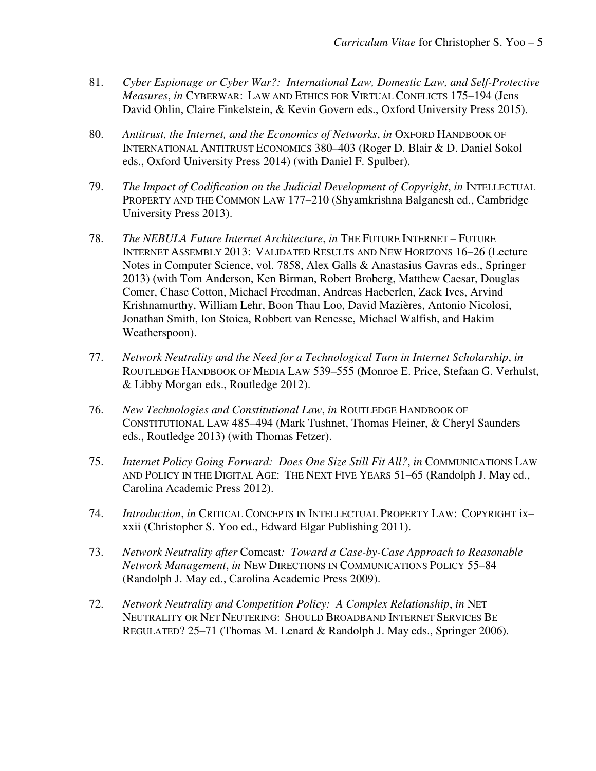81. *Cyber Espionage or Cyber War?: International Law, Domestic Law, and Self-Protective Measures*, *in* CYBERWAR: LAW AND ETHICS FOR VIRTUAL CONFLICTS 175–194 (Jens David Ohlin, Claire Finkelstein, & Kevin Govern eds., Oxford University Press 2015).

80. *Antitrust, the Internet, and the Economics of Networks*, *in* OXFORD HANDBOOK OF INTERNATIONAL ANTITRUST ECONOMICS 380–403 (Roger D. Blair & D. Daniel Sokol eds., Oxford University Press 2014) (with Daniel F. Spulber).

79. *The Impact of Codification on the Judicial Development of Copyright*, *in* INTELLECTUAL PROPERTY AND THE COMMON LAW 177–210 (Shyamkrishna Balganesh ed., Cambridge University Press 2013).

78. *The NEBULA Future Internet Architecture*, *in* THE FUTURE INTERNET – FUTURE INTERNET ASSEMBLY 2013: VALIDATED RESULTS AND NEW HORIZONS 16–26 (Lecture Notes in Computer Science, vol. 7858, Alex Galls & Anastasius Gavras eds., Springer 2013) (with Tom Anderson, Ken Birman, Robert Broberg, Matthew Caesar, Douglas Comer, Chase Cotton, Michael Freedman, Andreas Haeberlen, Zack Ives, Arvind Krishnamurthy, William Lehr, Boon Thau Loo, David Mazières, Antonio Nicolosi, Jonathan Smith, Ion Stoica, Robbert van Renesse, Michael Walfish, and Hakim Weatherspoon).

77. *Network Neutrality and the Need for a Technological Turn in Internet Scholarship*, *in* ROUTLEDGE HANDBOOK OF MEDIA LAW 539–555 (Monroe E. Price, Stefaan G. Verhulst, & Libby Morgan eds., Routledge 2012).

76. *New Technologies and Constitutional Law*, *in* ROUTLEDGE HANDBOOK OF CONSTITUTIONAL LAW 485–494 (Mark Tushnet, Thomas Fleiner, & Cheryl Saunders eds., Routledge 2013) (with Thomas Fetzer).

75. *Internet Policy Going Forward: Does One Size Still Fit All?*, *in* COMMUNICATIONS LAW AND POLICY IN THE DIGITAL AGE: THE NEXT FIVE YEARS 51–65 (Randolph J. May ed., Carolina Academic Press 2012).

74. *Introduction*, *in* CRITICAL CONCEPTS IN INTELLECTUAL PROPERTY LAW: COPYRIGHT ix–xxii (Christopher S. Yoo ed., Edward Elgar Publishing 2011).

73. *Network Neutrality after* Comcast*: Toward a Case-by-Case Approach to Reasonable Network Management*, *in* NEW DIRECTIONS IN COMMUNICATIONS POLICY 55–84 (Randolph J. May ed., Carolina Academic Press 2009).

72. *Network Neutrality and Competition Policy: A Complex Relationship*, *in* NET NEUTRALITY OR NET NEUTERING: SHOULD BROADBAND INTERNET SERVICES BE REGULATED? 25–71 (Thomas M. Lenard & Randolph J. May eds., Springer 2006).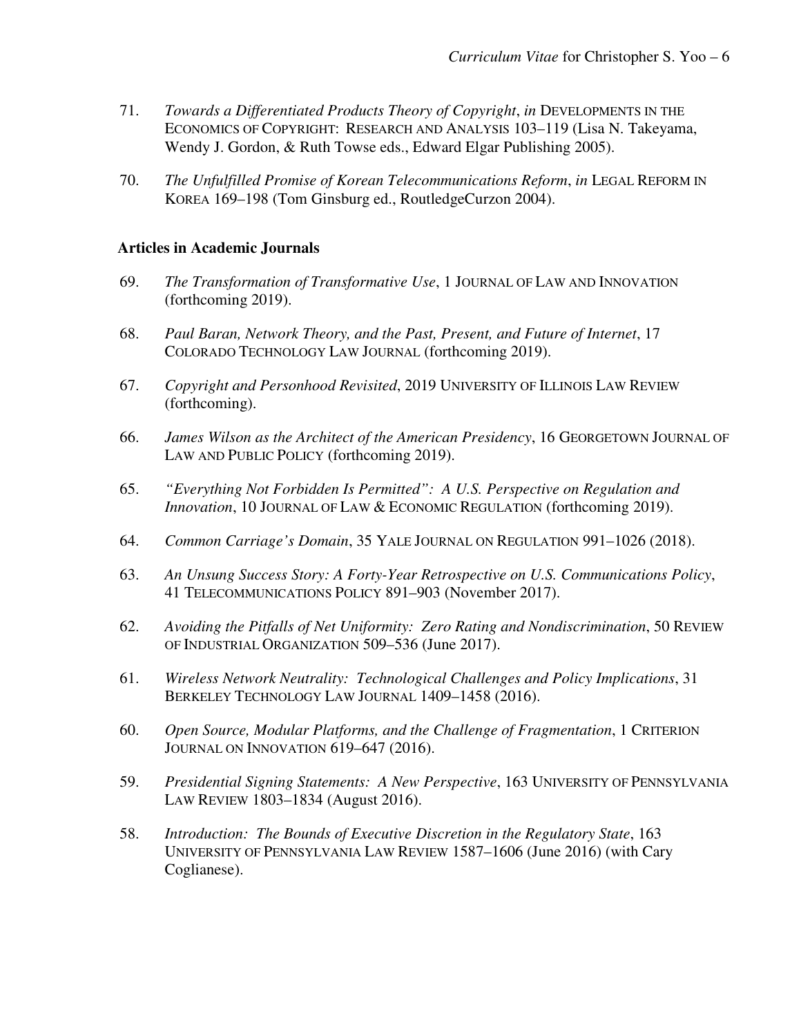71. *Towards a Differentiated Products Theory of Copyright*, *in* DEVELOPMENTS IN THE ECONOMICS OF COPYRIGHT: RESEARCH AND ANALYSIS 103–119 (Lisa N. Takeyama, Wendy J. Gordon, & Ruth Towse eds., Edward Elgar Publishing 2005).

70. *The Unfulfilled Promise of Korean Telecommunications Reform*, *in* LEGAL REFORM IN KOREA 169–198 (Tom Ginsburg ed., RoutledgeCurzon 2004).

### Articles in Academic Journals

69. *The Transformation of Transformative Use*, 1 JOURNAL OF LAW AND INNOVATION (forthcoming 2019).

68. *Paul Baran, Network Theory, and the Past, Present, and Future of Internet*, 17 COLORADO TECHNOLOGY LAW JOURNAL (forthcoming 2019).

67. *Copyright and Personhood Revisited*, 2019 UNIVERSITY OF ILLINOIS LAW REVIEW (forthcoming).

66. *James Wilson as the Architect of the American Presidency*, 16 GEORGETOWN JOURNAL OF LAW AND PUBLIC POLICY (forthcoming 2019).

65. *"Everything Not Forbidden Is Permitted": A U.S. Perspective on Regulation and Innovation*, 10 JOURNAL OF LAW & ECONOMIC REGULATION (forthcoming 2019).

64. *Common Carriage's Domain*, 35 YALE JOURNAL ON REGULATION 991–1026 (2018).

63. *An Unsung Success Story: A Forty-Year Retrospective on U.S. Communications Policy*, 41 TELECOMMUNICATIONS POLICY 891–903 (November 2017).

62. *Avoiding the Pitfalls of Net Uniformity: Zero Rating and Nondiscrimination*, 50 REVIEW OF INDUSTRIAL ORGANIZATION 509–536 (June 2017).

61. *Wireless Network Neutrality: Technological Challenges and Policy Implications*, 31 BERKELEY TECHNOLOGY LAW JOURNAL 1409–1458 (2016).

60. *Open Source, Modular Platforms, and the Challenge of Fragmentation*, 1 CRITERION JOURNAL ON INNOVATION 619–647 (2016).

59. *Presidential Signing Statements: A New Perspective*, 163 UNIVERSITY OF PENNSYLVANIA LAW REVIEW 1803–1834 (August 2016).

58. *Introduction: The Bounds of Executive Discretion in the Regulatory State*, 163 UNIVERSITY OF PENNSYLVANIA LAW REVIEW 1587–1606 (June 2016) (with Cary Coglianese).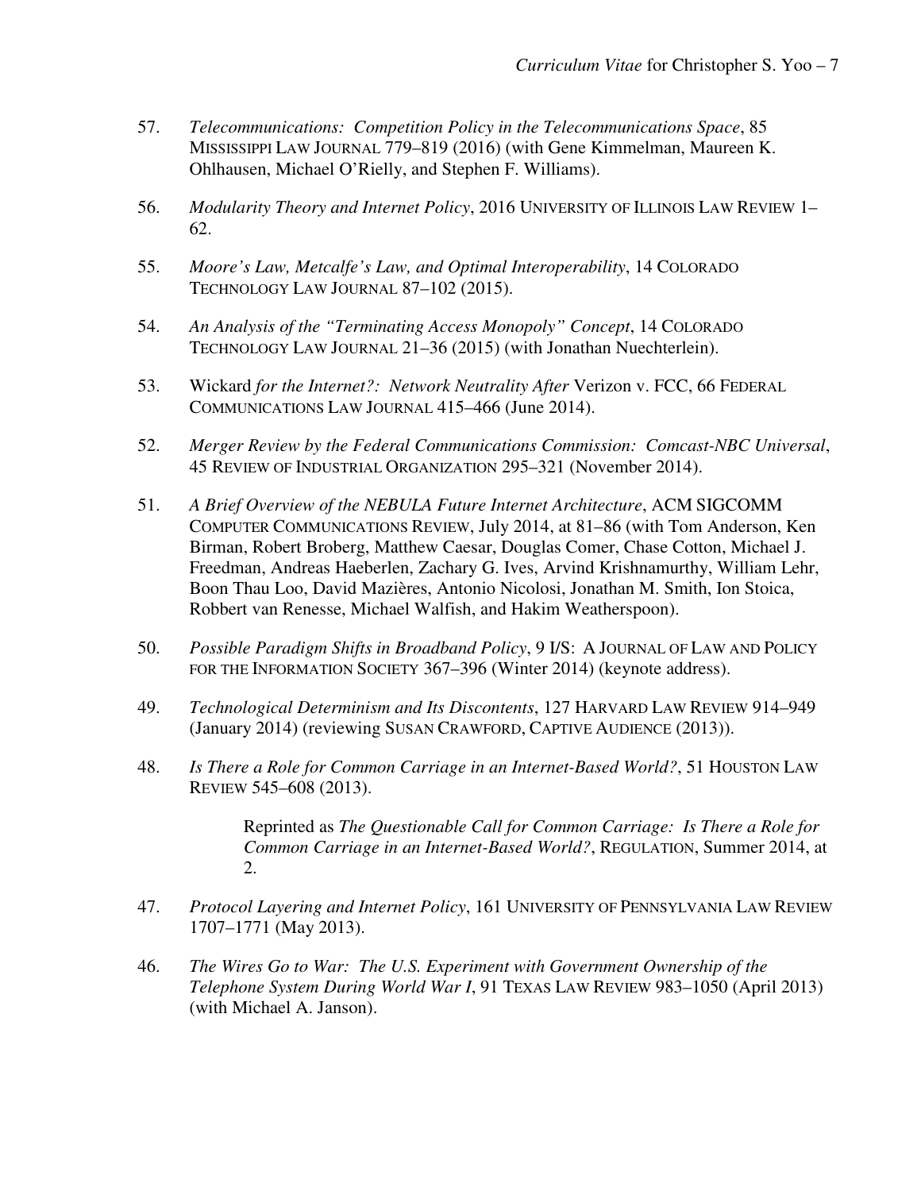57. *Telecommunications: Competition Policy in the Telecommunications Space*, 85 MISSISSIPPI LAW JOURNAL 779–819 (2016) (with Gene Kimmelman, Maureen K. Ohlhausen, Michael O'Rielly, and Stephen F. Williams).

56. *Modularity Theory and Internet Policy*, 2016 UNIVERSITY OF ILLINOIS LAW REVIEW 1–62.

55. *Moore's Law, Metcalfe's Law, and Optimal Interoperability*, 14 COLORADO TECHNOLOGY LAW JOURNAL 87–102 (2015).

54. *An Analysis of the "Terminating Access Monopoly" Concept*, 14 COLORADO TECHNOLOGY LAW JOURNAL 21–36 (2015) (with Jonathan Nuechterlein).

53. Wickard *for the Internet?: Network Neutrality After* Verizon v. FCC, 66 FEDERAL COMMUNICATIONS LAW JOURNAL 415–466 (June 2014).

52. *Merger Review by the Federal Communications Commission: Comcast-NBC Universal*, 45 REVIEW OF INDUSTRIAL ORGANIZATION 295–321 (November 2014).

51. *A Brief Overview of the NEBULA Future Internet Architecture*, ACM SIGCOMM COMPUTER COMMUNICATIONS REVIEW, July 2014, at 81–86 (with Tom Anderson, Ken Birman, Robert Broberg, Matthew Caesar, Douglas Comer, Chase Cotton, Michael J. Freedman, Andreas Haeberlen, Zachary G. Ives, Arvind Krishnamurthy, William Lehr, Boon Thau Loo, David Mazières, Antonio Nicolosi, Jonathan M. Smith, Ion Stoica, Robbert van Renesse, Michael Walfish, and Hakim Weatherspoon).

50. *Possible Paradigm Shifts in Broadband Policy*, 9 I/S: A JOURNAL OF LAW AND POLICY FOR THE INFORMATION SOCIETY 367–396 (Winter 2014) (keynote address).

49. *Technological Determinism and Its Discontents*, 127 HARVARD LAW REVIEW 914–949 (January 2014) (reviewing SUSAN CRAWFORD, CAPTIVE AUDIENCE (2013)).

48. *Is There a Role for Common Carriage in an Internet-Based World?*, 51 HOUSTON LAW REVIEW 545–608 (2013).

    Reprinted as *The Questionable Call for Common Carriage: Is There a Role for Common Carriage in an Internet-Based World?*, REGULATION, Summer 2014, at 2.

47. *Protocol Layering and Internet Policy*, 161 UNIVERSITY OF PENNSYLVANIA LAW REVIEW 1707–1771 (May 2013).

46. *The Wires Go to War: The U.S. Experiment with Government Ownership of the Telephone System During World War I*, 91 TEXAS LAW REVIEW 983–1050 (April 2013) (with Michael A. Janson).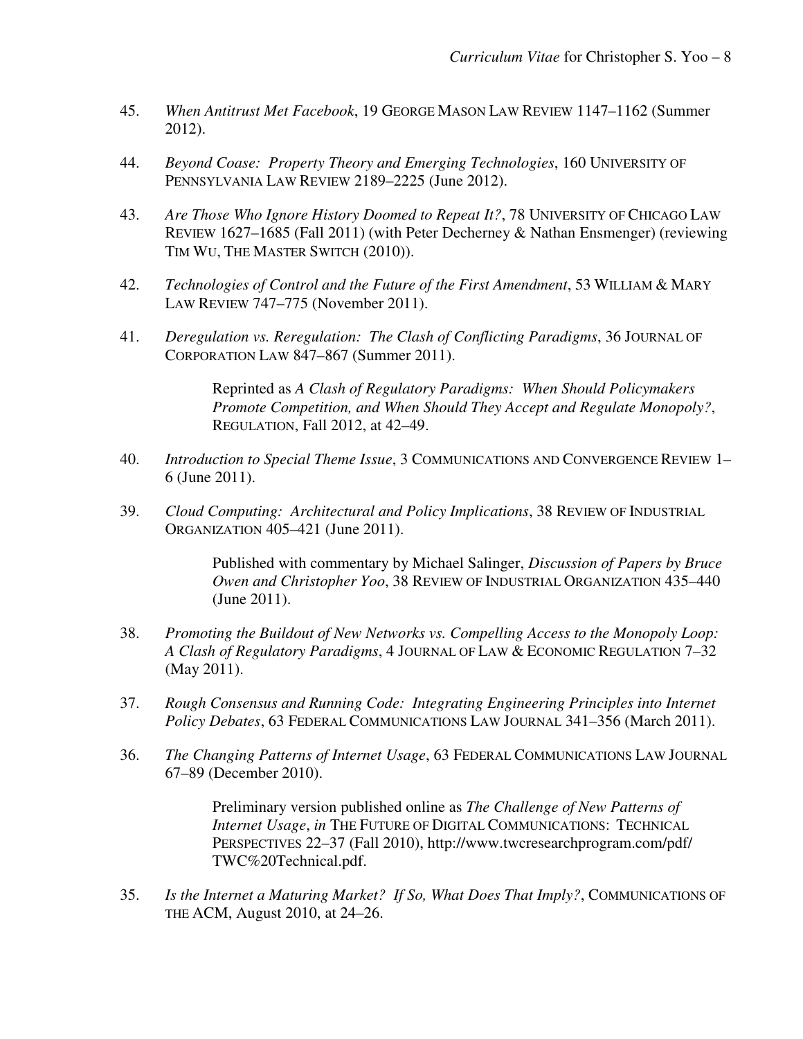45. *When Antitrust Met Facebook*, 19 GEORGE MASON LAW REVIEW 1147–1162 (Summer 2012).

44. *Beyond Coase: Property Theory and Emerging Technologies*, 160 UNIVERSITY OF PENNSYLVANIA LAW REVIEW 2189–2225 (June 2012).

43. *Are Those Who Ignore History Doomed to Repeat It?*, 78 UNIVERSITY OF CHICAGO LAW REVIEW 1627–1685 (Fall 2011) (with Peter Decherney & Nathan Ensmenger) (reviewing TIM WU, THE MASTER SWITCH (2010)).

42. *Technologies of Control and the Future of the First Amendment*, 53 WILLIAM & MARY LAW REVIEW 747–775 (November 2011).

41. *Deregulation vs. Reregulation: The Clash of Conflicting Paradigms*, 36 JOURNAL OF CORPORATION LAW 847–867 (Summer 2011).

    Reprinted as *A Clash of Regulatory Paradigms: When Should Policymakers Promote Competition, and When Should They Accept and Regulate Monopoly?*, REGULATION, Fall 2012, at 42–49.

40. *Introduction to Special Theme Issue*, 3 COMMUNICATIONS AND CONVERGENCE REVIEW 1–6 (June 2011).

39. *Cloud Computing: Architectural and Policy Implications*, 38 REVIEW OF INDUSTRIAL ORGANIZATION 405–421 (June 2011).

    Published with commentary by Michael Salinger, *Discussion of Papers by Bruce Owen and Christopher Yoo*, 38 REVIEW OF INDUSTRIAL ORGANIZATION 435–440 (June 2011).

38. *Promoting the Buildout of New Networks vs. Compelling Access to the Monopoly Loop: A Clash of Regulatory Paradigms*, 4 JOURNAL OF LAW & ECONOMIC REGULATION 7–32 (May 2011).

37. *Rough Consensus and Running Code: Integrating Engineering Principles into Internet Policy Debates*, 63 FEDERAL COMMUNICATIONS LAW JOURNAL 341–356 (March 2011).

36. *The Changing Patterns of Internet Usage*, 63 FEDERAL COMMUNICATIONS LAW JOURNAL 67–89 (December 2010).

    Preliminary version published online as *The Challenge of New Patterns of Internet Usage*, *in* THE FUTURE OF DIGITAL COMMUNICATIONS: TECHNICAL PERSPECTIVES 22–37 (Fall 2010), http://www.twcresearchprogram.com/pdf/TWC%20Technical.pdf.

35. *Is the Internet a Maturing Market? If So, What Does That Imply?*, COMMUNICATIONS OF THE ACM, August 2010, at 24–26.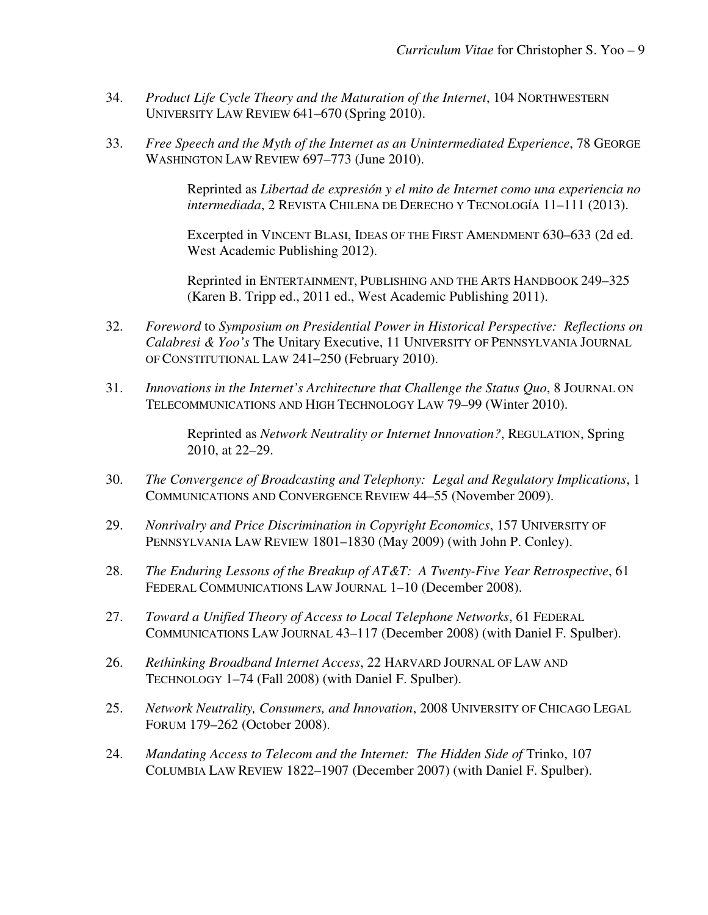34. *Product Life Cycle Theory and the Maturation of the Internet*, 104 NORTHWESTERN UNIVERSITY LAW REVIEW 641–670 (Spring 2010).

33. *Free Speech and the Myth of the Internet as an Unintermediated Experience*, 78 GEORGE WASHINGTON LAW REVIEW 697–773 (June 2010).

    Reprinted as *Libertad de expresión y el mito de Internet como una experiencia no intermediada*, 2 REVISTA CHILENA DE DERECHO Y TECNOLOGÍA 11–111 (2013).

    Excerpted in VINCENT BLASI, IDEAS OF THE FIRST AMENDMENT 630–633 (2d ed. West Academic Publishing 2012).

    Reprinted in ENTERTAINMENT, PUBLISHING AND THE ARTS HANDBOOK 249–325 (Karen B. Tripp ed., 2011 ed., West Academic Publishing 2011).

32. *Foreword* to *Symposium on Presidential Power in Historical Perspective: Reflections on Calabresi & Yoo's* The Unitary Executive, 11 UNIVERSITY OF PENNSYLVANIA JOURNAL OF CONSTITUTIONAL LAW 241–250 (February 2010).

31. *Innovations in the Internet's Architecture that Challenge the Status Quo*, 8 JOURNAL ON TELECOMMUNICATIONS AND HIGH TECHNOLOGY LAW 79–99 (Winter 2010).

    Reprinted as *Network Neutrality or Internet Innovation?*, REGULATION, Spring 2010, at 22–29.

30. *The Convergence of Broadcasting and Telephony: Legal and Regulatory Implications*, 1 COMMUNICATIONS AND CONVERGENCE REVIEW 44–55 (November 2009).

29. *Nonrivalry and Price Discrimination in Copyright Economics*, 157 UNIVERSITY OF PENNSYLVANIA LAW REVIEW 1801–1830 (May 2009) (with John P. Conley).

28. *The Enduring Lessons of the Breakup of AT&T: A Twenty-Five Year Retrospective*, 61 FEDERAL COMMUNICATIONS LAW JOURNAL 1–10 (December 2008).

27. *Toward a Unified Theory of Access to Local Telephone Networks*, 61 FEDERAL COMMUNICATIONS LAW JOURNAL 43–117 (December 2008) (with Daniel F. Spulber).

26. *Rethinking Broadband Internet Access*, 22 HARVARD JOURNAL OF LAW AND TECHNOLOGY 1–74 (Fall 2008) (with Daniel F. Spulber).

25. *Network Neutrality, Consumers, and Innovation*, 2008 UNIVERSITY OF CHICAGO LEGAL FORUM 179–262 (October 2008).

24. *Mandating Access to Telecom and the Internet: The Hidden Side of* Trinko, 107 COLUMBIA LAW REVIEW 1822–1907 (December 2007) (with Daniel F. Spulber).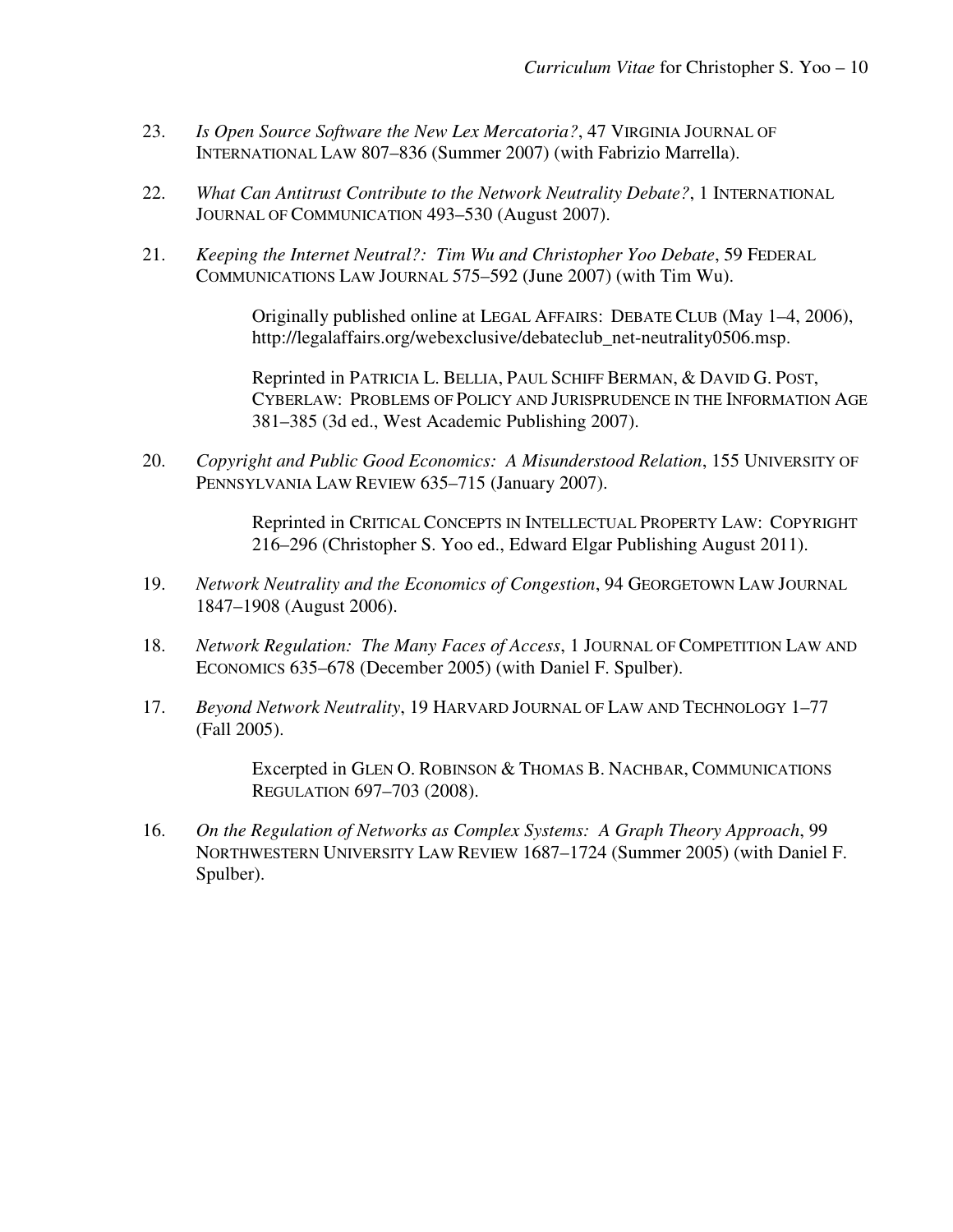23. *Is Open Source Software the New Lex Mercatoria?*, 47 VIRGINIA JOURNAL OF INTERNATIONAL LAW 807–836 (Summer 2007) (with Fabrizio Marrella).

22. *What Can Antitrust Contribute to the Network Neutrality Debate?*, 1 INTERNATIONAL JOURNAL OF COMMUNICATION 493–530 (August 2007).

21. *Keeping the Internet Neutral?: Tim Wu and Christopher Yoo Debate*, 59 FEDERAL COMMUNICATIONS LAW JOURNAL 575–592 (June 2007) (with Tim Wu).

    Originally published online at LEGAL AFFAIRS: DEBATE CLUB (May 1–4, 2006), http://legalaffairs.org/webexclusive/debateclub_net-neutrality0506.msp.

    Reprinted in PATRICIA L. BELLIA, PAUL SCHIFF BERMAN, & DAVID G. POST, CYBERLAW: PROBLEMS OF POLICY AND JURISPRUDENCE IN THE INFORMATION AGE 381–385 (3d ed., West Academic Publishing 2007).

20. *Copyright and Public Good Economics: A Misunderstood Relation*, 155 UNIVERSITY OF PENNSYLVANIA LAW REVIEW 635–715 (January 2007).

    Reprinted in CRITICAL CONCEPTS IN INTELLECTUAL PROPERTY LAW: COPYRIGHT 216–296 (Christopher S. Yoo ed., Edward Elgar Publishing August 2011).

19. *Network Neutrality and the Economics of Congestion*, 94 GEORGETOWN LAW JOURNAL 1847–1908 (August 2006).

18. *Network Regulation: The Many Faces of Access*, 1 JOURNAL OF COMPETITION LAW AND ECONOMICS 635–678 (December 2005) (with Daniel F. Spulber).

17. *Beyond Network Neutrality*, 19 HARVARD JOURNAL OF LAW AND TECHNOLOGY 1–77 (Fall 2005).

    Excerpted in GLEN O. ROBINSON & THOMAS B. NACHBAR, COMMUNICATIONS REGULATION 697–703 (2008).

16. *On the Regulation of Networks as Complex Systems: A Graph Theory Approach*, 99 NORTHWESTERN UNIVERSITY LAW REVIEW 1687–1724 (Summer 2005) (with Daniel F. Spulber).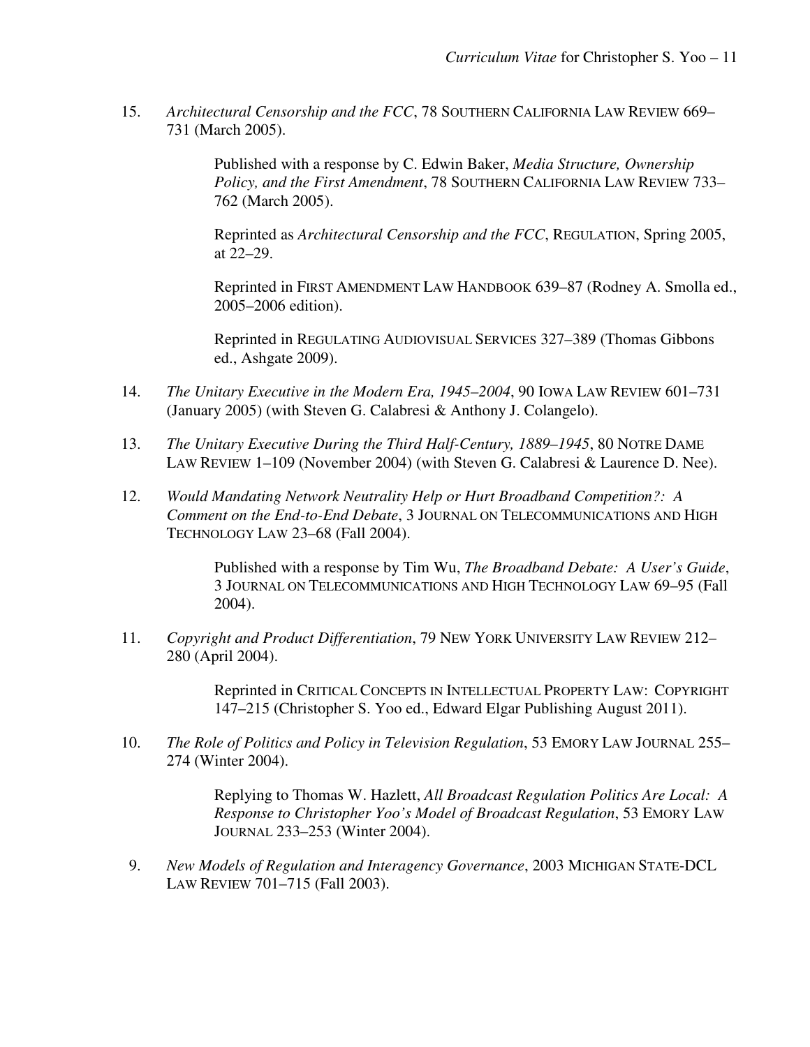15. *Architectural Censorship and the FCC*, 78 SOUTHERN CALIFORNIA LAW REVIEW 669–731 (March 2005).

    Published with a response by C. Edwin Baker, *Media Structure, Ownership Policy, and the First Amendment*, 78 SOUTHERN CALIFORNIA LAW REVIEW 733–762 (March 2005).

    Reprinted as *Architectural Censorship and the FCC*, REGULATION, Spring 2005, at 22–29.

    Reprinted in FIRST AMENDMENT LAW HANDBOOK 639–87 (Rodney A. Smolla ed., 2005–2006 edition).

    Reprinted in REGULATING AUDIOVISUAL SERVICES 327–389 (Thomas Gibbons ed., Ashgate 2009).

14. *The Unitary Executive in the Modern Era, 1945–2004*, 90 IOWA LAW REVIEW 601–731 (January 2005) (with Steven G. Calabresi & Anthony J. Colangelo).

13. *The Unitary Executive During the Third Half-Century, 1889–1945*, 80 NOTRE DAME LAW REVIEW 1–109 (November 2004) (with Steven G. Calabresi & Laurence D. Nee).

12. *Would Mandating Network Neutrality Help or Hurt Broadband Competition?: A Comment on the End-to-End Debate*, 3 JOURNAL ON TELECOMMUNICATIONS AND HIGH TECHNOLOGY LAW 23–68 (Fall 2004).

    Published with a response by Tim Wu, *The Broadband Debate: A User's Guide*, 3 JOURNAL ON TELECOMMUNICATIONS AND HIGH TECHNOLOGY LAW 69–95 (Fall 2004).

11. *Copyright and Product Differentiation*, 79 NEW YORK UNIVERSITY LAW REVIEW 212–280 (April 2004).

    Reprinted in CRITICAL CONCEPTS IN INTELLECTUAL PROPERTY LAW: COPYRIGHT 147–215 (Christopher S. Yoo ed., Edward Elgar Publishing August 2011).

10. *The Role of Politics and Policy in Television Regulation*, 53 EMORY LAW JOURNAL 255–274 (Winter 2004).

    Replying to Thomas W. Hazlett, *All Broadcast Regulation Politics Are Local: A Response to Christopher Yoo's Model of Broadcast Regulation*, 53 EMORY LAW JOURNAL 233–253 (Winter 2004).

9. *New Models of Regulation and Interagency Governance*, 2003 MICHIGAN STATE-DCL LAW REVIEW 701–715 (Fall 2003).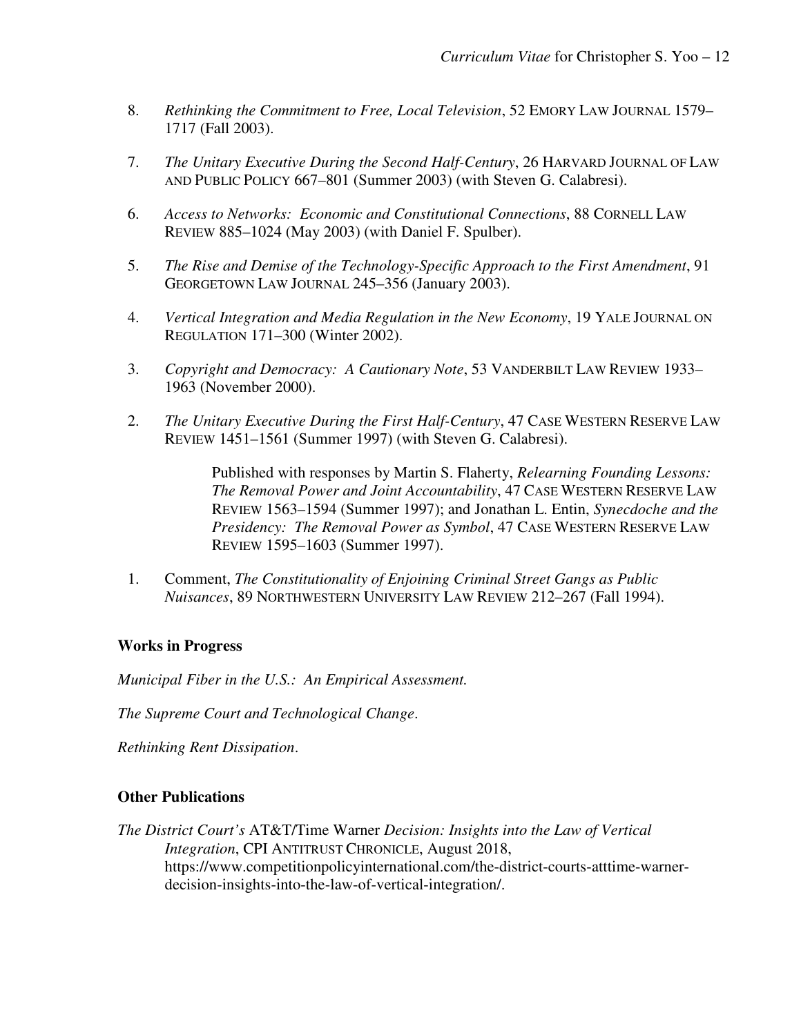8. *Rethinking the Commitment to Free, Local Television*, 52 EMORY LAW JOURNAL 1579–1717 (Fall 2003).

7. *The Unitary Executive During the Second Half-Century*, 26 HARVARD JOURNAL OF LAW AND PUBLIC POLICY 667–801 (Summer 2003) (with Steven G. Calabresi).

6. *Access to Networks: Economic and Constitutional Connections*, 88 CORNELL LAW REVIEW 885–1024 (May 2003) (with Daniel F. Spulber).

5. *The Rise and Demise of the Technology-Specific Approach to the First Amendment*, 91 GEORGETOWN LAW JOURNAL 245–356 (January 2003).

4. *Vertical Integration and Media Regulation in the New Economy*, 19 YALE JOURNAL ON REGULATION 171–300 (Winter 2002).

3. *Copyright and Democracy: A Cautionary Note*, 53 VANDERBILT LAW REVIEW 1933–1963 (November 2000).

2. *The Unitary Executive During the First Half-Century*, 47 CASE WESTERN RESERVE LAW REVIEW 1451–1561 (Summer 1997) (with Steven G. Calabresi).

   Published with responses by Martin S. Flaherty, *Relearning Founding Lessons: The Removal Power and Joint Accountability*, 47 CASE WESTERN RESERVE LAW REVIEW 1563–1594 (Summer 1997); and Jonathan L. Entin, *Synecdoche and the Presidency: The Removal Power as Symbol*, 47 CASE WESTERN RESERVE LAW REVIEW 1595–1603 (Summer 1997).

1. Comment, *The Constitutionality of Enjoining Criminal Street Gangs as Public Nuisances*, 89 NORTHWESTERN UNIVERSITY LAW REVIEW 212–267 (Fall 1994).

**Works in Progress**

*Municipal Fiber in the U.S.: An Empirical Assessment.*

*The Supreme Court and Technological Change*.

*Rethinking Rent Dissipation*.

**Other Publications**

*The District Court's* AT&T/Time Warner *Decision: Insights into the Law of Vertical Integration*, CPI ANTITRUST CHRONICLE, August 2018, https://www.competitionpolicyinternational.com/the-district-courts-atttime-warner-decision-insights-into-the-law-of-vertical-integration/.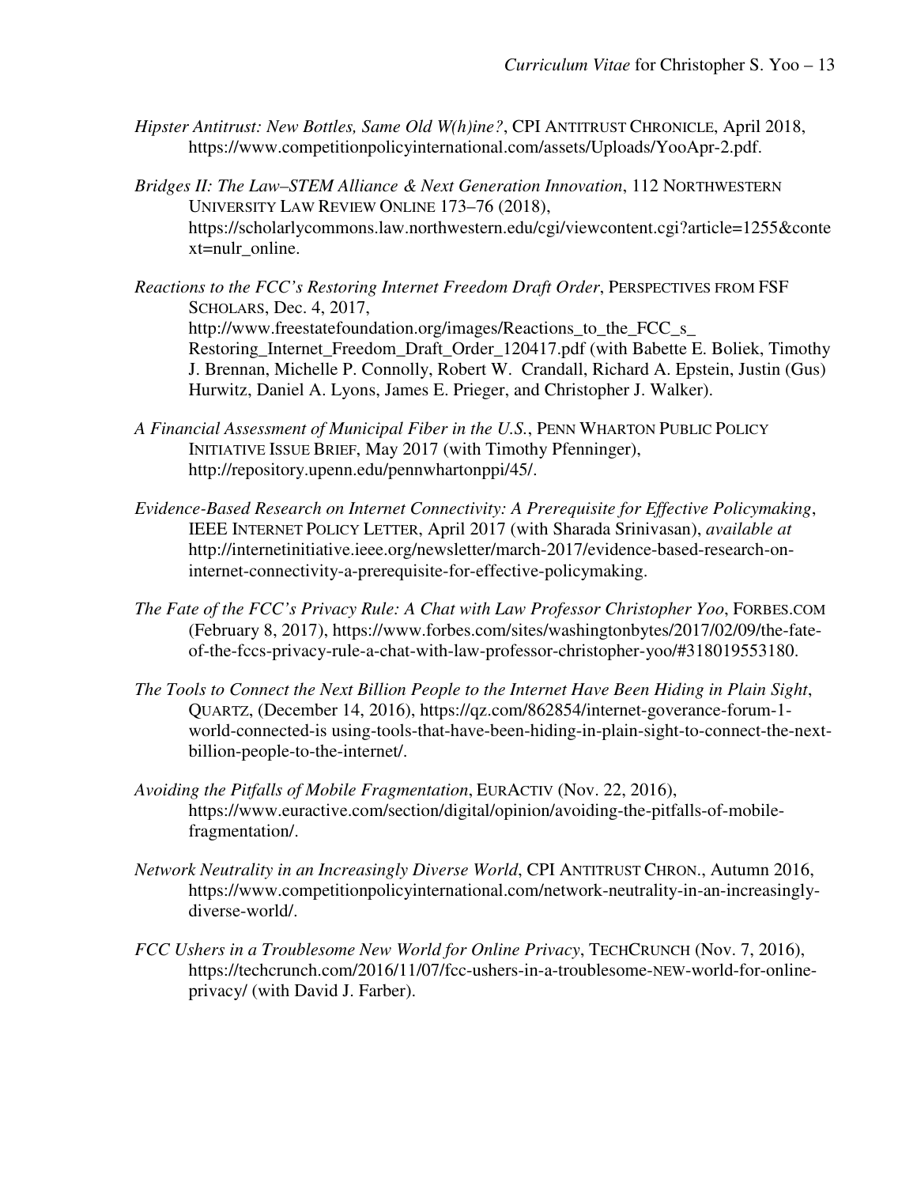*Hipster Antitrust: New Bottles, Same Old W(h)ine?*, CPI ANTITRUST CHRONICLE, April 2018, https://www.competitionpolicyinternational.com/assets/Uploads/YooApr-2.pdf.

*Bridges II: The Law–STEM Alliance & Next Generation Innovation*, 112 NORTHWESTERN UNIVERSITY LAW REVIEW ONLINE 173–76 (2018), https://scholarlycommons.law.northwestern.edu/cgi/viewcontent.cgi?article=1255&context=nulr_online.

*Reactions to the FCC's Restoring Internet Freedom Draft Order*, PERSPECTIVES FROM FSF SCHOLARS, Dec. 4, 2017, http://www.freestatefoundation.org/images/Reactions_to_the_FCC_s_Restoring_Internet_Freedom_Draft_Order_120417.pdf (with Babette E. Boliek, Timothy J. Brennan, Michelle P. Connolly, Robert W. Crandall, Richard A. Epstein, Justin (Gus) Hurwitz, Daniel A. Lyons, James E. Prieger, and Christopher J. Walker).

*A Financial Assessment of Municipal Fiber in the U.S.*, PENN WHARTON PUBLIC POLICY INITIATIVE ISSUE BRIEF, May 2017 (with Timothy Pfenninger), http://repository.upenn.edu/pennwhartonppi/45/.

*Evidence-Based Research on Internet Connectivity: A Prerequisite for Effective Policymaking*, IEEE INTERNET POLICY LETTER, April 2017 (with Sharada Srinivasan), *available at* http://internetinitiative.ieee.org/newsletter/march-2017/evidence-based-research-on-internet-connectivity-a-prerequisite-for-effective-policymaking.

*The Fate of the FCC's Privacy Rule: A Chat with Law Professor Christopher Yoo*, FORBES.COM (February 8, 2017), https://www.forbes.com/sites/washingtonbytes/2017/02/09/the-fate-of-the-fccs-privacy-rule-a-chat-with-law-professor-christopher-yoo/#318019553180.

*The Tools to Connect the Next Billion People to the Internet Have Been Hiding in Plain Sight*, QUARTZ, (December 14, 2016), https://qz.com/862854/internet-goverance-forum-1-world-connected-is using-tools-that-have-been-hiding-in-plain-sight-to-connect-the-next-billion-people-to-the-internet/.

*Avoiding the Pitfalls of Mobile Fragmentation*, EURACTIV (Nov. 22, 2016), https://www.euractive.com/section/digital/opinion/avoiding-the-pitfalls-of-mobile-fragmentation/.

*Network Neutrality in an Increasingly Diverse World*, CPI ANTITRUST CHRON., Autumn 2016, https://www.competitionpolicyinternational.com/network-neutrality-in-an-increasingly-diverse-world/.

*FCC Ushers in a Troublesome New World for Online Privacy*, TECHCRUNCH (Nov. 7, 2016), https://techcrunch.com/2016/11/07/fcc-ushers-in-a-troublesome-NEW-world-for-online-privacy/ (with David J. Farber).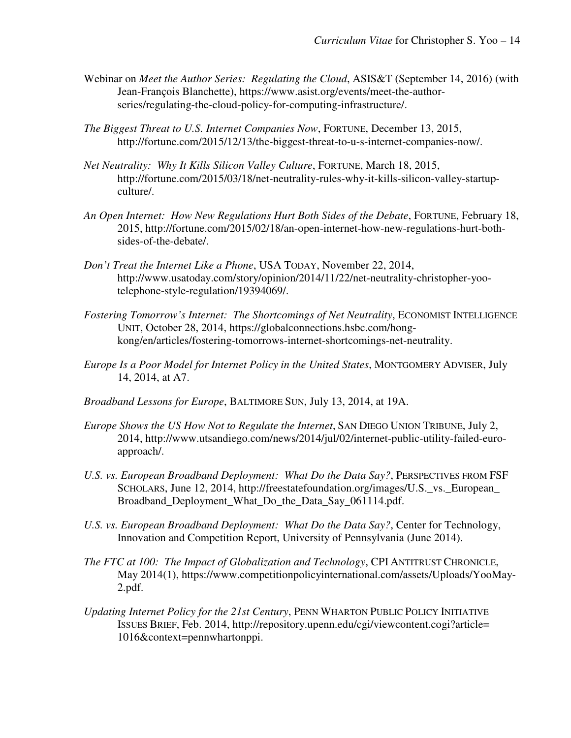Webinar on *Meet the Author Series: Regulating the Cloud*, ASIS&T (September 14, 2016) (with Jean-François Blanchette), https://www.asist.org/events/meet-the-author-series/regulating-the-cloud-policy-for-computing-infrastructure/.

*The Biggest Threat to U.S. Internet Companies Now*, FORTUNE, December 13, 2015, http://fortune.com/2015/12/13/the-biggest-threat-to-u-s-internet-companies-now/.

*Net Neutrality: Why It Kills Silicon Valley Culture*, FORTUNE, March 18, 2015, http://fortune.com/2015/03/18/net-neutrality-rules-why-it-kills-silicon-valley-startup-culture/.

*An Open Internet: How New Regulations Hurt Both Sides of the Debate*, FORTUNE, February 18, 2015, http://fortune.com/2015/02/18/an-open-internet-how-new-regulations-hurt-both-sides-of-the-debate/.

*Don't Treat the Internet Like a Phone*, USA TODAY, November 22, 2014, http://www.usatoday.com/story/opinion/2014/11/22/net-neutrality-christopher-yoo-telephone-style-regulation/19394069/.

*Fostering Tomorrow's Internet: The Shortcomings of Net Neutrality*, ECONOMIST INTELLIGENCE UNIT, October 28, 2014, https://globalconnections.hsbc.com/hong-kong/en/articles/fostering-tomorrows-internet-shortcomings-net-neutrality.

*Europe Is a Poor Model for Internet Policy in the United States*, MONTGOMERY ADVISER, July 14, 2014, at A7.

*Broadband Lessons for Europe*, BALTIMORE SUN, July 13, 2014, at 19A.

*Europe Shows the US How Not to Regulate the Internet*, SAN DIEGO UNION TRIBUNE, July 2, 2014, http://www.utsandiego.com/news/2014/jul/02/internet-public-utility-failed-euro-approach/.

*U.S. vs. European Broadband Deployment: What Do the Data Say?*, PERSPECTIVES FROM FSF SCHOLARS, June 12, 2014, http://freestatefoundation.org/images/U.S._vs._European_Broadband_Deployment_What_Do_the_Data_Say_061114.pdf.

*U.S. vs. European Broadband Deployment: What Do the Data Say?*, Center for Technology, Innovation and Competition Report, University of Pennsylvania (June 2014).

*The FTC at 100: The Impact of Globalization and Technology*, CPI ANTITRUST CHRONICLE, May 2014(1), https://www.competitionpolicyinternational.com/assets/Uploads/YooMay-2.pdf.

*Updating Internet Policy for the 21st Century*, PENN WHARTON PUBLIC POLICY INITIATIVE ISSUES BRIEF, Feb. 2014, http://repository.upenn.edu/cgi/viewcontent.cogi?article=1016&context=pennwhartonppi.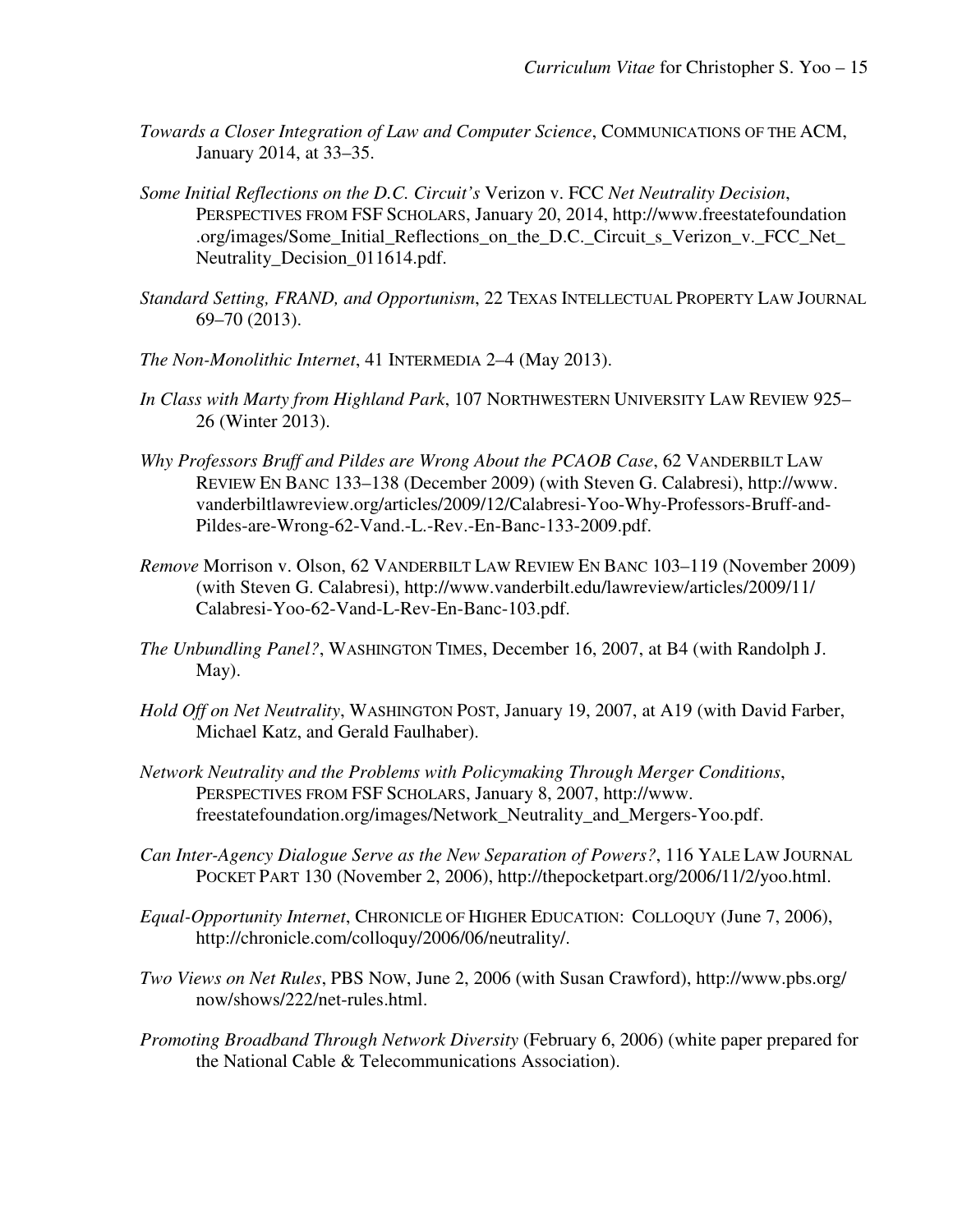*Towards a Closer Integration of Law and Computer Science*, COMMUNICATIONS OF THE ACM, January 2014, at 33–35.

*Some Initial Reflections on the D.C. Circuit's* Verizon v. FCC *Net Neutrality Decision*, PERSPECTIVES FROM FSF SCHOLARS, January 20, 2014, http://www.freestatefoundation.org/images/Some_Initial_Reflections_on_the_D.C._Circuit_s_Verizon_v._FCC_Net_Neutrality_Decision_011614.pdf.

*Standard Setting, FRAND, and Opportunism*, 22 TEXAS INTELLECTUAL PROPERTY LAW JOURNAL 69–70 (2013).

*The Non-Monolithic Internet*, 41 INTERMEDIA 2–4 (May 2013).

*In Class with Marty from Highland Park*, 107 NORTHWESTERN UNIVERSITY LAW REVIEW 925–26 (Winter 2013).

*Why Professors Bruff and Pildes are Wrong About the PCAOB Case*, 62 VANDERBILT LAW REVIEW EN BANC 133–138 (December 2009) (with Steven G. Calabresi), http://www.vanderbiltlawreview.org/articles/2009/12/Calabresi-Yoo-Why-Professors-Bruff-and-Pildes-are-Wrong-62-Vand.-L.-Rev.-En-Banc-133-2009.pdf.

*Remove* Morrison v. Olson, 62 VANDERBILT LAW REVIEW EN BANC 103–119 (November 2009) (with Steven G. Calabresi), http://www.vanderbilt.edu/lawreview/articles/2009/11/Calabresi-Yoo-62-Vand-L-Rev-En-Banc-103.pdf.

*The Unbundling Panel?*, WASHINGTON TIMES, December 16, 2007, at B4 (with Randolph J. May).

*Hold Off on Net Neutrality*, WASHINGTON POST, January 19, 2007, at A19 (with David Farber, Michael Katz, and Gerald Faulhaber).

*Network Neutrality and the Problems with Policymaking Through Merger Conditions*, PERSPECTIVES FROM FSF SCHOLARS, January 8, 2007, http://www.freestatefoundation.org/images/Network_Neutrality_and_Mergers-Yoo.pdf.

*Can Inter-Agency Dialogue Serve as the New Separation of Powers?*, 116 YALE LAW JOURNAL POCKET PART 130 (November 2, 2006), http://thepocketpart.org/2006/11/2/yoo.html.

*Equal-Opportunity Internet*, CHRONICLE OF HIGHER EDUCATION: COLLOQUY (June 7, 2006), http://chronicle.com/colloquy/2006/06/neutrality/.

*Two Views on Net Rules*, PBS NOW, June 2, 2006 (with Susan Crawford), http://www.pbs.org/now/shows/222/net-rules.html.

*Promoting Broadband Through Network Diversity* (February 6, 2006) (white paper prepared for the National Cable & Telecommunications Association).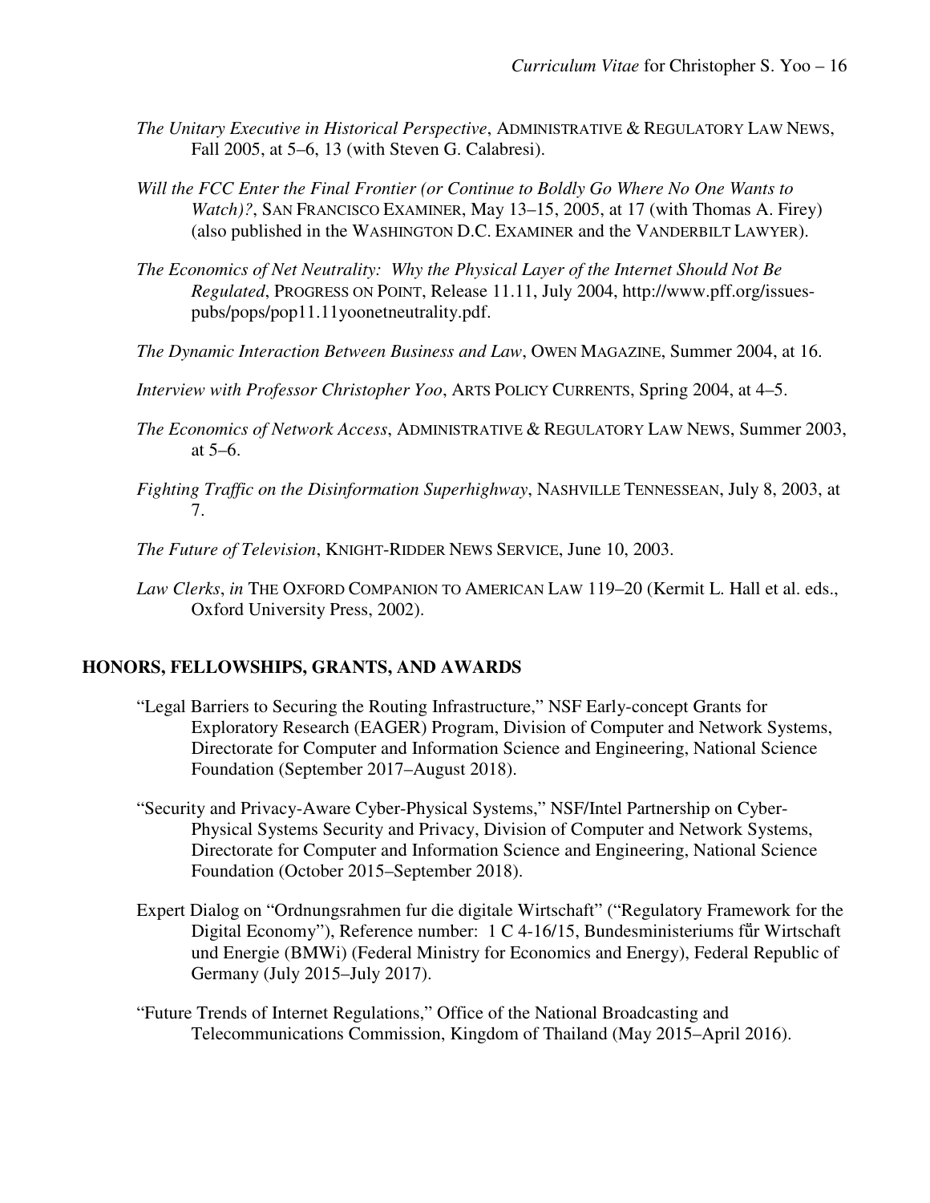*The Unitary Executive in Historical Perspective*, ADMINISTRATIVE & REGULATORY LAW NEWS, Fall 2005, at 5–6, 13 (with Steven G. Calabresi).

*Will the FCC Enter the Final Frontier (or Continue to Boldly Go Where No One Wants to Watch)?*, SAN FRANCISCO EXAMINER, May 13–15, 2005, at 17 (with Thomas A. Firey) (also published in the WASHINGTON D.C. EXAMINER and the VANDERBILT LAWYER).

*The Economics of Net Neutrality: Why the Physical Layer of the Internet Should Not Be Regulated*, PROGRESS ON POINT, Release 11.11, July 2004, http://www.pff.org/issues-pubs/pops/pop11.11yoonetneutrality.pdf.

*The Dynamic Interaction Between Business and Law*, OWEN MAGAZINE, Summer 2004, at 16.

*Interview with Professor Christopher Yoo*, ARTS POLICY CURRENTS, Spring 2004, at 4–5.

*The Economics of Network Access*, ADMINISTRATIVE & REGULATORY LAW NEWS, Summer 2003, at 5–6.

*Fighting Traffic on the Disinformation Superhighway*, NASHVILLE TENNESSEAN, July 8, 2003, at 7.

*The Future of Television*, KNIGHT-RIDDER NEWS SERVICE, June 10, 2003.

*Law Clerks*, *in* THE OXFORD COMPANION TO AMERICAN LAW 119–20 (Kermit L. Hall et al. eds., Oxford University Press, 2002).

## HONORS, FELLOWSHIPS, GRANTS, AND AWARDS

"Legal Barriers to Securing the Routing Infrastructure," NSF Early-concept Grants for Exploratory Research (EAGER) Program, Division of Computer and Network Systems, Directorate for Computer and Information Science and Engineering, National Science Foundation (September 2017–August 2018).

"Security and Privacy-Aware Cyber-Physical Systems," NSF/Intel Partnership on Cyber-Physical Systems Security and Privacy, Division of Computer and Network Systems, Directorate for Computer and Information Science and Engineering, National Science Foundation (October 2015–September 2018).

Expert Dialog on "Ordnungsrahmen fur die digitale Wirtschaft" ("Regulatory Framework for the Digital Economy"), Reference number: 1 C 4-16/15, Bundesministeriums für Wirtschaft und Energie (BMWi) (Federal Ministry for Economics and Energy), Federal Republic of Germany (July 2015–July 2017).

"Future Trends of Internet Regulations," Office of the National Broadcasting and Telecommunications Commission, Kingdom of Thailand (May 2015–April 2016).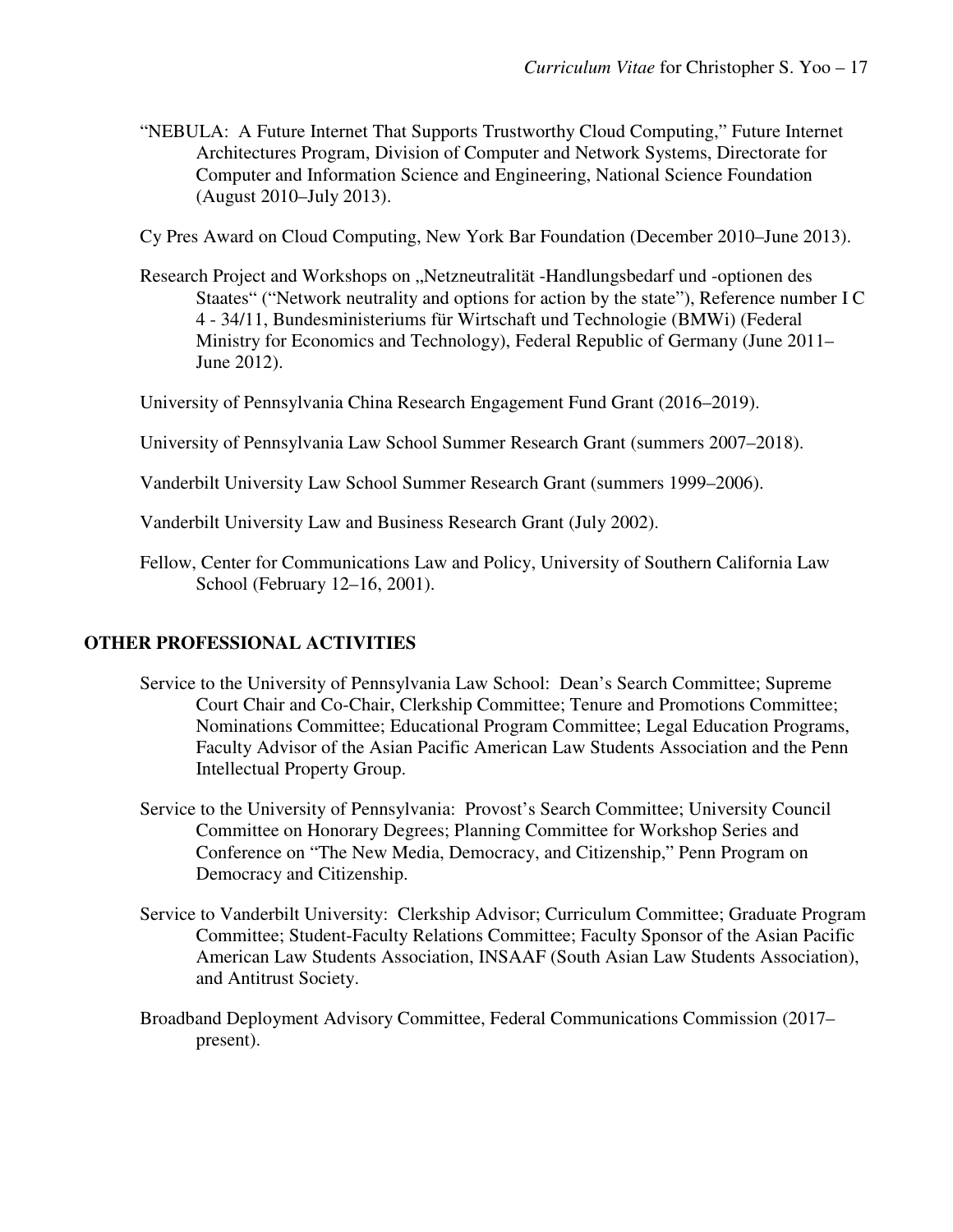"NEBULA: A Future Internet That Supports Trustworthy Cloud Computing," Future Internet Architectures Program, Division of Computer and Network Systems, Directorate for Computer and Information Science and Engineering, National Science Foundation (August 2010–July 2013).

Cy Pres Award on Cloud Computing, New York Bar Foundation (December 2010–June 2013).

Research Project and Workshops on „Netzneutralität -Handlungsbedarf und -optionen des Staates" ("Network neutrality and options for action by the state"), Reference number I C 4 - 34/11, Bundesministeriums für Wirtschaft und Technologie (BMWi) (Federal Ministry for Economics and Technology), Federal Republic of Germany (June 2011–June 2012).

University of Pennsylvania China Research Engagement Fund Grant (2016–2019).

University of Pennsylvania Law School Summer Research Grant (summers 2007–2018).

Vanderbilt University Law School Summer Research Grant (summers 1999–2006).

Vanderbilt University Law and Business Research Grant (July 2002).

Fellow, Center for Communications Law and Policy, University of Southern California Law School (February 12–16, 2001).

## OTHER PROFESSIONAL ACTIVITIES

Service to the University of Pennsylvania Law School: Dean's Search Committee; Supreme Court Chair and Co-Chair, Clerkship Committee; Tenure and Promotions Committee; Nominations Committee; Educational Program Committee; Legal Education Programs, Faculty Advisor of the Asian Pacific American Law Students Association and the Penn Intellectual Property Group.

Service to the University of Pennsylvania: Provost's Search Committee; University Council Committee on Honorary Degrees; Planning Committee for Workshop Series and Conference on "The New Media, Democracy, and Citizenship," Penn Program on Democracy and Citizenship.

Service to Vanderbilt University: Clerkship Advisor; Curriculum Committee; Graduate Program Committee; Student-Faculty Relations Committee; Faculty Sponsor of the Asian Pacific American Law Students Association, INSAAF (South Asian Law Students Association), and Antitrust Society.

Broadband Deployment Advisory Committee, Federal Communications Commission (2017–present).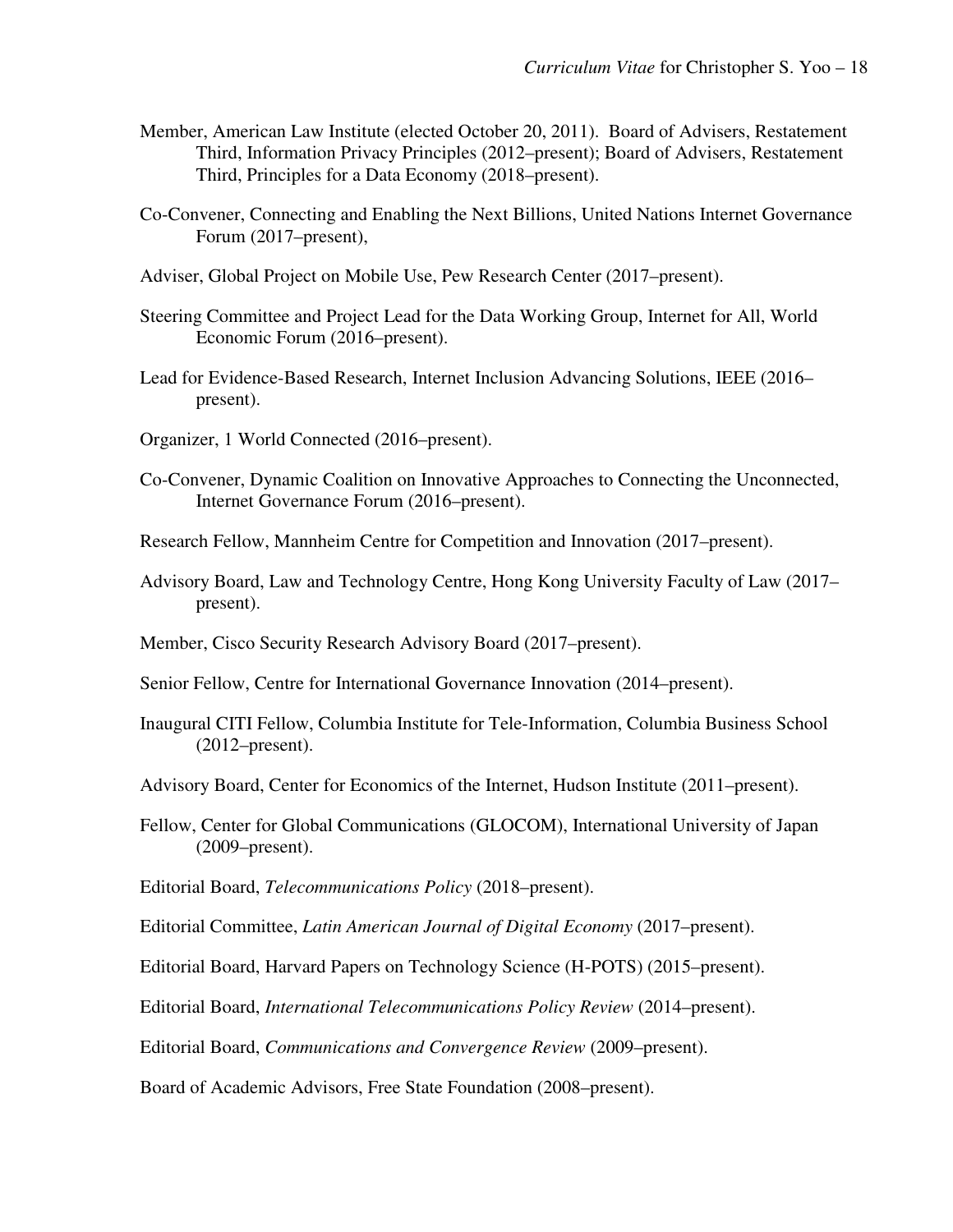Member, American Law Institute (elected October 20, 2011). Board of Advisers, Restatement Third, Information Privacy Principles (2012–present); Board of Advisers, Restatement Third, Principles for a Data Economy (2018–present).

Co-Convener, Connecting and Enabling the Next Billions, United Nations Internet Governance Forum (2017–present),

Adviser, Global Project on Mobile Use, Pew Research Center (2017–present).

Steering Committee and Project Lead for the Data Working Group, Internet for All, World Economic Forum (2016–present).

Lead for Evidence-Based Research, Internet Inclusion Advancing Solutions, IEEE (2016–present).

Organizer, 1 World Connected (2016–present).

Co-Convener, Dynamic Coalition on Innovative Approaches to Connecting the Unconnected, Internet Governance Forum (2016–present).

Research Fellow, Mannheim Centre for Competition and Innovation (2017–present).

Advisory Board, Law and Technology Centre, Hong Kong University Faculty of Law (2017–present).

Member, Cisco Security Research Advisory Board (2017–present).

Senior Fellow, Centre for International Governance Innovation (2014–present).

Inaugural CITI Fellow, Columbia Institute for Tele-Information, Columbia Business School (2012–present).

Advisory Board, Center for Economics of the Internet, Hudson Institute (2011–present).

Fellow, Center for Global Communications (GLOCOM), International University of Japan (2009–present).

Editorial Board, *Telecommunications Policy* (2018–present).

Editorial Committee, *Latin American Journal of Digital Economy* (2017–present).

Editorial Board, Harvard Papers on Technology Science (H-POTS) (2015–present).

Editorial Board, *International Telecommunications Policy Review* (2014–present).

Editorial Board, *Communications and Convergence Review* (2009–present).

Board of Academic Advisors, Free State Foundation (2008–present).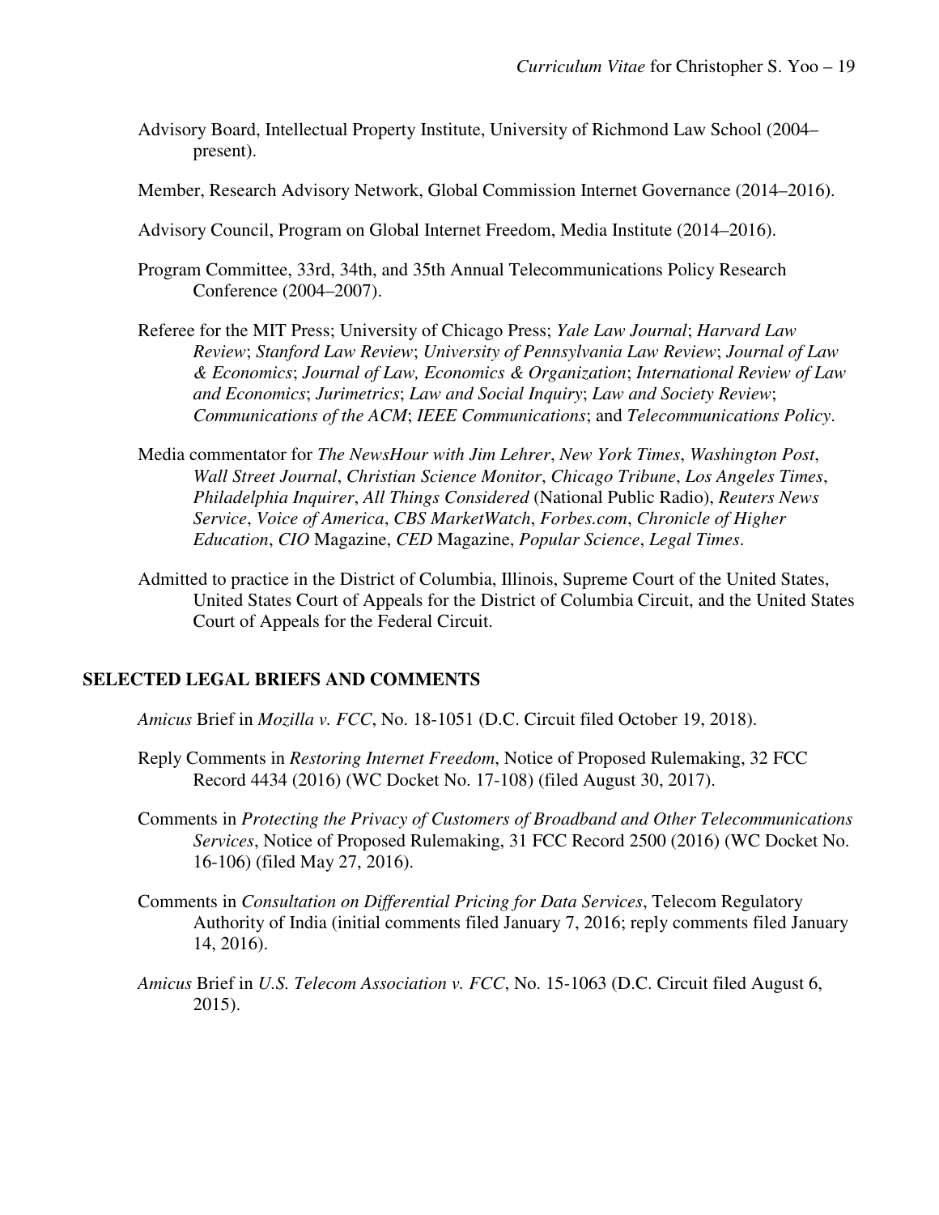Advisory Board, Intellectual Property Institute, University of Richmond Law School (2004–present).

Member, Research Advisory Network, Global Commission Internet Governance (2014–2016).

Advisory Council, Program on Global Internet Freedom, Media Institute (2014–2016).

Program Committee, 33rd, 34th, and 35th Annual Telecommunications Policy Research Conference (2004–2007).

Referee for the MIT Press; University of Chicago Press; *Yale Law Journal*; *Harvard Law Review*; *Stanford Law Review*; *University of Pennsylvania Law Review*; *Journal of Law & Economics*; *Journal of Law, Economics & Organization*; *International Review of Law and Economics*; *Jurimetrics*; *Law and Social Inquiry*; *Law and Society Review*; *Communications of the ACM*; *IEEE Communications*; and *Telecommunications Policy*.

Media commentator for *The NewsHour with Jim Lehrer*, *New York Times*, *Washington Post*, *Wall Street Journal*, *Christian Science Monitor*, *Chicago Tribune*, *Los Angeles Times*, *Philadelphia Inquirer*, *All Things Considered* (National Public Radio), *Reuters News Service*, *Voice of America*, *CBS MarketWatch*, *Forbes.com*, *Chronicle of Higher Education*, *CIO* Magazine, *CED* Magazine, *Popular Science*, *Legal Times*.

Admitted to practice in the District of Columbia, Illinois, Supreme Court of the United States, United States Court of Appeals for the District of Columbia Circuit, and the United States Court of Appeals for the Federal Circuit.

## SELECTED LEGAL BRIEFS AND COMMENTS

*Amicus* Brief in *Mozilla v. FCC*, No. 18-1051 (D.C. Circuit filed October 19, 2018).

Reply Comments in *Restoring Internet Freedom*, Notice of Proposed Rulemaking, 32 FCC Record 4434 (2016) (WC Docket No. 17-108) (filed August 30, 2017).

Comments in *Protecting the Privacy of Customers of Broadband and Other Telecommunications Services*, Notice of Proposed Rulemaking, 31 FCC Record 2500 (2016) (WC Docket No. 16-106) (filed May 27, 2016).

Comments in *Consultation on Differential Pricing for Data Services*, Telecom Regulatory Authority of India (initial comments filed January 7, 2016; reply comments filed January 14, 2016).

*Amicus* Brief in *U.S. Telecom Association v. FCC*, No. 15-1063 (D.C. Circuit filed August 6, 2015).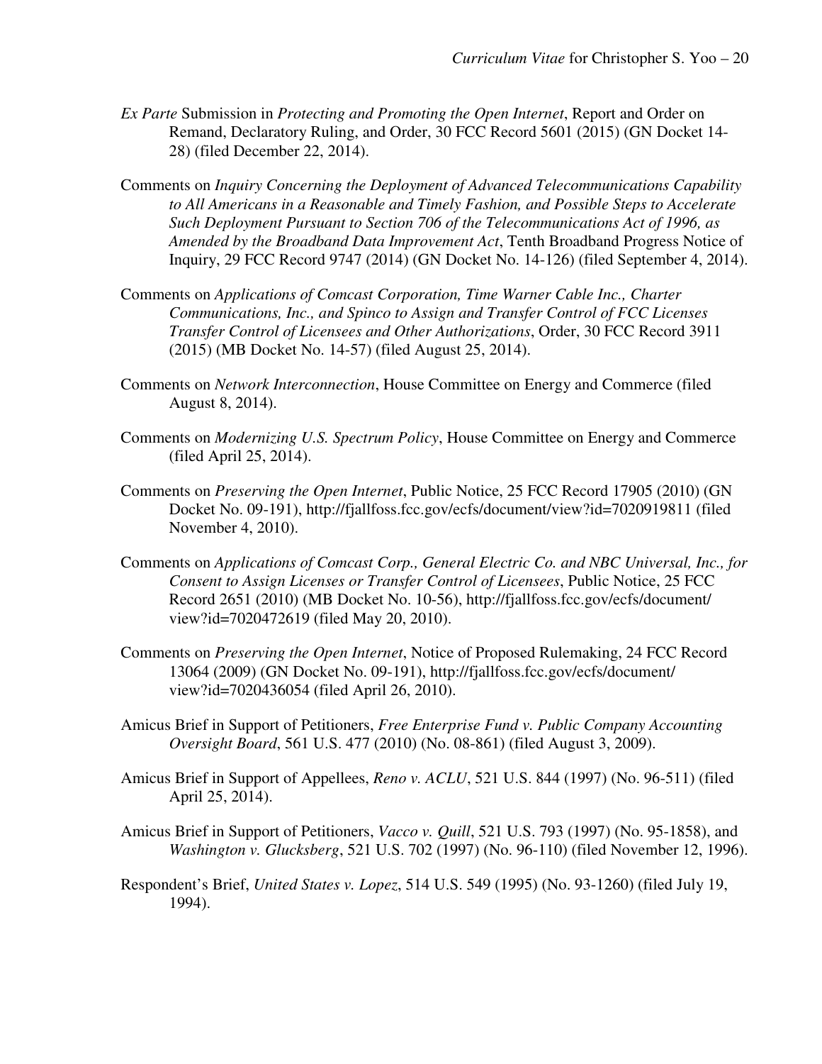*Ex Parte* Submission in *Protecting and Promoting the Open Internet*, Report and Order on Remand, Declaratory Ruling, and Order, 30 FCC Record 5601 (2015) (GN Docket 14-28) (filed December 22, 2014).

Comments on *Inquiry Concerning the Deployment of Advanced Telecommunications Capability to All Americans in a Reasonable and Timely Fashion, and Possible Steps to Accelerate Such Deployment Pursuant to Section 706 of the Telecommunications Act of 1996, as Amended by the Broadband Data Improvement Act*, Tenth Broadband Progress Notice of Inquiry, 29 FCC Record 9747 (2014) (GN Docket No. 14-126) (filed September 4, 2014).

Comments on *Applications of Comcast Corporation, Time Warner Cable Inc., Charter Communications, Inc., and Spinco to Assign and Transfer Control of FCC Licenses Transfer Control of Licensees and Other Authorizations*, Order, 30 FCC Record 3911 (2015) (MB Docket No. 14-57) (filed August 25, 2014).

Comments on *Network Interconnection*, House Committee on Energy and Commerce (filed August 8, 2014).

Comments on *Modernizing U.S. Spectrum Policy*, House Committee on Energy and Commerce (filed April 25, 2014).

Comments on *Preserving the Open Internet*, Public Notice, 25 FCC Record 17905 (2010) (GN Docket No. 09-191), http://fjallfoss.fcc.gov/ecfs/document/view?id=7020919811 (filed November 4, 2010).

Comments on *Applications of Comcast Corp., General Electric Co. and NBC Universal, Inc., for Consent to Assign Licenses or Transfer Control of Licensees*, Public Notice, 25 FCC Record 2651 (2010) (MB Docket No. 10-56), http://fjallfoss.fcc.gov/ecfs/document/view?id=7020472619 (filed May 20, 2010).

Comments on *Preserving the Open Internet*, Notice of Proposed Rulemaking, 24 FCC Record 13064 (2009) (GN Docket No. 09-191), http://fjallfoss.fcc.gov/ecfs/document/view?id=7020436054 (filed April 26, 2010).

Amicus Brief in Support of Petitioners, *Free Enterprise Fund v. Public Company Accounting Oversight Board*, 561 U.S. 477 (2010) (No. 08-861) (filed August 3, 2009).

Amicus Brief in Support of Appellees, *Reno v. ACLU*, 521 U.S. 844 (1997) (No. 96-511) (filed April 25, 2014).

Amicus Brief in Support of Petitioners, *Vacco v. Quill*, 521 U.S. 793 (1997) (No. 95-1858), and *Washington v. Glucksberg*, 521 U.S. 702 (1997) (No. 96-110) (filed November 12, 1996).

Respondent's Brief, *United States v. Lopez*, 514 U.S. 549 (1995) (No. 93-1260) (filed July 19, 1994).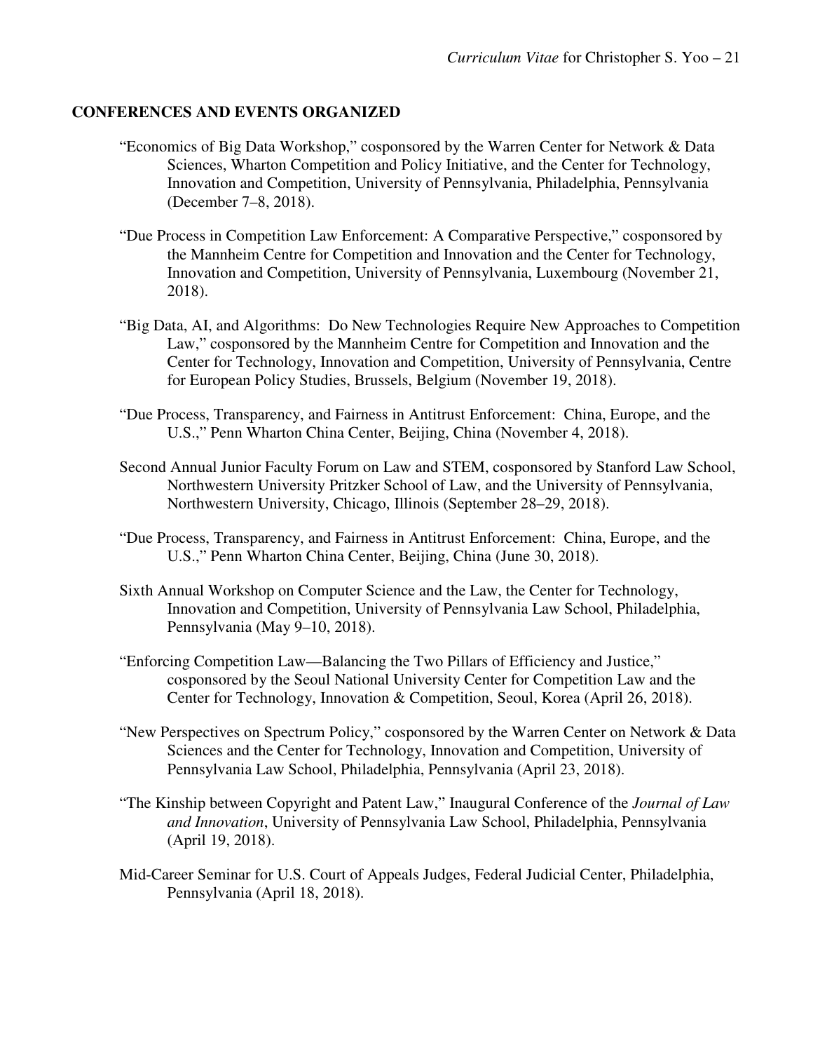## CONFERENCES AND EVENTS ORGANIZED

"Economics of Big Data Workshop," cosponsored by the Warren Center for Network & Data Sciences, Wharton Competition and Policy Initiative, and the Center for Technology, Innovation and Competition, University of Pennsylvania, Philadelphia, Pennsylvania (December 7–8, 2018).

"Due Process in Competition Law Enforcement: A Comparative Perspective," cosponsored by the Mannheim Centre for Competition and Innovation and the Center for Technology, Innovation and Competition, University of Pennsylvania, Luxembourg (November 21, 2018).

"Big Data, AI, and Algorithms: Do New Technologies Require New Approaches to Competition Law," cosponsored by the Mannheim Centre for Competition and Innovation and the Center for Technology, Innovation and Competition, University of Pennsylvania, Centre for European Policy Studies, Brussels, Belgium (November 19, 2018).

"Due Process, Transparency, and Fairness in Antitrust Enforcement: China, Europe, and the U.S.," Penn Wharton China Center, Beijing, China (November 4, 2018).

Second Annual Junior Faculty Forum on Law and STEM, cosponsored by Stanford Law School, Northwestern University Pritzker School of Law, and the University of Pennsylvania, Northwestern University, Chicago, Illinois (September 28–29, 2018).

"Due Process, Transparency, and Fairness in Antitrust Enforcement: China, Europe, and the U.S.," Penn Wharton China Center, Beijing, China (June 30, 2018).

Sixth Annual Workshop on Computer Science and the Law, the Center for Technology, Innovation and Competition, University of Pennsylvania Law School, Philadelphia, Pennsylvania (May 9–10, 2018).

"Enforcing Competition Law—Balancing the Two Pillars of Efficiency and Justice," cosponsored by the Seoul National University Center for Competition Law and the Center for Technology, Innovation & Competition, Seoul, Korea (April 26, 2018).

"New Perspectives on Spectrum Policy," cosponsored by the Warren Center on Network & Data Sciences and the Center for Technology, Innovation and Competition, University of Pennsylvania Law School, Philadelphia, Pennsylvania (April 23, 2018).

"The Kinship between Copyright and Patent Law," Inaugural Conference of the *Journal of Law and Innovation*, University of Pennsylvania Law School, Philadelphia, Pennsylvania (April 19, 2018).

Mid-Career Seminar for U.S. Court of Appeals Judges, Federal Judicial Center, Philadelphia, Pennsylvania (April 18, 2018).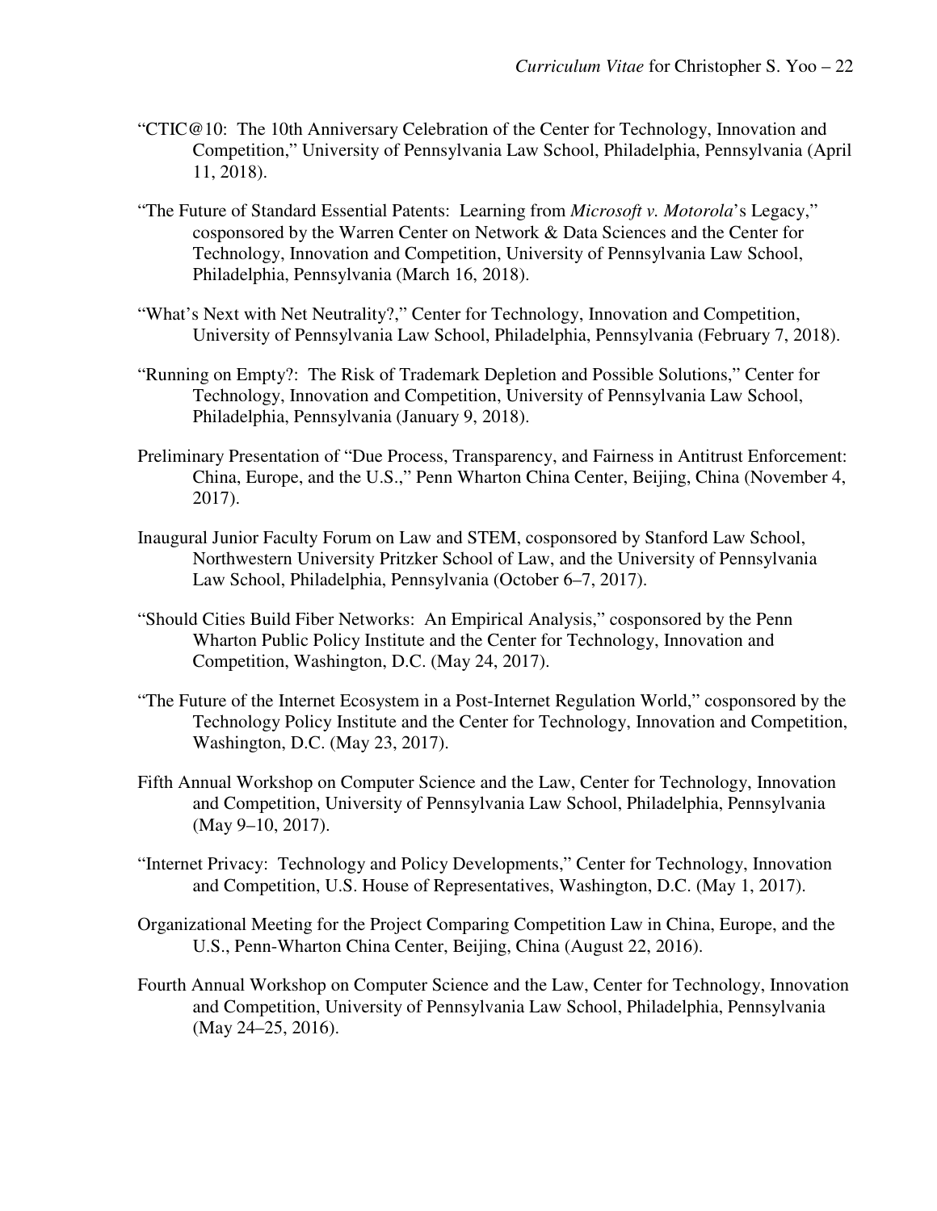"CTIC@10: The 10th Anniversary Celebration of the Center for Technology, Innovation and Competition," University of Pennsylvania Law School, Philadelphia, Pennsylvania (April 11, 2018).

"The Future of Standard Essential Patents: Learning from *Microsoft v. Motorola*'s Legacy," cosponsored by the Warren Center on Network & Data Sciences and the Center for Technology, Innovation and Competition, University of Pennsylvania Law School, Philadelphia, Pennsylvania (March 16, 2018).

"What's Next with Net Neutrality?," Center for Technology, Innovation and Competition, University of Pennsylvania Law School, Philadelphia, Pennsylvania (February 7, 2018).

"Running on Empty?: The Risk of Trademark Depletion and Possible Solutions," Center for Technology, Innovation and Competition, University of Pennsylvania Law School, Philadelphia, Pennsylvania (January 9, 2018).

Preliminary Presentation of "Due Process, Transparency, and Fairness in Antitrust Enforcement: China, Europe, and the U.S.," Penn Wharton China Center, Beijing, China (November 4, 2017).

Inaugural Junior Faculty Forum on Law and STEM, cosponsored by Stanford Law School, Northwestern University Pritzker School of Law, and the University of Pennsylvania Law School, Philadelphia, Pennsylvania (October 6–7, 2017).

"Should Cities Build Fiber Networks: An Empirical Analysis," cosponsored by the Penn Wharton Public Policy Institute and the Center for Technology, Innovation and Competition, Washington, D.C. (May 24, 2017).

"The Future of the Internet Ecosystem in a Post-Internet Regulation World," cosponsored by the Technology Policy Institute and the Center for Technology, Innovation and Competition, Washington, D.C. (May 23, 2017).

Fifth Annual Workshop on Computer Science and the Law, Center for Technology, Innovation and Competition, University of Pennsylvania Law School, Philadelphia, Pennsylvania (May 9–10, 2017).

"Internet Privacy: Technology and Policy Developments," Center for Technology, Innovation and Competition, U.S. House of Representatives, Washington, D.C. (May 1, 2017).

Organizational Meeting for the Project Comparing Competition Law in China, Europe, and the U.S., Penn-Wharton China Center, Beijing, China (August 22, 2016).

Fourth Annual Workshop on Computer Science and the Law, Center for Technology, Innovation and Competition, University of Pennsylvania Law School, Philadelphia, Pennsylvania (May 24–25, 2016).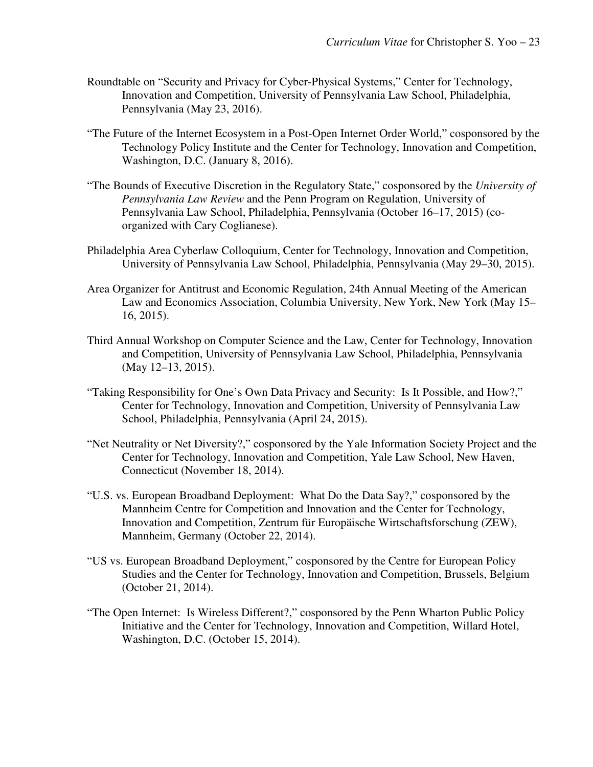Roundtable on "Security and Privacy for Cyber-Physical Systems," Center for Technology, Innovation and Competition, University of Pennsylvania Law School, Philadelphia, Pennsylvania (May 23, 2016).

"The Future of the Internet Ecosystem in a Post-Open Internet Order World," cosponsored by the Technology Policy Institute and the Center for Technology, Innovation and Competition, Washington, D.C. (January 8, 2016).

"The Bounds of Executive Discretion in the Regulatory State," cosponsored by the *University of Pennsylvania Law Review* and the Penn Program on Regulation, University of Pennsylvania Law School, Philadelphia, Pennsylvania (October 16–17, 2015) (co-organized with Cary Coglianese).

Philadelphia Area Cyberlaw Colloquium, Center for Technology, Innovation and Competition, University of Pennsylvania Law School, Philadelphia, Pennsylvania (May 29–30, 2015).

Area Organizer for Antitrust and Economic Regulation, 24th Annual Meeting of the American Law and Economics Association, Columbia University, New York, New York (May 15–16, 2015).

Third Annual Workshop on Computer Science and the Law, Center for Technology, Innovation and Competition, University of Pennsylvania Law School, Philadelphia, Pennsylvania (May 12–13, 2015).

"Taking Responsibility for One's Own Data Privacy and Security: Is It Possible, and How?," Center for Technology, Innovation and Competition, University of Pennsylvania Law School, Philadelphia, Pennsylvania (April 24, 2015).

"Net Neutrality or Net Diversity?," cosponsored by the Yale Information Society Project and the Center for Technology, Innovation and Competition, Yale Law School, New Haven, Connecticut (November 18, 2014).

"U.S. vs. European Broadband Deployment: What Do the Data Say?," cosponsored by the Mannheim Centre for Competition and Innovation and the Center for Technology, Innovation and Competition, Zentrum für Europäische Wirtschaftsforschung (ZEW), Mannheim, Germany (October 22, 2014).

"US vs. European Broadband Deployment," cosponsored by the Centre for European Policy Studies and the Center for Technology, Innovation and Competition, Brussels, Belgium (October 21, 2014).

"The Open Internet: Is Wireless Different?," cosponsored by the Penn Wharton Public Policy Initiative and the Center for Technology, Innovation and Competition, Willard Hotel, Washington, D.C. (October 15, 2014).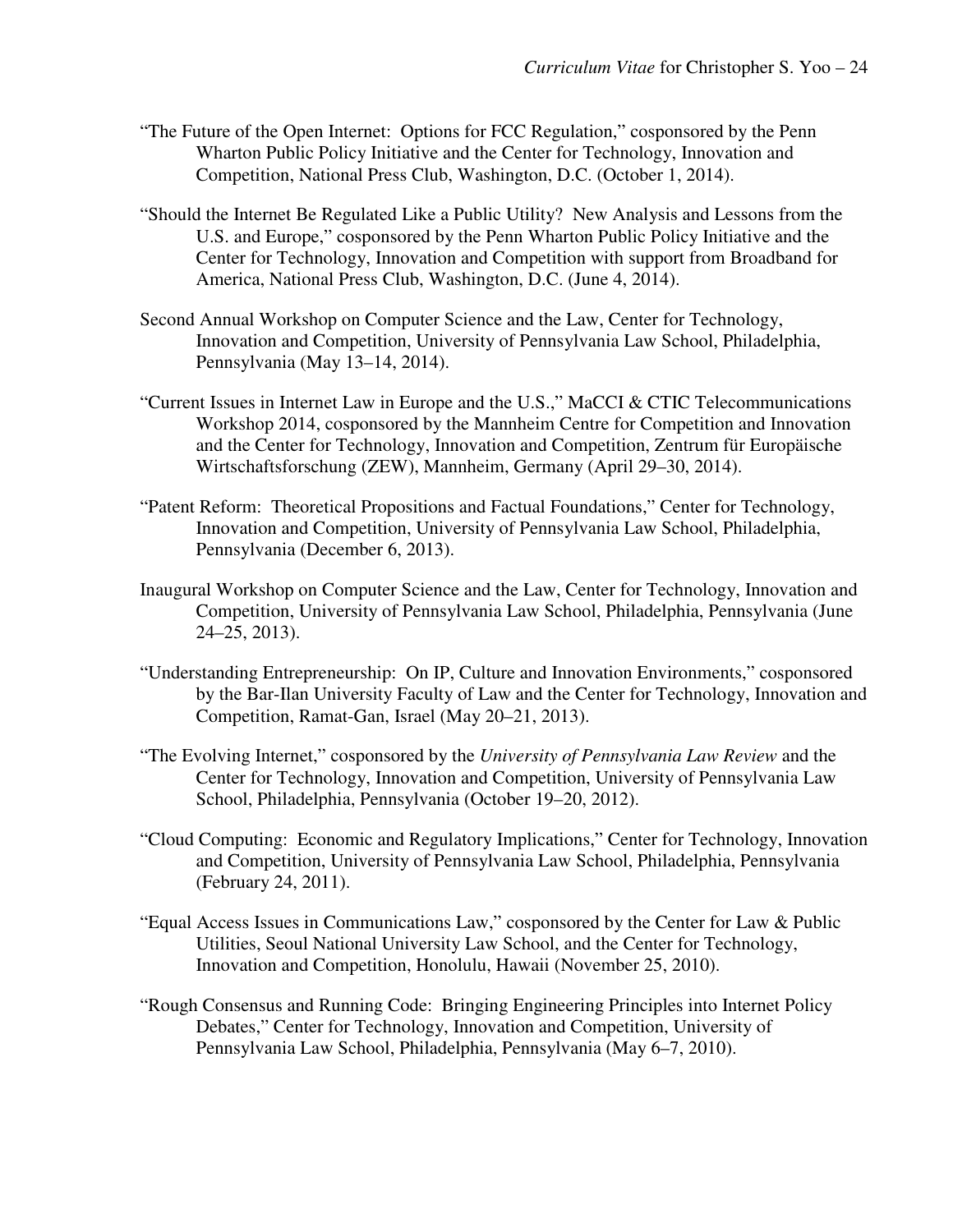"The Future of the Open Internet: Options for FCC Regulation," cosponsored by the Penn Wharton Public Policy Initiative and the Center for Technology, Innovation and Competition, National Press Club, Washington, D.C. (October 1, 2014).

"Should the Internet Be Regulated Like a Public Utility? New Analysis and Lessons from the U.S. and Europe," cosponsored by the Penn Wharton Public Policy Initiative and the Center for Technology, Innovation and Competition with support from Broadband for America, National Press Club, Washington, D.C. (June 4, 2014).

Second Annual Workshop on Computer Science and the Law, Center for Technology, Innovation and Competition, University of Pennsylvania Law School, Philadelphia, Pennsylvania (May 13–14, 2014).

"Current Issues in Internet Law in Europe and the U.S.," MaCCI & CTIC Telecommunications Workshop 2014, cosponsored by the Mannheim Centre for Competition and Innovation and the Center for Technology, Innovation and Competition, Zentrum für Europäische Wirtschaftsforschung (ZEW), Mannheim, Germany (April 29–30, 2014).

"Patent Reform: Theoretical Propositions and Factual Foundations," Center for Technology, Innovation and Competition, University of Pennsylvania Law School, Philadelphia, Pennsylvania (December 6, 2013).

Inaugural Workshop on Computer Science and the Law, Center for Technology, Innovation and Competition, University of Pennsylvania Law School, Philadelphia, Pennsylvania (June 24–25, 2013).

"Understanding Entrepreneurship: On IP, Culture and Innovation Environments," cosponsored by the Bar-Ilan University Faculty of Law and the Center for Technology, Innovation and Competition, Ramat-Gan, Israel (May 20–21, 2013).

"The Evolving Internet," cosponsored by the *University of Pennsylvania Law Review* and the Center for Technology, Innovation and Competition, University of Pennsylvania Law School, Philadelphia, Pennsylvania (October 19–20, 2012).

"Cloud Computing: Economic and Regulatory Implications," Center for Technology, Innovation and Competition, University of Pennsylvania Law School, Philadelphia, Pennsylvania (February 24, 2011).

"Equal Access Issues in Communications Law," cosponsored by the Center for Law & Public Utilities, Seoul National University Law School, and the Center for Technology, Innovation and Competition, Honolulu, Hawaii (November 25, 2010).

"Rough Consensus and Running Code: Bringing Engineering Principles into Internet Policy Debates," Center for Technology, Innovation and Competition, University of Pennsylvania Law School, Philadelphia, Pennsylvania (May 6–7, 2010).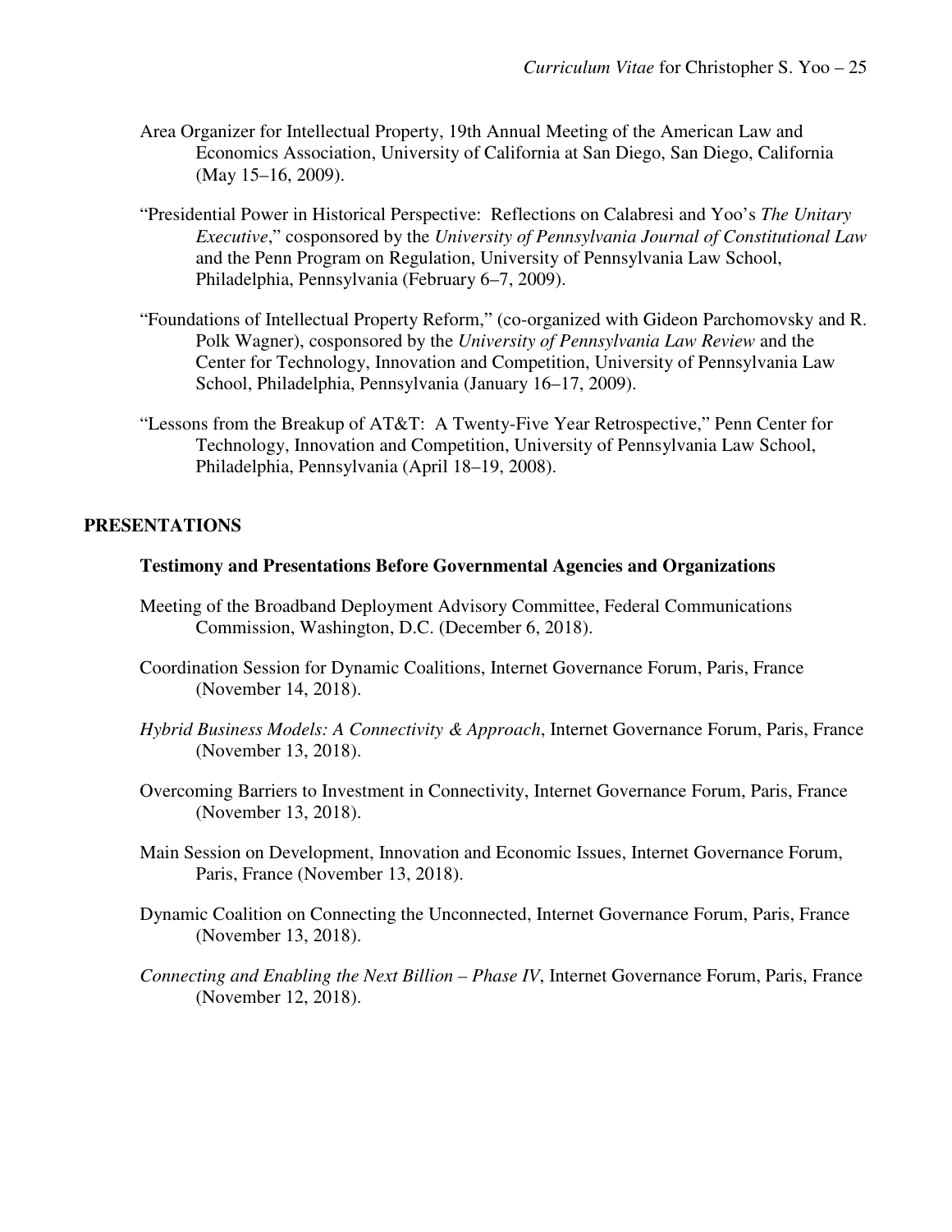Area Organizer for Intellectual Property, 19th Annual Meeting of the American Law and Economics Association, University of California at San Diego, San Diego, California (May 15–16, 2009).

"Presidential Power in Historical Perspective: Reflections on Calabresi and Yoo's *The Unitary Executive*," cosponsored by the *University of Pennsylvania Journal of Constitutional Law* and the Penn Program on Regulation, University of Pennsylvania Law School, Philadelphia, Pennsylvania (February 6–7, 2009).

"Foundations of Intellectual Property Reform," (co-organized with Gideon Parchomovsky and R. Polk Wagner), cosponsored by the *University of Pennsylvania Law Review* and the Center for Technology, Innovation and Competition, University of Pennsylvania Law School, Philadelphia, Pennsylvania (January 16–17, 2009).

"Lessons from the Breakup of AT&T: A Twenty-Five Year Retrospective," Penn Center for Technology, Innovation and Competition, University of Pennsylvania Law School, Philadelphia, Pennsylvania (April 18–19, 2008).

## PRESENTATIONS

### Testimony and Presentations Before Governmental Agencies and Organizations

Meeting of the Broadband Deployment Advisory Committee, Federal Communications Commission, Washington, D.C. (December 6, 2018).

Coordination Session for Dynamic Coalitions, Internet Governance Forum, Paris, France (November 14, 2018).

*Hybrid Business Models: A Connectivity & Approach*, Internet Governance Forum, Paris, France (November 13, 2018).

Overcoming Barriers to Investment in Connectivity, Internet Governance Forum, Paris, France (November 13, 2018).

Main Session on Development, Innovation and Economic Issues, Internet Governance Forum, Paris, France (November 13, 2018).

Dynamic Coalition on Connecting the Unconnected, Internet Governance Forum, Paris, France (November 13, 2018).

*Connecting and Enabling the Next Billion – Phase IV*, Internet Governance Forum, Paris, France (November 12, 2018).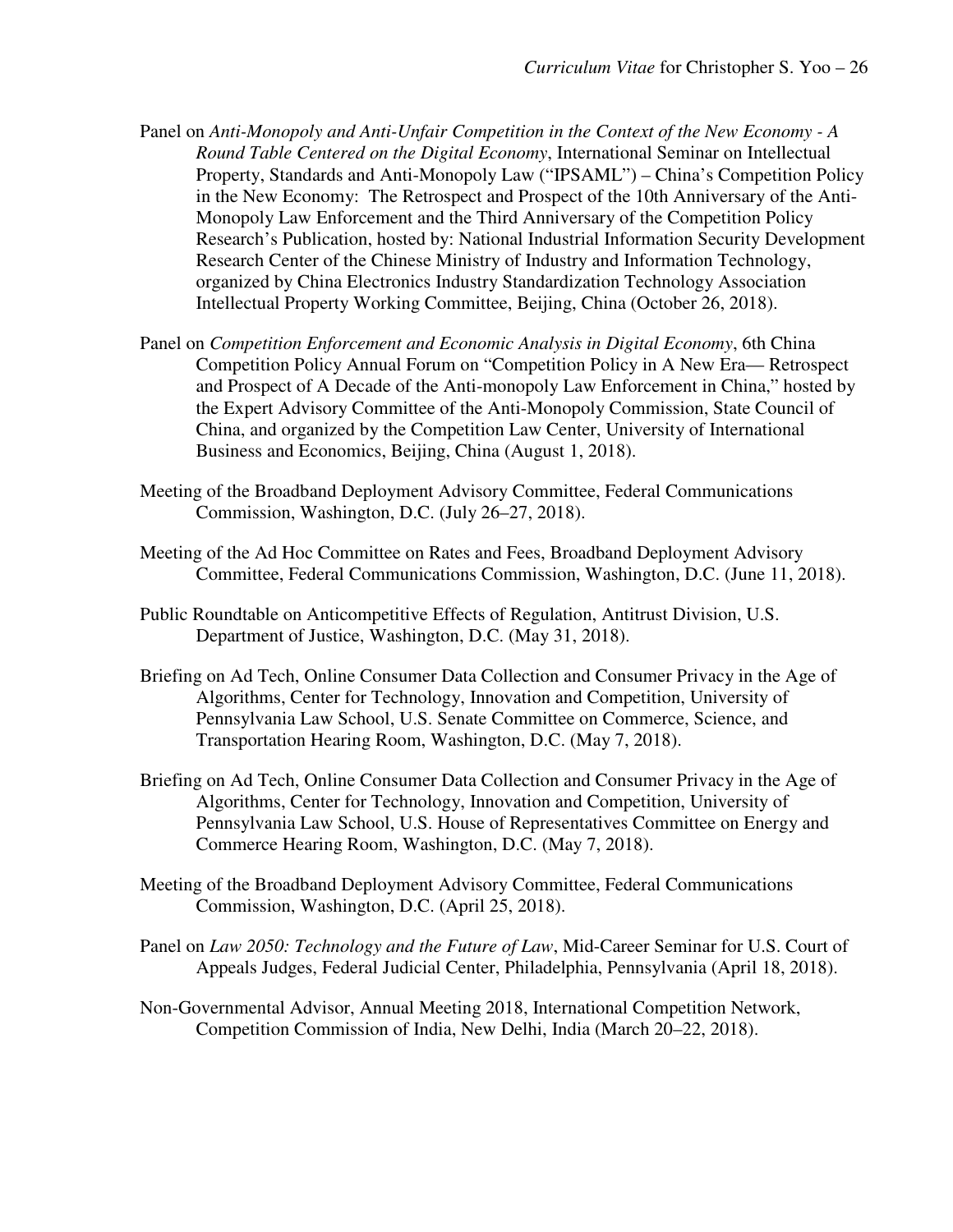Panel on *Anti-Monopoly and Anti-Unfair Competition in the Context of the New Economy - A Round Table Centered on the Digital Economy*, International Seminar on Intellectual Property, Standards and Anti-Monopoly Law ("IPSAML") – China's Competition Policy in the New Economy: The Retrospect and Prospect of the 10th Anniversary of the Anti-Monopoly Law Enforcement and the Third Anniversary of the Competition Policy Research's Publication, hosted by: National Industrial Information Security Development Research Center of the Chinese Ministry of Industry and Information Technology, organized by China Electronics Industry Standardization Technology Association Intellectual Property Working Committee, Beijing, China (October 26, 2018).

Panel on *Competition Enforcement and Economic Analysis in Digital Economy*, 6th China Competition Policy Annual Forum on "Competition Policy in A New Era— Retrospect and Prospect of A Decade of the Anti-monopoly Law Enforcement in China," hosted by the Expert Advisory Committee of the Anti-Monopoly Commission, State Council of China, and organized by the Competition Law Center, University of International Business and Economics, Beijing, China (August 1, 2018).

Meeting of the Broadband Deployment Advisory Committee, Federal Communications Commission, Washington, D.C. (July 26–27, 2018).

Meeting of the Ad Hoc Committee on Rates and Fees, Broadband Deployment Advisory Committee, Federal Communications Commission, Washington, D.C. (June 11, 2018).

Public Roundtable on Anticompetitive Effects of Regulation, Antitrust Division, U.S. Department of Justice, Washington, D.C. (May 31, 2018).

Briefing on Ad Tech, Online Consumer Data Collection and Consumer Privacy in the Age of Algorithms, Center for Technology, Innovation and Competition, University of Pennsylvania Law School, U.S. Senate Committee on Commerce, Science, and Transportation Hearing Room, Washington, D.C. (May 7, 2018).

Briefing on Ad Tech, Online Consumer Data Collection and Consumer Privacy in the Age of Algorithms, Center for Technology, Innovation and Competition, University of Pennsylvania Law School, U.S. House of Representatives Committee on Energy and Commerce Hearing Room, Washington, D.C. (May 7, 2018).

Meeting of the Broadband Deployment Advisory Committee, Federal Communications Commission, Washington, D.C. (April 25, 2018).

Panel on *Law 2050: Technology and the Future of Law*, Mid-Career Seminar for U.S. Court of Appeals Judges, Federal Judicial Center, Philadelphia, Pennsylvania (April 18, 2018).

Non-Governmental Advisor, Annual Meeting 2018, International Competition Network, Competition Commission of India, New Delhi, India (March 20–22, 2018).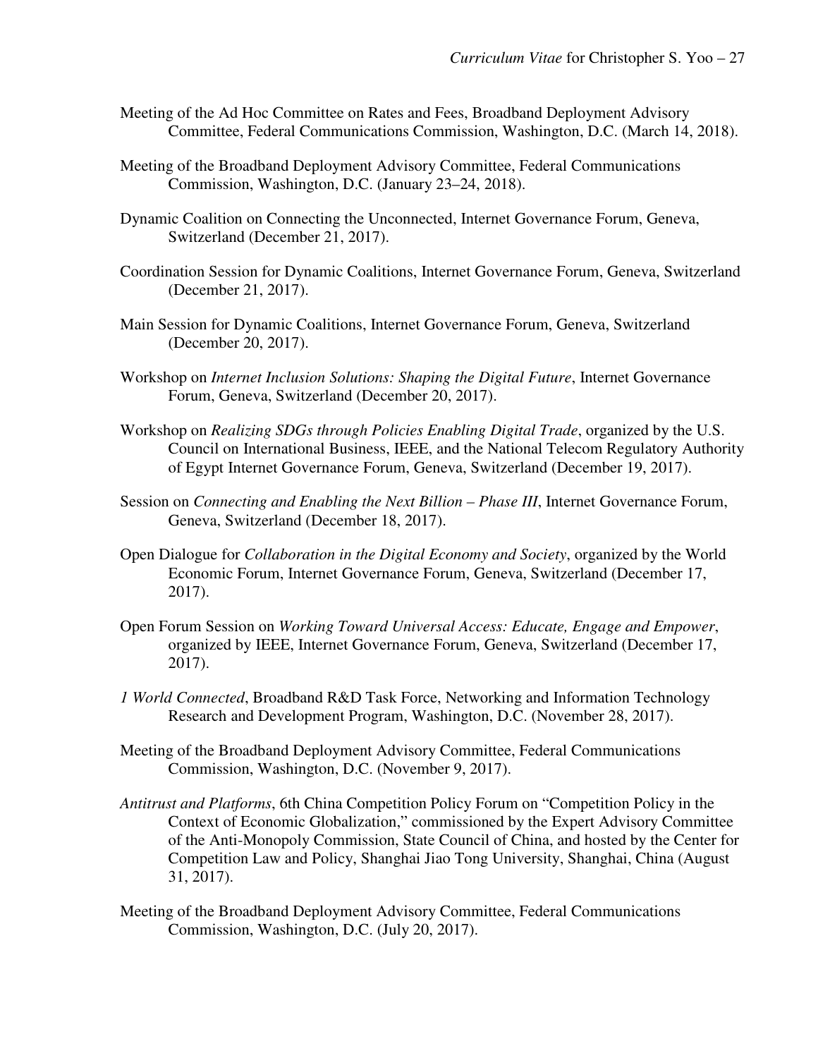Meeting of the Ad Hoc Committee on Rates and Fees, Broadband Deployment Advisory Committee, Federal Communications Commission, Washington, D.C. (March 14, 2018).

Meeting of the Broadband Deployment Advisory Committee, Federal Communications Commission, Washington, D.C. (January 23–24, 2018).

Dynamic Coalition on Connecting the Unconnected, Internet Governance Forum, Geneva, Switzerland (December 21, 2017).

Coordination Session for Dynamic Coalitions, Internet Governance Forum, Geneva, Switzerland (December 21, 2017).

Main Session for Dynamic Coalitions, Internet Governance Forum, Geneva, Switzerland (December 20, 2017).

Workshop on *Internet Inclusion Solutions: Shaping the Digital Future*, Internet Governance Forum, Geneva, Switzerland (December 20, 2017).

Workshop on *Realizing SDGs through Policies Enabling Digital Trade*, organized by the U.S. Council on International Business, IEEE, and the National Telecom Regulatory Authority of Egypt Internet Governance Forum, Geneva, Switzerland (December 19, 2017).

Session on *Connecting and Enabling the Next Billion – Phase III*, Internet Governance Forum, Geneva, Switzerland (December 18, 2017).

Open Dialogue for *Collaboration in the Digital Economy and Society*, organized by the World Economic Forum, Internet Governance Forum, Geneva, Switzerland (December 17, 2017).

Open Forum Session on *Working Toward Universal Access: Educate, Engage and Empower*, organized by IEEE, Internet Governance Forum, Geneva, Switzerland (December 17, 2017).

*1 World Connected*, Broadband R&D Task Force, Networking and Information Technology Research and Development Program, Washington, D.C. (November 28, 2017).

Meeting of the Broadband Deployment Advisory Committee, Federal Communications Commission, Washington, D.C. (November 9, 2017).

*Antitrust and Platforms*, 6th China Competition Policy Forum on "Competition Policy in the Context of Economic Globalization," commissioned by the Expert Advisory Committee of the Anti-Monopoly Commission, State Council of China, and hosted by the Center for Competition Law and Policy, Shanghai Jiao Tong University, Shanghai, China (August 31, 2017).

Meeting of the Broadband Deployment Advisory Committee, Federal Communications Commission, Washington, D.C. (July 20, 2017).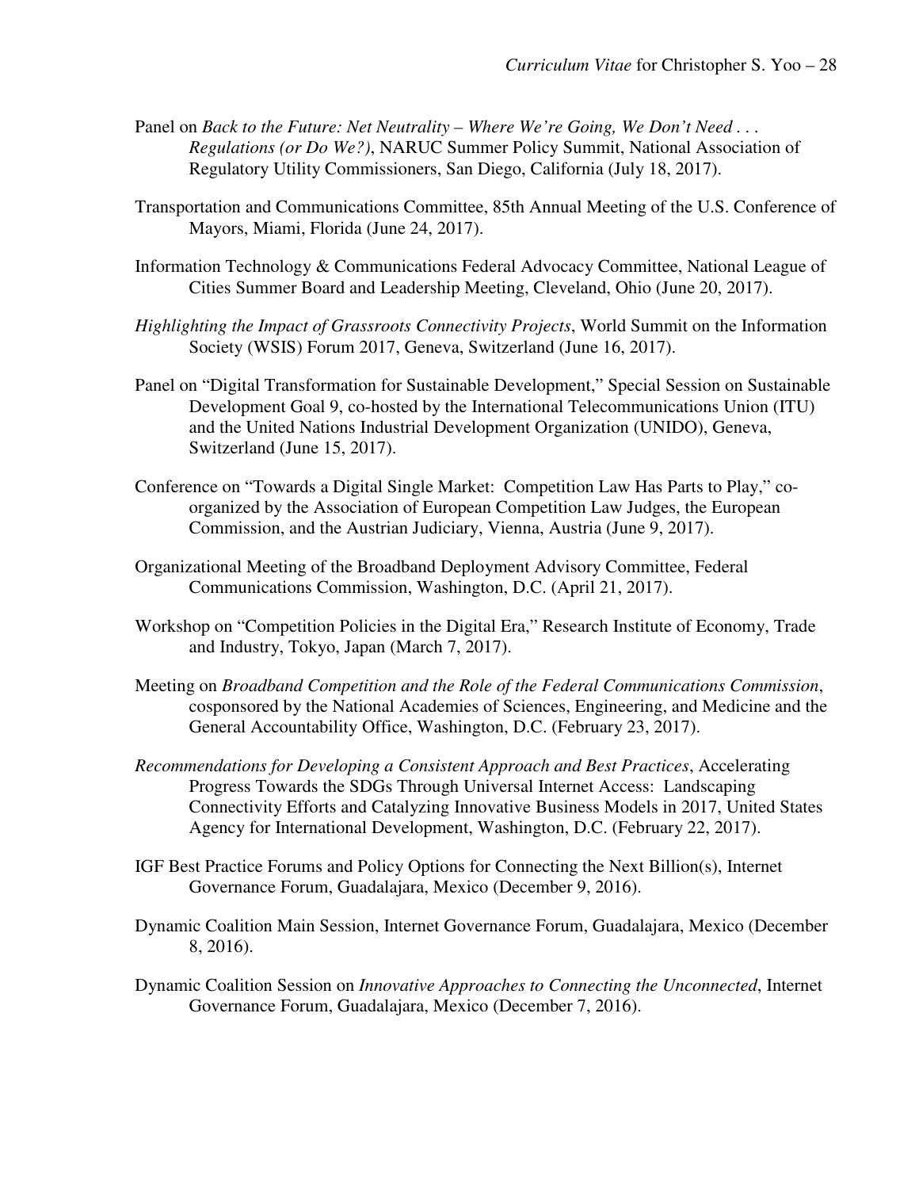Panel on *Back to the Future: Net Neutrality – Where We're Going, We Don't Need . . . Regulations (or Do We?)*, NARUC Summer Policy Summit, National Association of Regulatory Utility Commissioners, San Diego, California (July 18, 2017).

Transportation and Communications Committee, 85th Annual Meeting of the U.S. Conference of Mayors, Miami, Florida (June 24, 2017).

Information Technology & Communications Federal Advocacy Committee, National League of Cities Summer Board and Leadership Meeting, Cleveland, Ohio (June 20, 2017).

*Highlighting the Impact of Grassroots Connectivity Projects*, World Summit on the Information Society (WSIS) Forum 2017, Geneva, Switzerland (June 16, 2017).

Panel on "Digital Transformation for Sustainable Development," Special Session on Sustainable Development Goal 9, co-hosted by the International Telecommunications Union (ITU) and the United Nations Industrial Development Organization (UNIDO), Geneva, Switzerland (June 15, 2017).

Conference on "Towards a Digital Single Market: Competition Law Has Parts to Play," co-organized by the Association of European Competition Law Judges, the European Commission, and the Austrian Judiciary, Vienna, Austria (June 9, 2017).

Organizational Meeting of the Broadband Deployment Advisory Committee, Federal Communications Commission, Washington, D.C. (April 21, 2017).

Workshop on "Competition Policies in the Digital Era," Research Institute of Economy, Trade and Industry, Tokyo, Japan (March 7, 2017).

Meeting on *Broadband Competition and the Role of the Federal Communications Commission*, cosponsored by the National Academies of Sciences, Engineering, and Medicine and the General Accountability Office, Washington, D.C. (February 23, 2017).

*Recommendations for Developing a Consistent Approach and Best Practices*, Accelerating Progress Towards the SDGs Through Universal Internet Access: Landscaping Connectivity Efforts and Catalyzing Innovative Business Models in 2017, United States Agency for International Development, Washington, D.C. (February 22, 2017).

IGF Best Practice Forums and Policy Options for Connecting the Next Billion(s), Internet Governance Forum, Guadalajara, Mexico (December 9, 2016).

Dynamic Coalition Main Session, Internet Governance Forum, Guadalajara, Mexico (December 8, 2016).

Dynamic Coalition Session on *Innovative Approaches to Connecting the Unconnected*, Internet Governance Forum, Guadalajara, Mexico (December 7, 2016).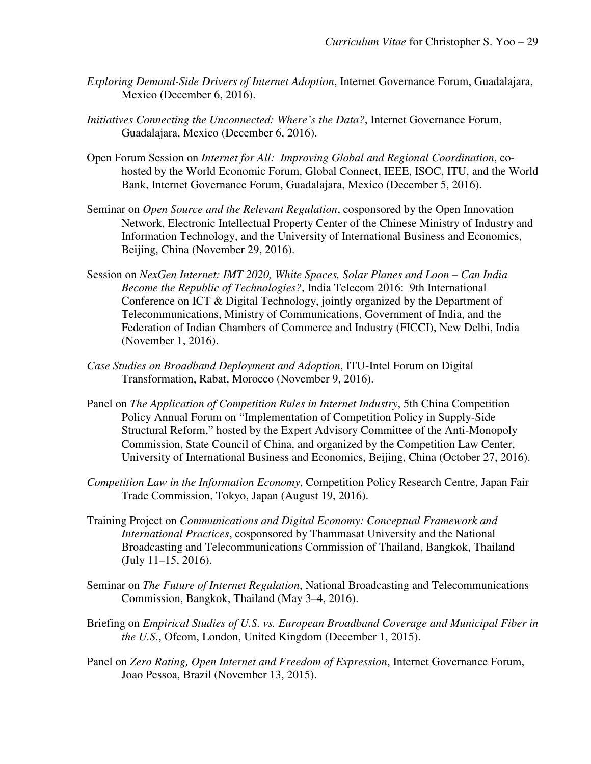*Exploring Demand-Side Drivers of Internet Adoption*, Internet Governance Forum, Guadalajara, Mexico (December 6, 2016).

*Initiatives Connecting the Unconnected: Where's the Data?*, Internet Governance Forum, Guadalajara, Mexico (December 6, 2016).

Open Forum Session on *Internet for All: Improving Global and Regional Coordination*, co-hosted by the World Economic Forum, Global Connect, IEEE, ISOC, ITU, and the World Bank, Internet Governance Forum, Guadalajara, Mexico (December 5, 2016).

Seminar on *Open Source and the Relevant Regulation*, cosponsored by the Open Innovation Network, Electronic Intellectual Property Center of the Chinese Ministry of Industry and Information Technology, and the University of International Business and Economics, Beijing, China (November 29, 2016).

Session on *NexGen Internet: IMT 2020, White Spaces, Solar Planes and Loon – Can India Become the Republic of Technologies?*, India Telecom 2016: 9th International Conference on ICT & Digital Technology, jointly organized by the Department of Telecommunications, Ministry of Communications, Government of India, and the Federation of Indian Chambers of Commerce and Industry (FICCI), New Delhi, India (November 1, 2016).

*Case Studies on Broadband Deployment and Adoption*, ITU-Intel Forum on Digital Transformation, Rabat, Morocco (November 9, 2016).

Panel on *The Application of Competition Rules in Internet Industry*, 5th China Competition Policy Annual Forum on "Implementation of Competition Policy in Supply-Side Structural Reform," hosted by the Expert Advisory Committee of the Anti-Monopoly Commission, State Council of China, and organized by the Competition Law Center, University of International Business and Economics, Beijing, China (October 27, 2016).

*Competition Law in the Information Economy*, Competition Policy Research Centre, Japan Fair Trade Commission, Tokyo, Japan (August 19, 2016).

Training Project on *Communications and Digital Economy: Conceptual Framework and International Practices*, cosponsored by Thammasat University and the National Broadcasting and Telecommunications Commission of Thailand, Bangkok, Thailand (July 11–15, 2016).

Seminar on *The Future of Internet Regulation*, National Broadcasting and Telecommunications Commission, Bangkok, Thailand (May 3–4, 2016).

Briefing on *Empirical Studies of U.S. vs. European Broadband Coverage and Municipal Fiber in the U.S.*, Ofcom, London, United Kingdom (December 1, 2015).

Panel on *Zero Rating, Open Internet and Freedom of Expression*, Internet Governance Forum, Joao Pessoa, Brazil (November 13, 2015).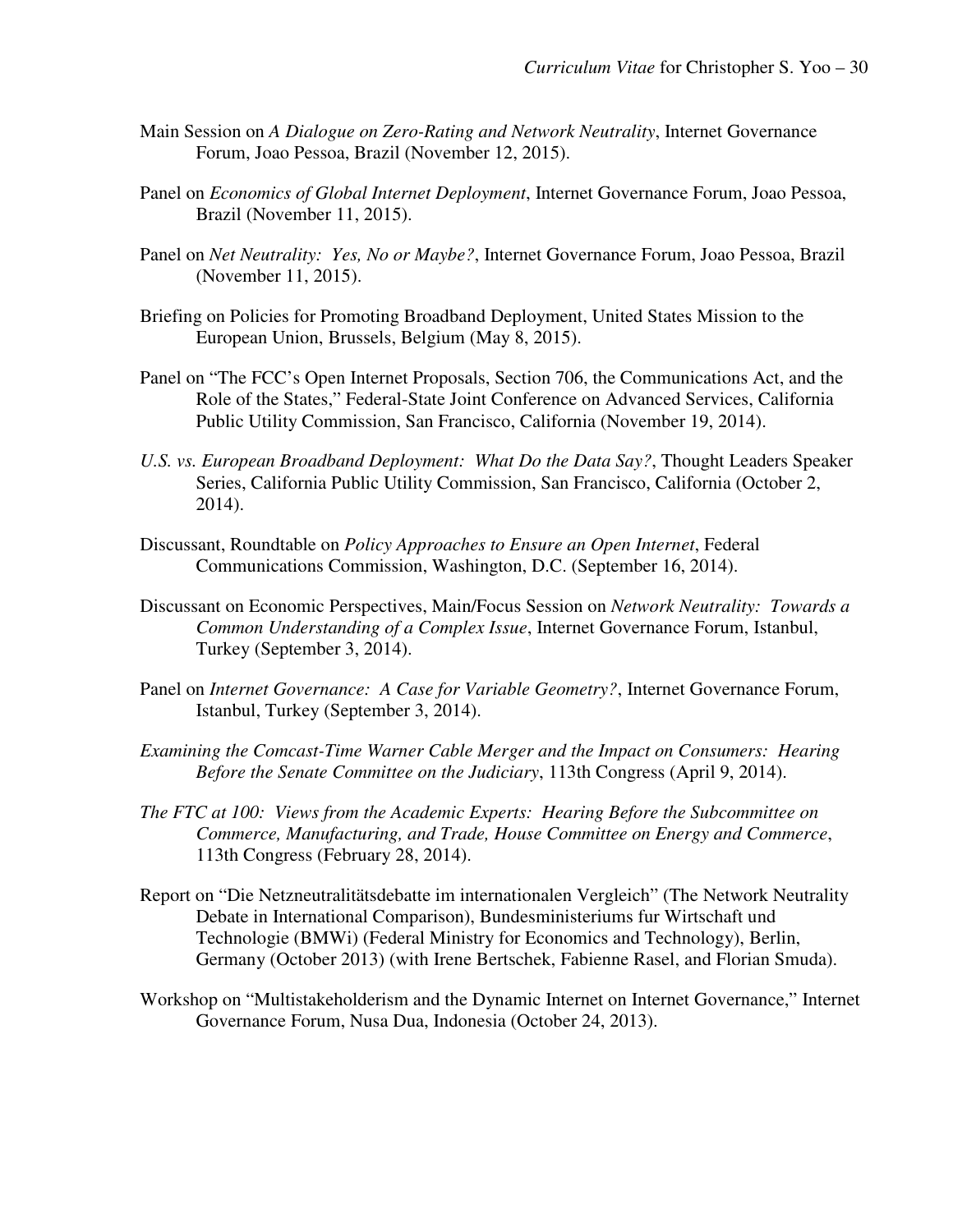Main Session on *A Dialogue on Zero-Rating and Network Neutrality*, Internet Governance Forum, Joao Pessoa, Brazil (November 12, 2015).

Panel on *Economics of Global Internet Deployment*, Internet Governance Forum, Joao Pessoa, Brazil (November 11, 2015).

Panel on *Net Neutrality: Yes, No or Maybe?*, Internet Governance Forum, Joao Pessoa, Brazil (November 11, 2015).

Briefing on Policies for Promoting Broadband Deployment, United States Mission to the European Union, Brussels, Belgium (May 8, 2015).

Panel on "The FCC's Open Internet Proposals, Section 706, the Communications Act, and the Role of the States," Federal-State Joint Conference on Advanced Services, California Public Utility Commission, San Francisco, California (November 19, 2014).

*U.S. vs. European Broadband Deployment: What Do the Data Say?*, Thought Leaders Speaker Series, California Public Utility Commission, San Francisco, California (October 2, 2014).

Discussant, Roundtable on *Policy Approaches to Ensure an Open Internet*, Federal Communications Commission, Washington, D.C. (September 16, 2014).

Discussant on Economic Perspectives, Main/Focus Session on *Network Neutrality: Towards a Common Understanding of a Complex Issue*, Internet Governance Forum, Istanbul, Turkey (September 3, 2014).

Panel on *Internet Governance: A Case for Variable Geometry?*, Internet Governance Forum, Istanbul, Turkey (September 3, 2014).

*Examining the Comcast-Time Warner Cable Merger and the Impact on Consumers: Hearing Before the Senate Committee on the Judiciary*, 113th Congress (April 9, 2014).

*The FTC at 100: Views from the Academic Experts: Hearing Before the Subcommittee on Commerce, Manufacturing, and Trade, House Committee on Energy and Commerce*, 113th Congress (February 28, 2014).

Report on "Die Netzneutralitätsdebatte im internationalen Vergleich" (The Network Neutrality Debate in International Comparison), Bundesministeriums fur Wirtschaft und Technologie (BMWi) (Federal Ministry for Economics and Technology), Berlin, Germany (October 2013) (with Irene Bertschek, Fabienne Rasel, and Florian Smuda).

Workshop on "Multistakeholderism and the Dynamic Internet on Internet Governance," Internet Governance Forum, Nusa Dua, Indonesia (October 24, 2013).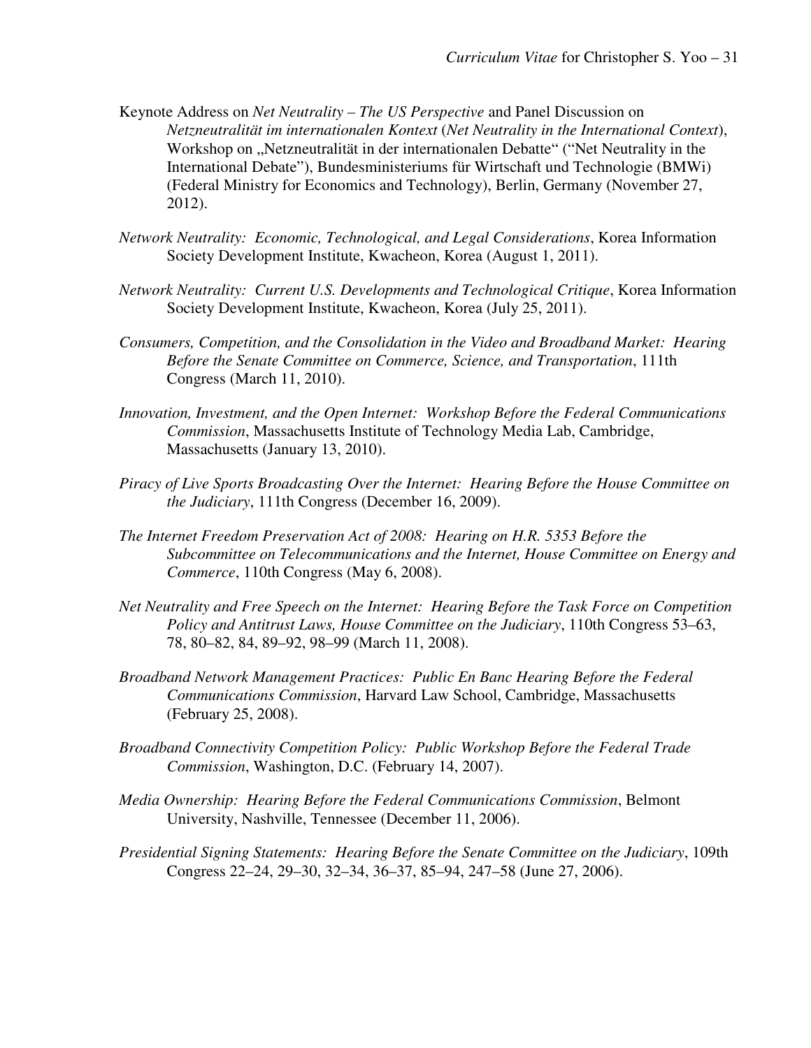Keynote Address on *Net Neutrality – The US Perspective* and Panel Discussion on *Netzneutralität im internationalen Kontext* (*Net Neutrality in the International Context*), Workshop on „Netzneutralität in der internationalen Debatte“ (“Net Neutrality in the International Debate”), Bundesministeriums für Wirtschaft und Technologie (BMWi) (Federal Ministry for Economics and Technology), Berlin, Germany (November 27, 2012).

*Network Neutrality: Economic, Technological, and Legal Considerations*, Korea Information Society Development Institute, Kwacheon, Korea (August 1, 2011).

*Network Neutrality: Current U.S. Developments and Technological Critique*, Korea Information Society Development Institute, Kwacheon, Korea (July 25, 2011).

*Consumers, Competition, and the Consolidation in the Video and Broadband Market: Hearing Before the Senate Committee on Commerce, Science, and Transportation*, 111th Congress (March 11, 2010).

*Innovation, Investment, and the Open Internet: Workshop Before the Federal Communications Commission*, Massachusetts Institute of Technology Media Lab, Cambridge, Massachusetts (January 13, 2010).

*Piracy of Live Sports Broadcasting Over the Internet: Hearing Before the House Committee on the Judiciary*, 111th Congress (December 16, 2009).

*The Internet Freedom Preservation Act of 2008: Hearing on H.R. 5353 Before the Subcommittee on Telecommunications and the Internet, House Committee on Energy and Commerce*, 110th Congress (May 6, 2008).

*Net Neutrality and Free Speech on the Internet: Hearing Before the Task Force on Competition Policy and Antitrust Laws, House Committee on the Judiciary*, 110th Congress 53–63, 78, 80–82, 84, 89–92, 98–99 (March 11, 2008).

*Broadband Network Management Practices: Public En Banc Hearing Before the Federal Communications Commission*, Harvard Law School, Cambridge, Massachusetts (February 25, 2008).

*Broadband Connectivity Competition Policy: Public Workshop Before the Federal Trade Commission*, Washington, D.C. (February 14, 2007).

*Media Ownership: Hearing Before the Federal Communications Commission*, Belmont University, Nashville, Tennessee (December 11, 2006).

*Presidential Signing Statements: Hearing Before the Senate Committee on the Judiciary*, 109th Congress 22–24, 29–30, 32–34, 36–37, 85–94, 247–58 (June 27, 2006).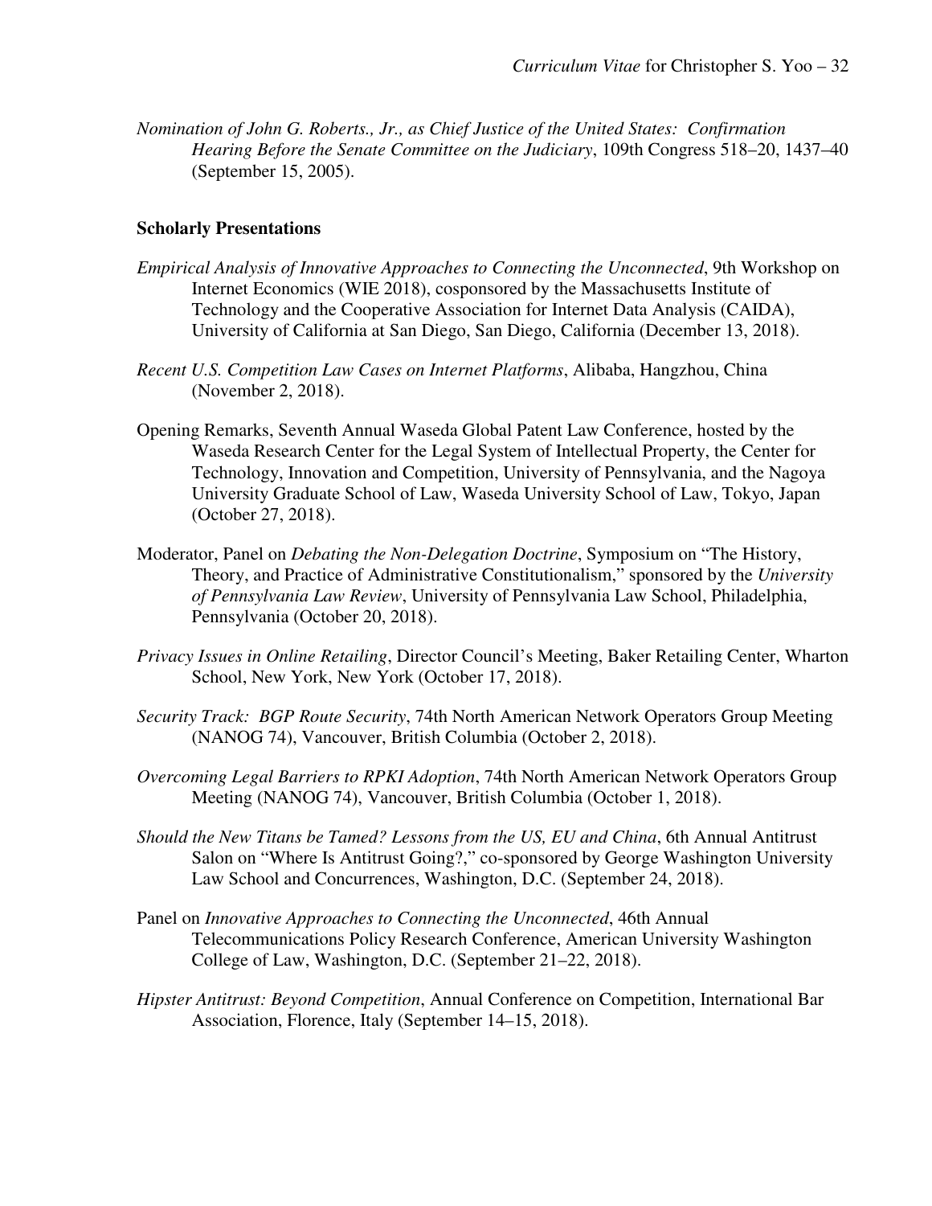*Nomination of John G. Roberts., Jr., as Chief Justice of the United States: Confirmation Hearing Before the Senate Committee on the Judiciary*, 109th Congress 518–20, 1437–40 (September 15, 2005).

**Scholarly Presentations**

*Empirical Analysis of Innovative Approaches to Connecting the Unconnected*, 9th Workshop on Internet Economics (WIE 2018), cosponsored by the Massachusetts Institute of Technology and the Cooperative Association for Internet Data Analysis (CAIDA), University of California at San Diego, San Diego, California (December 13, 2018).

*Recent U.S. Competition Law Cases on Internet Platforms*, Alibaba, Hangzhou, China (November 2, 2018).

Opening Remarks, Seventh Annual Waseda Global Patent Law Conference, hosted by the Waseda Research Center for the Legal System of Intellectual Property, the Center for Technology, Innovation and Competition, University of Pennsylvania, and the Nagoya University Graduate School of Law, Waseda University School of Law, Tokyo, Japan (October 27, 2018).

Moderator, Panel on *Debating the Non-Delegation Doctrine*, Symposium on "The History, Theory, and Practice of Administrative Constitutionalism," sponsored by the *University of Pennsylvania Law Review*, University of Pennsylvania Law School, Philadelphia, Pennsylvania (October 20, 2018).

*Privacy Issues in Online Retailing*, Director Council's Meeting, Baker Retailing Center, Wharton School, New York, New York (October 17, 2018).

*Security Track: BGP Route Security*, 74th North American Network Operators Group Meeting (NANOG 74), Vancouver, British Columbia (October 2, 2018).

*Overcoming Legal Barriers to RPKI Adoption*, 74th North American Network Operators Group Meeting (NANOG 74), Vancouver, British Columbia (October 1, 2018).

*Should the New Titans be Tamed? Lessons from the US, EU and China*, 6th Annual Antitrust Salon on "Where Is Antitrust Going?," co-sponsored by George Washington University Law School and Concurrences, Washington, D.C. (September 24, 2018).

Panel on *Innovative Approaches to Connecting the Unconnected*, 46th Annual Telecommunications Policy Research Conference, American University Washington College of Law, Washington, D.C. (September 21–22, 2018).

*Hipster Antitrust: Beyond Competition*, Annual Conference on Competition, International Bar Association, Florence, Italy (September 14–15, 2018).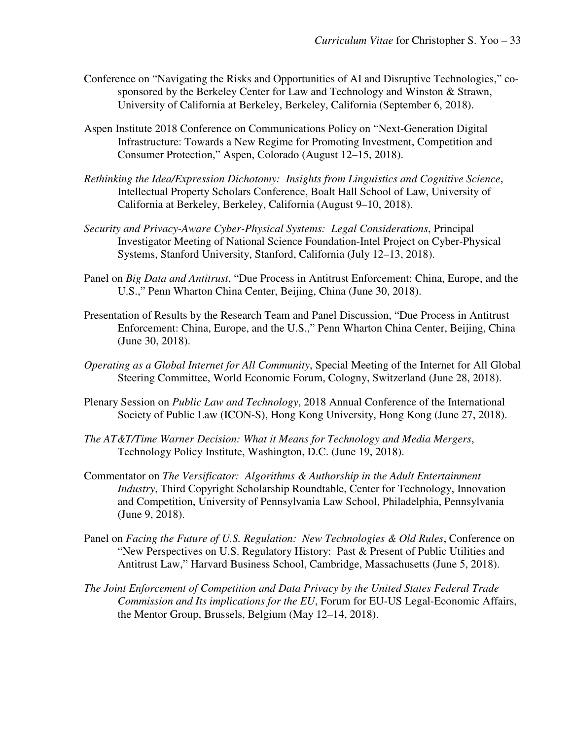Conference on "Navigating the Risks and Opportunities of AI and Disruptive Technologies," co-sponsored by the Berkeley Center for Law and Technology and Winston & Strawn, University of California at Berkeley, Berkeley, California (September 6, 2018).

Aspen Institute 2018 Conference on Communications Policy on "Next-Generation Digital Infrastructure: Towards a New Regime for Promoting Investment, Competition and Consumer Protection," Aspen, Colorado (August 12–15, 2018).

*Rethinking the Idea/Expression Dichotomy: Insights from Linguistics and Cognitive Science*, Intellectual Property Scholars Conference, Boalt Hall School of Law, University of California at Berkeley, Berkeley, California (August 9–10, 2018).

*Security and Privacy-Aware Cyber-Physical Systems: Legal Considerations*, Principal Investigator Meeting of National Science Foundation-Intel Project on Cyber-Physical Systems, Stanford University, Stanford, California (July 12–13, 2018).

Panel on *Big Data and Antitrust*, "Due Process in Antitrust Enforcement: China, Europe, and the U.S.," Penn Wharton China Center, Beijing, China (June 30, 2018).

Presentation of Results by the Research Team and Panel Discussion, "Due Process in Antitrust Enforcement: China, Europe, and the U.S.," Penn Wharton China Center, Beijing, China (June 30, 2018).

*Operating as a Global Internet for All Community*, Special Meeting of the Internet for All Global Steering Committee, World Economic Forum, Cologny, Switzerland (June 28, 2018).

Plenary Session on *Public Law and Technology*, 2018 Annual Conference of the International Society of Public Law (ICON-S), Hong Kong University, Hong Kong (June 27, 2018).

*The AT&T/Time Warner Decision: What it Means for Technology and Media Mergers*, Technology Policy Institute, Washington, D.C. (June 19, 2018).

Commentator on *The Versificator: Algorithms & Authorship in the Adult Entertainment Industry*, Third Copyright Scholarship Roundtable, Center for Technology, Innovation and Competition, University of Pennsylvania Law School, Philadelphia, Pennsylvania (June 9, 2018).

Panel on *Facing the Future of U.S. Regulation: New Technologies & Old Rules*, Conference on "New Perspectives on U.S. Regulatory History: Past & Present of Public Utilities and Antitrust Law," Harvard Business School, Cambridge, Massachusetts (June 5, 2018).

*The Joint Enforcement of Competition and Data Privacy by the United States Federal Trade Commission and Its implications for the EU*, Forum for EU-US Legal-Economic Affairs, the Mentor Group, Brussels, Belgium (May 12–14, 2018).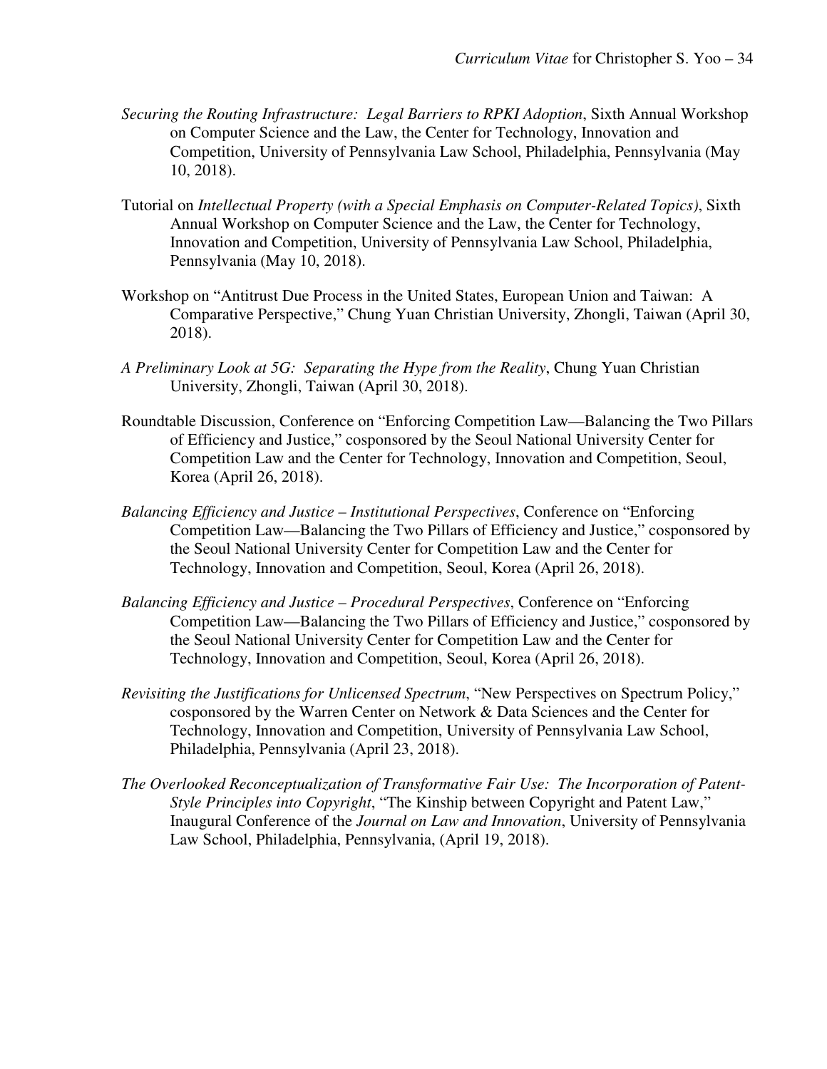*Securing the Routing Infrastructure: Legal Barriers to RPKI Adoption*, Sixth Annual Workshop on Computer Science and the Law, the Center for Technology, Innovation and Competition, University of Pennsylvania Law School, Philadelphia, Pennsylvania (May 10, 2018).

Tutorial on *Intellectual Property (with a Special Emphasis on Computer-Related Topics)*, Sixth Annual Workshop on Computer Science and the Law, the Center for Technology, Innovation and Competition, University of Pennsylvania Law School, Philadelphia, Pennsylvania (May 10, 2018).

Workshop on "Antitrust Due Process in the United States, European Union and Taiwan: A Comparative Perspective," Chung Yuan Christian University, Zhongli, Taiwan (April 30, 2018).

*A Preliminary Look at 5G: Separating the Hype from the Reality*, Chung Yuan Christian University, Zhongli, Taiwan (April 30, 2018).

Roundtable Discussion, Conference on "Enforcing Competition Law—Balancing the Two Pillars of Efficiency and Justice," cosponsored by the Seoul National University Center for Competition Law and the Center for Technology, Innovation and Competition, Seoul, Korea (April 26, 2018).

*Balancing Efficiency and Justice – Institutional Perspectives*, Conference on "Enforcing Competition Law—Balancing the Two Pillars of Efficiency and Justice," cosponsored by the Seoul National University Center for Competition Law and the Center for Technology, Innovation and Competition, Seoul, Korea (April 26, 2018).

*Balancing Efficiency and Justice – Procedural Perspectives*, Conference on "Enforcing Competition Law—Balancing the Two Pillars of Efficiency and Justice," cosponsored by the Seoul National University Center for Competition Law and the Center for Technology, Innovation and Competition, Seoul, Korea (April 26, 2018).

*Revisiting the Justifications for Unlicensed Spectrum*, "New Perspectives on Spectrum Policy," cosponsored by the Warren Center on Network & Data Sciences and the Center for Technology, Innovation and Competition, University of Pennsylvania Law School, Philadelphia, Pennsylvania (April 23, 2018).

*The Overlooked Reconceptualization of Transformative Fair Use: The Incorporation of Patent-Style Principles into Copyright*, "The Kinship between Copyright and Patent Law," Inaugural Conference of the *Journal on Law and Innovation*, University of Pennsylvania Law School, Philadelphia, Pennsylvania, (April 19, 2018).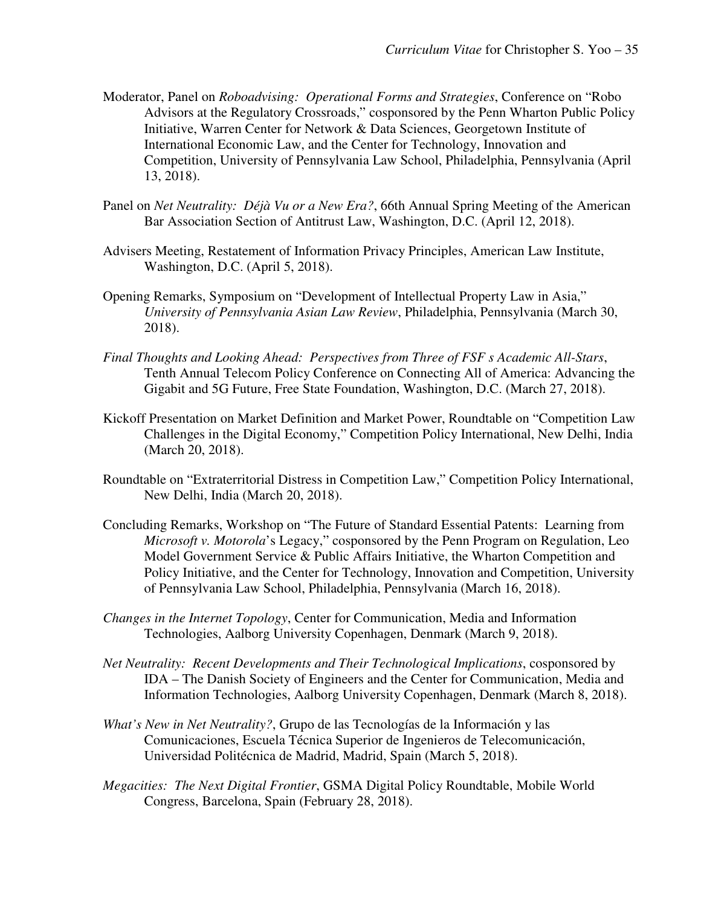Moderator, Panel on *Roboadvising: Operational Forms and Strategies*, Conference on "Robo Advisors at the Regulatory Crossroads," cosponsored by the Penn Wharton Public Policy Initiative, Warren Center for Network & Data Sciences, Georgetown Institute of International Economic Law, and the Center for Technology, Innovation and Competition, University of Pennsylvania Law School, Philadelphia, Pennsylvania (April 13, 2018).

Panel on *Net Neutrality: Déjà Vu or a New Era?*, 66th Annual Spring Meeting of the American Bar Association Section of Antitrust Law, Washington, D.C. (April 12, 2018).

Advisers Meeting, Restatement of Information Privacy Principles, American Law Institute, Washington, D.C. (April 5, 2018).

Opening Remarks, Symposium on "Development of Intellectual Property Law in Asia," *University of Pennsylvania Asian Law Review*, Philadelphia, Pennsylvania (March 30, 2018).

*Final Thoughts and Looking Ahead: Perspectives from Three of FSF s Academic All-Stars*, Tenth Annual Telecom Policy Conference on Connecting All of America: Advancing the Gigabit and 5G Future, Free State Foundation, Washington, D.C. (March 27, 2018).

Kickoff Presentation on Market Definition and Market Power, Roundtable on "Competition Law Challenges in the Digital Economy," Competition Policy International, New Delhi, India (March 20, 2018).

Roundtable on "Extraterritorial Distress in Competition Law," Competition Policy International, New Delhi, India (March 20, 2018).

Concluding Remarks, Workshop on "The Future of Standard Essential Patents: Learning from *Microsoft v. Motorola*'s Legacy," cosponsored by the Penn Program on Regulation, Leo Model Government Service & Public Affairs Initiative, the Wharton Competition and Policy Initiative, and the Center for Technology, Innovation and Competition, University of Pennsylvania Law School, Philadelphia, Pennsylvania (March 16, 2018).

*Changes in the Internet Topology*, Center for Communication, Media and Information Technologies, Aalborg University Copenhagen, Denmark (March 9, 2018).

*Net Neutrality: Recent Developments and Their Technological Implications*, cosponsored by IDA – The Danish Society of Engineers and the Center for Communication, Media and Information Technologies, Aalborg University Copenhagen, Denmark (March 8, 2018).

*What's New in Net Neutrality?*, Grupo de las Tecnologías de la Información y las Comunicaciones, Escuela Técnica Superior de Ingenieros de Telecomunicación, Universidad Politécnica de Madrid, Madrid, Spain (March 5, 2018).

*Megacities: The Next Digital Frontier*, GSMA Digital Policy Roundtable, Mobile World Congress, Barcelona, Spain (February 28, 2018).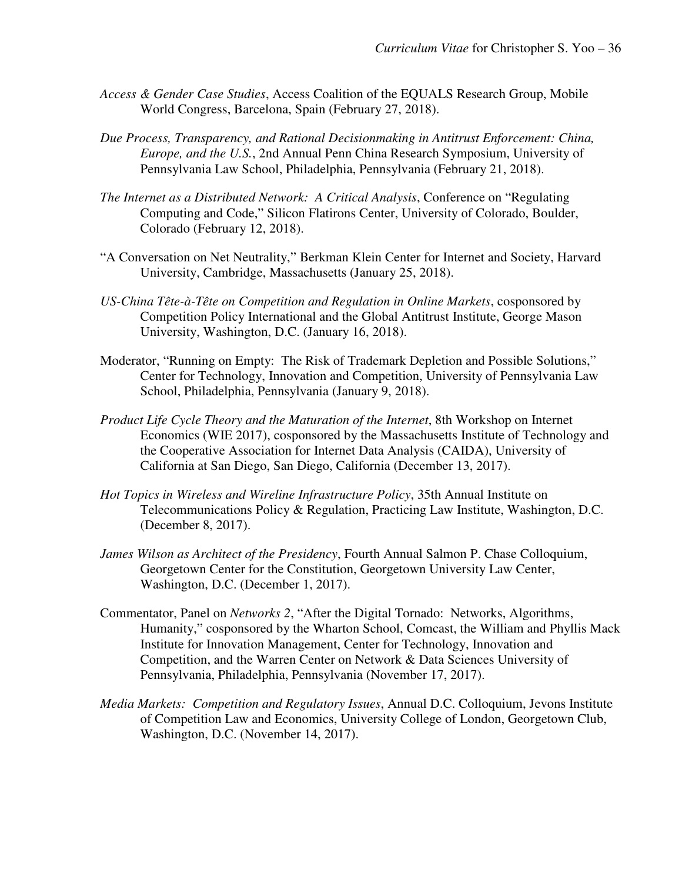*Access & Gender Case Studies*, Access Coalition of the EQUALS Research Group, Mobile World Congress, Barcelona, Spain (February 27, 2018).

*Due Process, Transparency, and Rational Decisionmaking in Antitrust Enforcement: China, Europe, and the U.S.*, 2nd Annual Penn China Research Symposium, University of Pennsylvania Law School, Philadelphia, Pennsylvania (February 21, 2018).

*The Internet as a Distributed Network: A Critical Analysis*, Conference on "Regulating Computing and Code," Silicon Flatirons Center, University of Colorado, Boulder, Colorado (February 12, 2018).

"A Conversation on Net Neutrality," Berkman Klein Center for Internet and Society, Harvard University, Cambridge, Massachusetts (January 25, 2018).

*US-China Tête-à-Tête on Competition and Regulation in Online Markets*, cosponsored by Competition Policy International and the Global Antitrust Institute, George Mason University, Washington, D.C. (January 16, 2018).

Moderator, "Running on Empty: The Risk of Trademark Depletion and Possible Solutions," Center for Technology, Innovation and Competition, University of Pennsylvania Law School, Philadelphia, Pennsylvania (January 9, 2018).

*Product Life Cycle Theory and the Maturation of the Internet*, 8th Workshop on Internet Economics (WIE 2017), cosponsored by the Massachusetts Institute of Technology and the Cooperative Association for Internet Data Analysis (CAIDA), University of California at San Diego, San Diego, California (December 13, 2017).

*Hot Topics in Wireless and Wireline Infrastructure Policy*, 35th Annual Institute on Telecommunications Policy & Regulation, Practicing Law Institute, Washington, D.C. (December 8, 2017).

*James Wilson as Architect of the Presidency*, Fourth Annual Salmon P. Chase Colloquium, Georgetown Center for the Constitution, Georgetown University Law Center, Washington, D.C. (December 1, 2017).

Commentator, Panel on *Networks 2*, "After the Digital Tornado: Networks, Algorithms, Humanity," cosponsored by the Wharton School, Comcast, the William and Phyllis Mack Institute for Innovation Management, Center for Technology, Innovation and Competition, and the Warren Center on Network & Data Sciences University of Pennsylvania, Philadelphia, Pennsylvania (November 17, 2017).

*Media Markets: Competition and Regulatory Issues*, Annual D.C. Colloquium, Jevons Institute of Competition Law and Economics, University College of London, Georgetown Club, Washington, D.C. (November 14, 2017).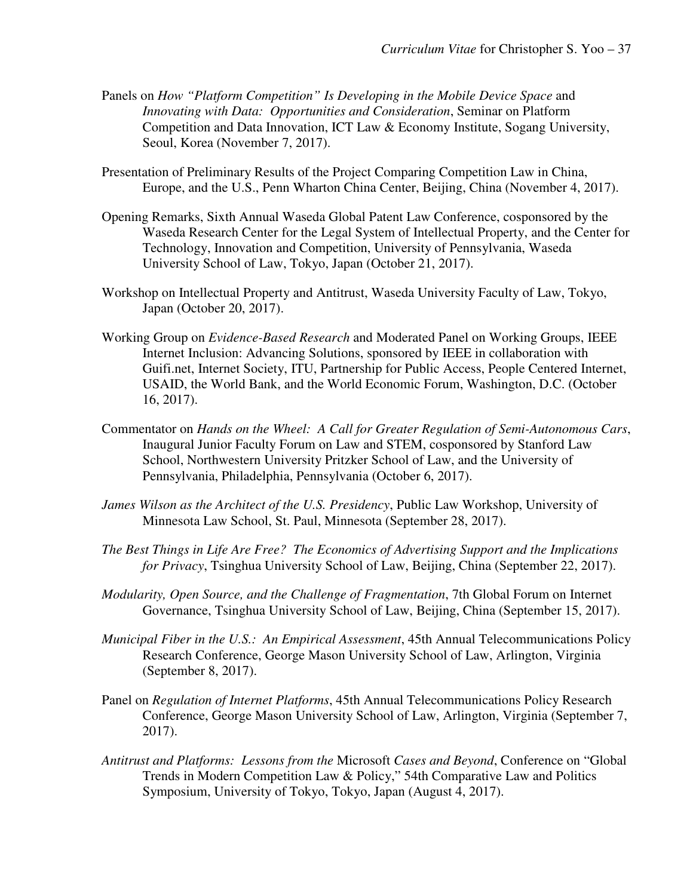Panels on *How "Platform Competition" Is Developing in the Mobile Device Space* and *Innovating with Data: Opportunities and Consideration*, Seminar on Platform Competition and Data Innovation, ICT Law & Economy Institute, Sogang University, Seoul, Korea (November 7, 2017).

Presentation of Preliminary Results of the Project Comparing Competition Law in China, Europe, and the U.S., Penn Wharton China Center, Beijing, China (November 4, 2017).

Opening Remarks, Sixth Annual Waseda Global Patent Law Conference, cosponsored by the Waseda Research Center for the Legal System of Intellectual Property, and the Center for Technology, Innovation and Competition, University of Pennsylvania, Waseda University School of Law, Tokyo, Japan (October 21, 2017).

Workshop on Intellectual Property and Antitrust, Waseda University Faculty of Law, Tokyo, Japan (October 20, 2017).

Working Group on *Evidence-Based Research* and Moderated Panel on Working Groups, IEEE Internet Inclusion: Advancing Solutions, sponsored by IEEE in collaboration with Guifi.net, Internet Society, ITU, Partnership for Public Access, People Centered Internet, USAID, the World Bank, and the World Economic Forum, Washington, D.C. (October 16, 2017).

Commentator on *Hands on the Wheel: A Call for Greater Regulation of Semi-Autonomous Cars*, Inaugural Junior Faculty Forum on Law and STEM, cosponsored by Stanford Law School, Northwestern University Pritzker School of Law, and the University of Pennsylvania, Philadelphia, Pennsylvania (October 6, 2017).

*James Wilson as the Architect of the U.S. Presidency*, Public Law Workshop, University of Minnesota Law School, St. Paul, Minnesota (September 28, 2017).

*The Best Things in Life Are Free? The Economics of Advertising Support and the Implications for Privacy*, Tsinghua University School of Law, Beijing, China (September 22, 2017).

*Modularity, Open Source, and the Challenge of Fragmentation*, 7th Global Forum on Internet Governance, Tsinghua University School of Law, Beijing, China (September 15, 2017).

*Municipal Fiber in the U.S.: An Empirical Assessment*, 45th Annual Telecommunications Policy Research Conference, George Mason University School of Law, Arlington, Virginia (September 8, 2017).

Panel on *Regulation of Internet Platforms*, 45th Annual Telecommunications Policy Research Conference, George Mason University School of Law, Arlington, Virginia (September 7, 2017).

*Antitrust and Platforms: Lessons from the* Microsoft *Cases and Beyond*, Conference on "Global Trends in Modern Competition Law & Policy," 54th Comparative Law and Politics Symposium, University of Tokyo, Tokyo, Japan (August 4, 2017).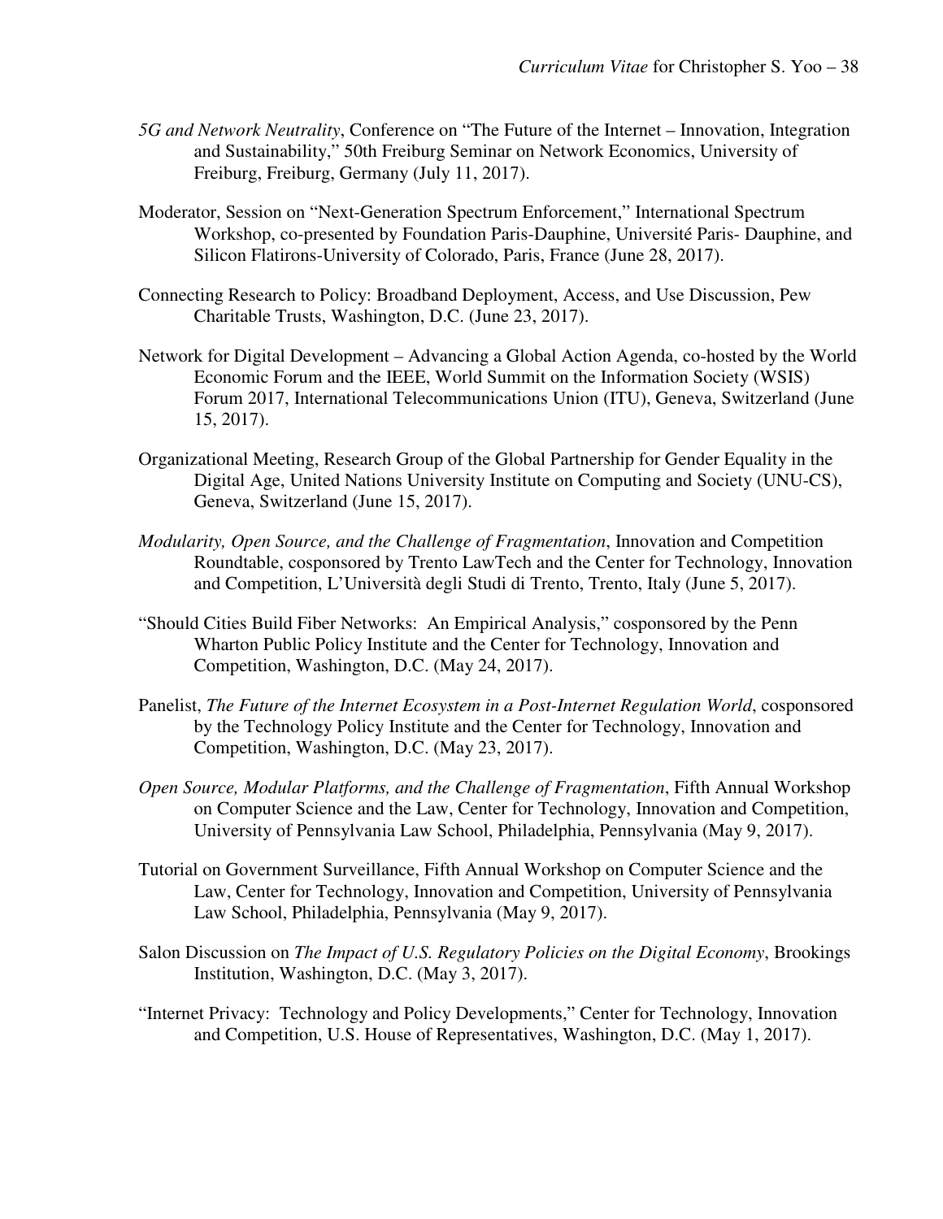*5G and Network Neutrality*, Conference on "The Future of the Internet – Innovation, Integration and Sustainability," 50th Freiburg Seminar on Network Economics, University of Freiburg, Freiburg, Germany (July 11, 2017).

Moderator, Session on "Next-Generation Spectrum Enforcement," International Spectrum Workshop, co-presented by Foundation Paris-Dauphine, Université Paris- Dauphine, and Silicon Flatirons-University of Colorado, Paris, France (June 28, 2017).

Connecting Research to Policy: Broadband Deployment, Access, and Use Discussion, Pew Charitable Trusts, Washington, D.C. (June 23, 2017).

Network for Digital Development – Advancing a Global Action Agenda, co-hosted by the World Economic Forum and the IEEE, World Summit on the Information Society (WSIS) Forum 2017, International Telecommunications Union (ITU), Geneva, Switzerland (June 15, 2017).

Organizational Meeting, Research Group of the Global Partnership for Gender Equality in the Digital Age, United Nations University Institute on Computing and Society (UNU-CS), Geneva, Switzerland (June 15, 2017).

*Modularity, Open Source, and the Challenge of Fragmentation*, Innovation and Competition Roundtable, cosponsored by Trento LawTech and the Center for Technology, Innovation and Competition, L'Università degli Studi di Trento, Trento, Italy (June 5, 2017).

"Should Cities Build Fiber Networks: An Empirical Analysis," cosponsored by the Penn Wharton Public Policy Institute and the Center for Technology, Innovation and Competition, Washington, D.C. (May 24, 2017).

Panelist, *The Future of the Internet Ecosystem in a Post-Internet Regulation World*, cosponsored by the Technology Policy Institute and the Center for Technology, Innovation and Competition, Washington, D.C. (May 23, 2017).

*Open Source, Modular Platforms, and the Challenge of Fragmentation*, Fifth Annual Workshop on Computer Science and the Law, Center for Technology, Innovation and Competition, University of Pennsylvania Law School, Philadelphia, Pennsylvania (May 9, 2017).

Tutorial on Government Surveillance, Fifth Annual Workshop on Computer Science and the Law, Center for Technology, Innovation and Competition, University of Pennsylvania Law School, Philadelphia, Pennsylvania (May 9, 2017).

Salon Discussion on *The Impact of U.S. Regulatory Policies on the Digital Economy*, Brookings Institution, Washington, D.C. (May 3, 2017).

"Internet Privacy: Technology and Policy Developments," Center for Technology, Innovation and Competition, U.S. House of Representatives, Washington, D.C. (May 1, 2017).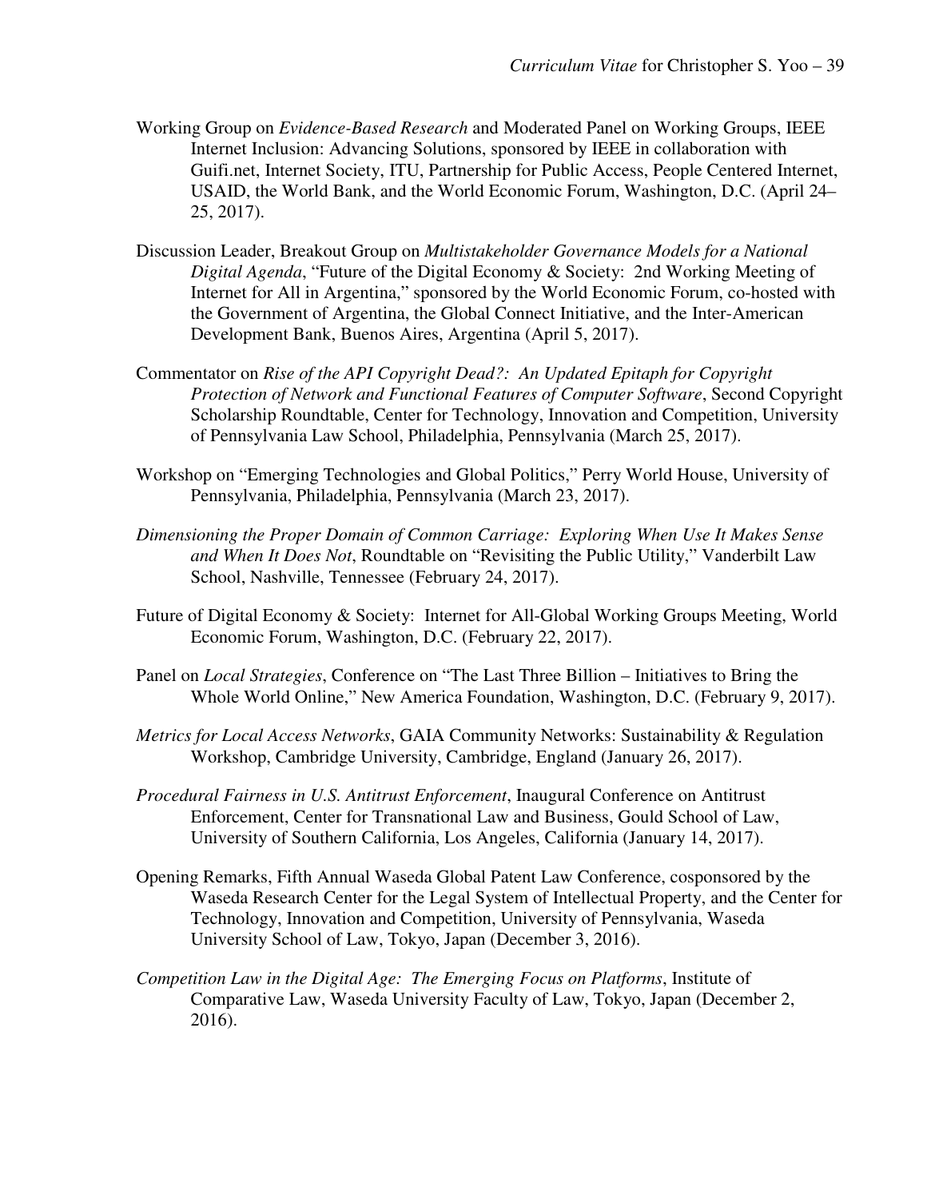Working Group on *Evidence-Based Research* and Moderated Panel on Working Groups, IEEE Internet Inclusion: Advancing Solutions, sponsored by IEEE in collaboration with Guifi.net, Internet Society, ITU, Partnership for Public Access, People Centered Internet, USAID, the World Bank, and the World Economic Forum, Washington, D.C. (April 24–25, 2017).

Discussion Leader, Breakout Group on *Multistakeholder Governance Models for a National Digital Agenda*, "Future of the Digital Economy & Society: 2nd Working Meeting of Internet for All in Argentina," sponsored by the World Economic Forum, co-hosted with the Government of Argentina, the Global Connect Initiative, and the Inter-American Development Bank, Buenos Aires, Argentina (April 5, 2017).

Commentator on *Rise of the API Copyright Dead?: An Updated Epitaph for Copyright Protection of Network and Functional Features of Computer Software*, Second Copyright Scholarship Roundtable, Center for Technology, Innovation and Competition, University of Pennsylvania Law School, Philadelphia, Pennsylvania (March 25, 2017).

Workshop on "Emerging Technologies and Global Politics," Perry World House, University of Pennsylvania, Philadelphia, Pennsylvania (March 23, 2017).

*Dimensioning the Proper Domain of Common Carriage: Exploring When Use It Makes Sense and When It Does Not*, Roundtable on "Revisiting the Public Utility," Vanderbilt Law School, Nashville, Tennessee (February 24, 2017).

Future of Digital Economy & Society: Internet for All-Global Working Groups Meeting, World Economic Forum, Washington, D.C. (February 22, 2017).

Panel on *Local Strategies*, Conference on "The Last Three Billion – Initiatives to Bring the Whole World Online," New America Foundation, Washington, D.C. (February 9, 2017).

*Metrics for Local Access Networks*, GAIA Community Networks: Sustainability & Regulation Workshop, Cambridge University, Cambridge, England (January 26, 2017).

*Procedural Fairness in U.S. Antitrust Enforcement*, Inaugural Conference on Antitrust Enforcement, Center for Transnational Law and Business, Gould School of Law, University of Southern California, Los Angeles, California (January 14, 2017).

Opening Remarks, Fifth Annual Waseda Global Patent Law Conference, cosponsored by the Waseda Research Center for the Legal System of Intellectual Property, and the Center for Technology, Innovation and Competition, University of Pennsylvania, Waseda University School of Law, Tokyo, Japan (December 3, 2016).

*Competition Law in the Digital Age: The Emerging Focus on Platforms*, Institute of Comparative Law, Waseda University Faculty of Law, Tokyo, Japan (December 2, 2016).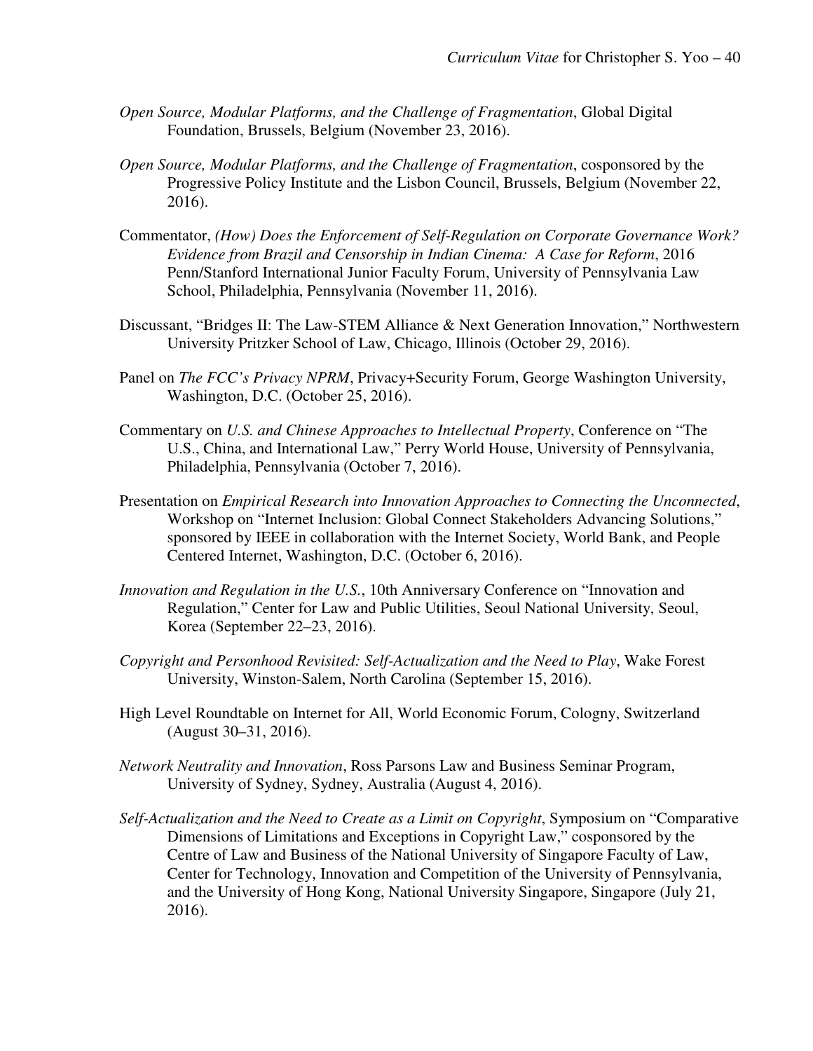*Open Source, Modular Platforms, and the Challenge of Fragmentation*, Global Digital Foundation, Brussels, Belgium (November 23, 2016).

*Open Source, Modular Platforms, and the Challenge of Fragmentation*, cosponsored by the Progressive Policy Institute and the Lisbon Council, Brussels, Belgium (November 22, 2016).

Commentator, *(How) Does the Enforcement of Self-Regulation on Corporate Governance Work? Evidence from Brazil and Censorship in Indian Cinema: A Case for Reform*, 2016 Penn/Stanford International Junior Faculty Forum, University of Pennsylvania Law School, Philadelphia, Pennsylvania (November 11, 2016).

Discussant, "Bridges II: The Law-STEM Alliance & Next Generation Innovation," Northwestern University Pritzker School of Law, Chicago, Illinois (October 29, 2016).

Panel on *The FCC's Privacy NPRM*, Privacy+Security Forum, George Washington University, Washington, D.C. (October 25, 2016).

Commentary on *U.S. and Chinese Approaches to Intellectual Property*, Conference on "The U.S., China, and International Law," Perry World House, University of Pennsylvania, Philadelphia, Pennsylvania (October 7, 2016).

Presentation on *Empirical Research into Innovation Approaches to Connecting the Unconnected*, Workshop on "Internet Inclusion: Global Connect Stakeholders Advancing Solutions," sponsored by IEEE in collaboration with the Internet Society, World Bank, and People Centered Internet, Washington, D.C. (October 6, 2016).

*Innovation and Regulation in the U.S.*, 10th Anniversary Conference on "Innovation and Regulation," Center for Law and Public Utilities, Seoul National University, Seoul, Korea (September 22–23, 2016).

*Copyright and Personhood Revisited: Self-Actualization and the Need to Play*, Wake Forest University, Winston-Salem, North Carolina (September 15, 2016).

High Level Roundtable on Internet for All, World Economic Forum, Cologny, Switzerland (August 30–31, 2016).

*Network Neutrality and Innovation*, Ross Parsons Law and Business Seminar Program, University of Sydney, Sydney, Australia (August 4, 2016).

*Self-Actualization and the Need to Create as a Limit on Copyright*, Symposium on "Comparative Dimensions of Limitations and Exceptions in Copyright Law," cosponsored by the Centre of Law and Business of the National University of Singapore Faculty of Law, Center for Technology, Innovation and Competition of the University of Pennsylvania, and the University of Hong Kong, National University Singapore, Singapore (July 21, 2016).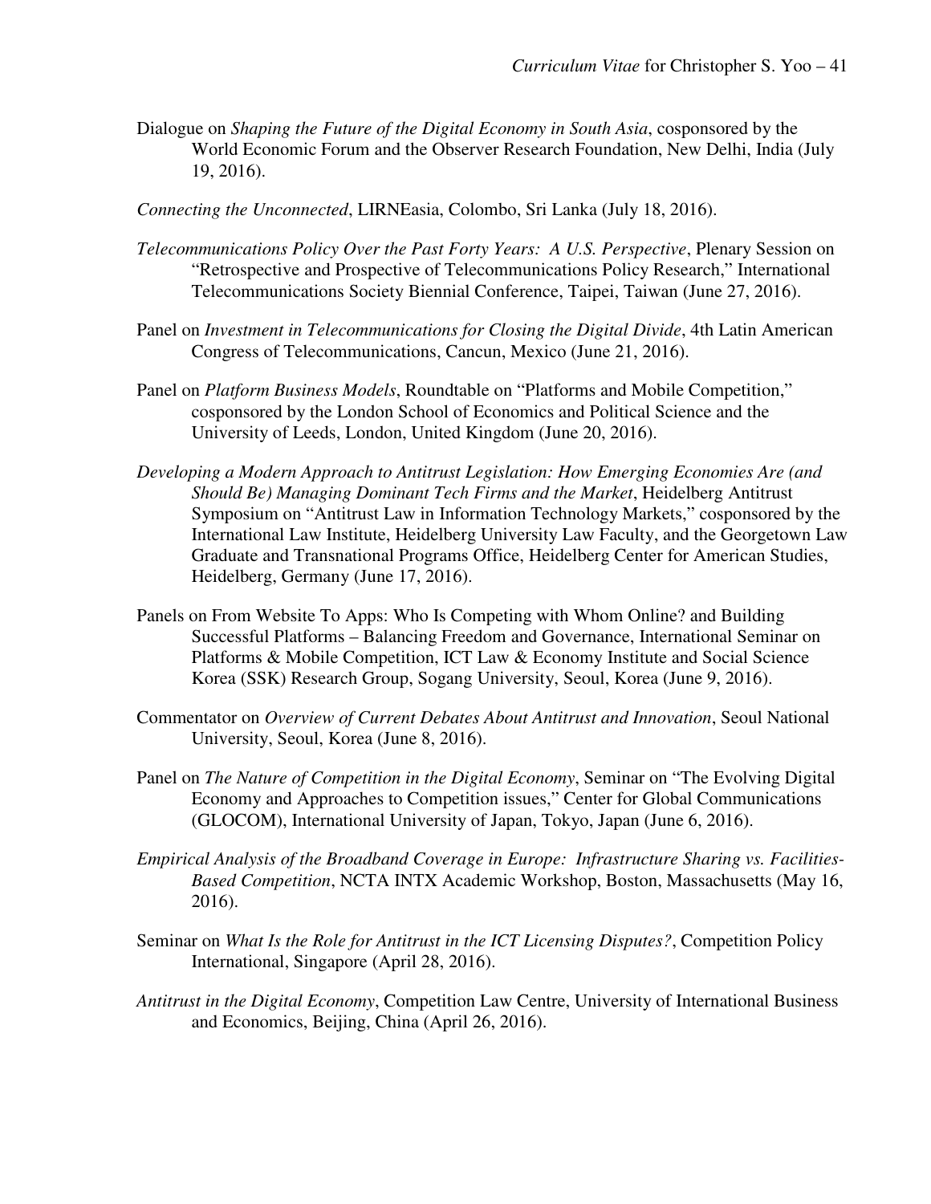Dialogue on *Shaping the Future of the Digital Economy in South Asia*, cosponsored by the World Economic Forum and the Observer Research Foundation, New Delhi, India (July 19, 2016).

*Connecting the Unconnected*, LIRNEasia, Colombo, Sri Lanka (July 18, 2016).

*Telecommunications Policy Over the Past Forty Years: A U.S. Perspective*, Plenary Session on "Retrospective and Prospective of Telecommunications Policy Research," International Telecommunications Society Biennial Conference, Taipei, Taiwan (June 27, 2016).

Panel on *Investment in Telecommunications for Closing the Digital Divide*, 4th Latin American Congress of Telecommunications, Cancun, Mexico (June 21, 2016).

Panel on *Platform Business Models*, Roundtable on "Platforms and Mobile Competition," cosponsored by the London School of Economics and Political Science and the University of Leeds, London, United Kingdom (June 20, 2016).

*Developing a Modern Approach to Antitrust Legislation: How Emerging Economies Are (and Should Be) Managing Dominant Tech Firms and the Market*, Heidelberg Antitrust Symposium on "Antitrust Law in Information Technology Markets," cosponsored by the International Law Institute, Heidelberg University Law Faculty, and the Georgetown Law Graduate and Transnational Programs Office, Heidelberg Center for American Studies, Heidelberg, Germany (June 17, 2016).

Panels on From Website To Apps: Who Is Competing with Whom Online? and Building Successful Platforms – Balancing Freedom and Governance, International Seminar on Platforms & Mobile Competition, ICT Law & Economy Institute and Social Science Korea (SSK) Research Group, Sogang University, Seoul, Korea (June 9, 2016).

Commentator on *Overview of Current Debates About Antitrust and Innovation*, Seoul National University, Seoul, Korea (June 8, 2016).

Panel on *The Nature of Competition in the Digital Economy*, Seminar on "The Evolving Digital Economy and Approaches to Competition issues," Center for Global Communications (GLOCOM), International University of Japan, Tokyo, Japan (June 6, 2016).

*Empirical Analysis of the Broadband Coverage in Europe: Infrastructure Sharing vs. Facilities-Based Competition*, NCTA INTX Academic Workshop, Boston, Massachusetts (May 16, 2016).

Seminar on *What Is the Role for Antitrust in the ICT Licensing Disputes?*, Competition Policy International, Singapore (April 28, 2016).

*Antitrust in the Digital Economy*, Competition Law Centre, University of International Business and Economics, Beijing, China (April 26, 2016).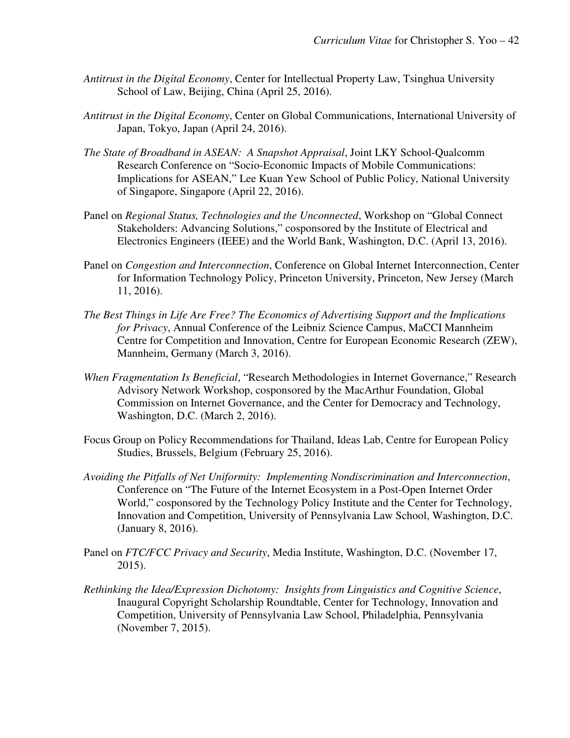*Antitrust in the Digital Economy*, Center for Intellectual Property Law, Tsinghua University School of Law, Beijing, China (April 25, 2016).

*Antitrust in the Digital Economy*, Center on Global Communications, International University of Japan, Tokyo, Japan (April 24, 2016).

*The State of Broadband in ASEAN: A Snapshot Appraisal*, Joint LKY School-Qualcomm Research Conference on "Socio-Economic Impacts of Mobile Communications: Implications for ASEAN," Lee Kuan Yew School of Public Policy, National University of Singapore, Singapore (April 22, 2016).

Panel on *Regional Status, Technologies and the Unconnected*, Workshop on "Global Connect Stakeholders: Advancing Solutions," cosponsored by the Institute of Electrical and Electronics Engineers (IEEE) and the World Bank, Washington, D.C. (April 13, 2016).

Panel on *Congestion and Interconnection*, Conference on Global Internet Interconnection, Center for Information Technology Policy, Princeton University, Princeton, New Jersey (March 11, 2016).

*The Best Things in Life Are Free? The Economics of Advertising Support and the Implications for Privacy*, Annual Conference of the Leibniz Science Campus, MaCCI Mannheim Centre for Competition and Innovation, Centre for European Economic Research (ZEW), Mannheim, Germany (March 3, 2016).

*When Fragmentation Is Beneficial*, "Research Methodologies in Internet Governance," Research Advisory Network Workshop, cosponsored by the MacArthur Foundation, Global Commission on Internet Governance, and the Center for Democracy and Technology, Washington, D.C. (March 2, 2016).

Focus Group on Policy Recommendations for Thailand, Ideas Lab, Centre for European Policy Studies, Brussels, Belgium (February 25, 2016).

*Avoiding the Pitfalls of Net Uniformity: Implementing Nondiscrimination and Interconnection*, Conference on "The Future of the Internet Ecosystem in a Post-Open Internet Order World," cosponsored by the Technology Policy Institute and the Center for Technology, Innovation and Competition, University of Pennsylvania Law School, Washington, D.C. (January 8, 2016).

Panel on *FTC/FCC Privacy and Security*, Media Institute, Washington, D.C. (November 17, 2015).

*Rethinking the Idea/Expression Dichotomy: Insights from Linguistics and Cognitive Science*, Inaugural Copyright Scholarship Roundtable, Center for Technology, Innovation and Competition, University of Pennsylvania Law School, Philadelphia, Pennsylvania (November 7, 2015).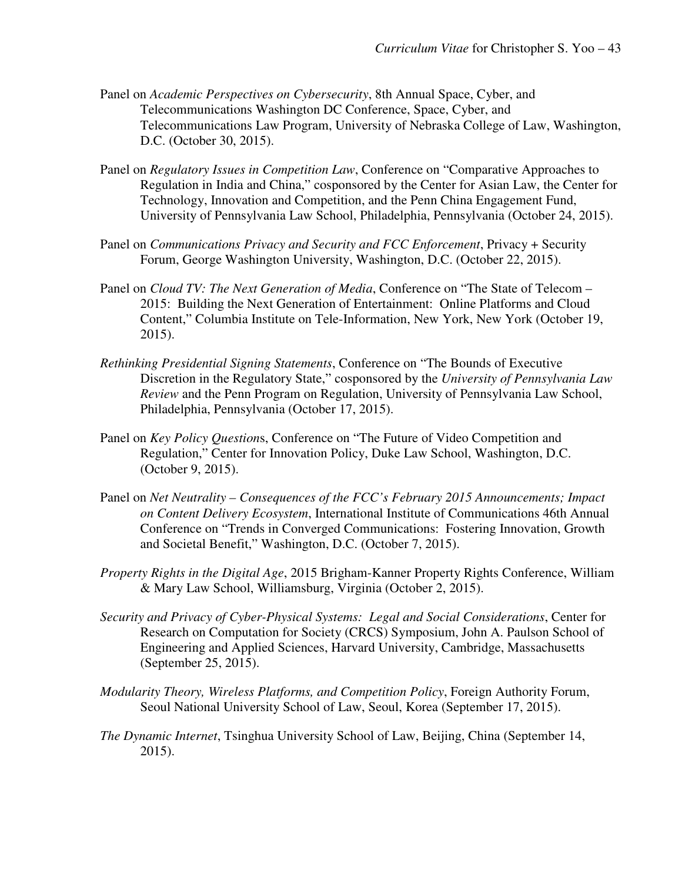Panel on *Academic Perspectives on Cybersecurity*, 8th Annual Space, Cyber, and Telecommunications Washington DC Conference, Space, Cyber, and Telecommunications Law Program, University of Nebraska College of Law, Washington, D.C. (October 30, 2015).

Panel on *Regulatory Issues in Competition Law*, Conference on "Comparative Approaches to Regulation in India and China," cosponsored by the Center for Asian Law, the Center for Technology, Innovation and Competition, and the Penn China Engagement Fund, University of Pennsylvania Law School, Philadelphia, Pennsylvania (October 24, 2015).

Panel on *Communications Privacy and Security and FCC Enforcement*, Privacy + Security Forum, George Washington University, Washington, D.C. (October 22, 2015).

Panel on *Cloud TV: The Next Generation of Media*, Conference on "The State of Telecom – 2015: Building the Next Generation of Entertainment: Online Platforms and Cloud Content," Columbia Institute on Tele-Information, New York, New York (October 19, 2015).

*Rethinking Presidential Signing Statements*, Conference on "The Bounds of Executive Discretion in the Regulatory State," cosponsored by the *University of Pennsylvania Law Review* and the Penn Program on Regulation, University of Pennsylvania Law School, Philadelphia, Pennsylvania (October 17, 2015).

Panel on *Key Policy Questions*, Conference on "The Future of Video Competition and Regulation," Center for Innovation Policy, Duke Law School, Washington, D.C. (October 9, 2015).

Panel on *Net Neutrality – Consequences of the FCC's February 2015 Announcements; Impact on Content Delivery Ecosystem*, International Institute of Communications 46th Annual Conference on "Trends in Converged Communications: Fostering Innovation, Growth and Societal Benefit," Washington, D.C. (October 7, 2015).

*Property Rights in the Digital Age*, 2015 Brigham-Kanner Property Rights Conference, William & Mary Law School, Williamsburg, Virginia (October 2, 2015).

*Security and Privacy of Cyber-Physical Systems: Legal and Social Considerations*, Center for Research on Computation for Society (CRCS) Symposium, John A. Paulson School of Engineering and Applied Sciences, Harvard University, Cambridge, Massachusetts (September 25, 2015).

*Modularity Theory, Wireless Platforms, and Competition Policy*, Foreign Authority Forum, Seoul National University School of Law, Seoul, Korea (September 17, 2015).

*The Dynamic Internet*, Tsinghua University School of Law, Beijing, China (September 14, 2015).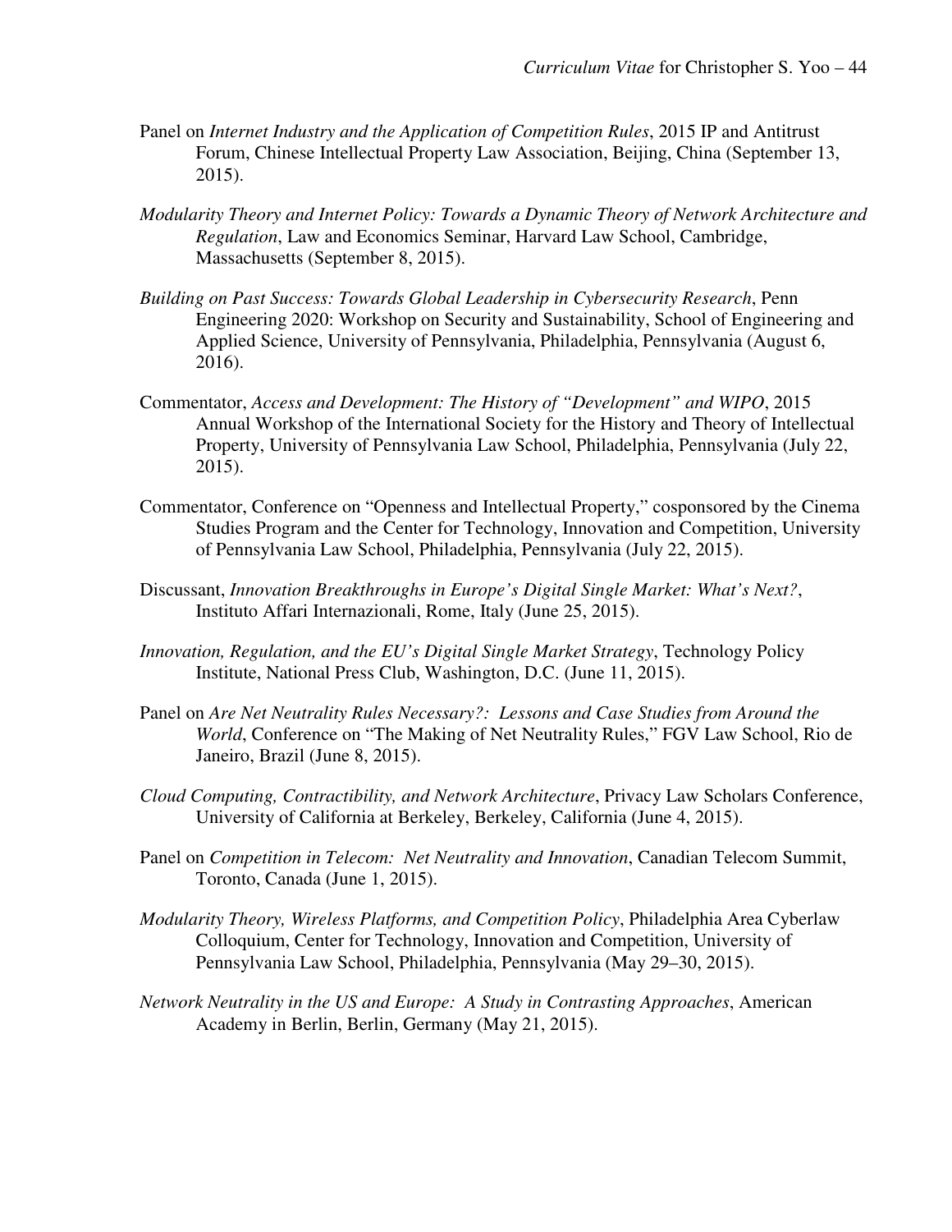Panel on *Internet Industry and the Application of Competition Rules*, 2015 IP and Antitrust Forum, Chinese Intellectual Property Law Association, Beijing, China (September 13, 2015).

*Modularity Theory and Internet Policy: Towards a Dynamic Theory of Network Architecture and Regulation*, Law and Economics Seminar, Harvard Law School, Cambridge, Massachusetts (September 8, 2015).

*Building on Past Success: Towards Global Leadership in Cybersecurity Research*, Penn Engineering 2020: Workshop on Security and Sustainability, School of Engineering and Applied Science, University of Pennsylvania, Philadelphia, Pennsylvania (August 6, 2016).

Commentator, *Access and Development: The History of "Development" and WIPO*, 2015 Annual Workshop of the International Society for the History and Theory of Intellectual Property, University of Pennsylvania Law School, Philadelphia, Pennsylvania (July 22, 2015).

Commentator, Conference on "Openness and Intellectual Property," cosponsored by the Cinema Studies Program and the Center for Technology, Innovation and Competition, University of Pennsylvania Law School, Philadelphia, Pennsylvania (July 22, 2015).

Discussant, *Innovation Breakthroughs in Europe's Digital Single Market: What's Next?*, Instituto Affari Internazionali, Rome, Italy (June 25, 2015).

*Innovation, Regulation, and the EU's Digital Single Market Strategy*, Technology Policy Institute, National Press Club, Washington, D.C. (June 11, 2015).

Panel on *Are Net Neutrality Rules Necessary?: Lessons and Case Studies from Around the World*, Conference on "The Making of Net Neutrality Rules," FGV Law School, Rio de Janeiro, Brazil (June 8, 2015).

*Cloud Computing, Contractibility, and Network Architecture*, Privacy Law Scholars Conference, University of California at Berkeley, Berkeley, California (June 4, 2015).

Panel on *Competition in Telecom: Net Neutrality and Innovation*, Canadian Telecom Summit, Toronto, Canada (June 1, 2015).

*Modularity Theory, Wireless Platforms, and Competition Policy*, Philadelphia Area Cyberlaw Colloquium, Center for Technology, Innovation and Competition, University of Pennsylvania Law School, Philadelphia, Pennsylvania (May 29–30, 2015).

*Network Neutrality in the US and Europe: A Study in Contrasting Approaches*, American Academy in Berlin, Berlin, Germany (May 21, 2015).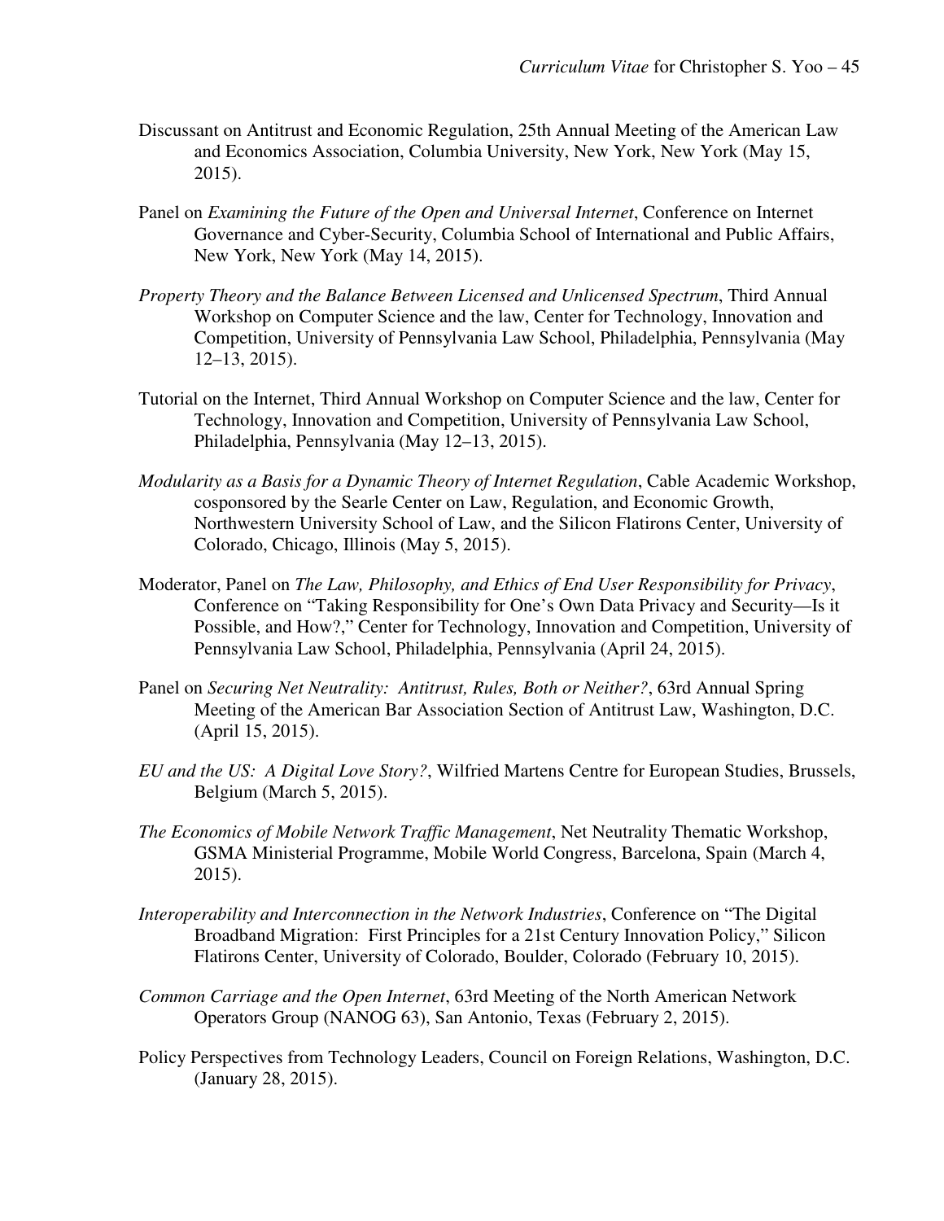Discussant on Antitrust and Economic Regulation, 25th Annual Meeting of the American Law and Economics Association, Columbia University, New York, New York (May 15, 2015).

Panel on *Examining the Future of the Open and Universal Internet*, Conference on Internet Governance and Cyber-Security, Columbia School of International and Public Affairs, New York, New York (May 14, 2015).

*Property Theory and the Balance Between Licensed and Unlicensed Spectrum*, Third Annual Workshop on Computer Science and the law, Center for Technology, Innovation and Competition, University of Pennsylvania Law School, Philadelphia, Pennsylvania (May 12–13, 2015).

Tutorial on the Internet, Third Annual Workshop on Computer Science and the law, Center for Technology, Innovation and Competition, University of Pennsylvania Law School, Philadelphia, Pennsylvania (May 12–13, 2015).

*Modularity as a Basis for a Dynamic Theory of Internet Regulation*, Cable Academic Workshop, cosponsored by the Searle Center on Law, Regulation, and Economic Growth, Northwestern University School of Law, and the Silicon Flatirons Center, University of Colorado, Chicago, Illinois (May 5, 2015).

Moderator, Panel on *The Law, Philosophy, and Ethics of End User Responsibility for Privacy*, Conference on "Taking Responsibility for One's Own Data Privacy and Security—Is it Possible, and How?," Center for Technology, Innovation and Competition, University of Pennsylvania Law School, Philadelphia, Pennsylvania (April 24, 2015).

Panel on *Securing Net Neutrality: Antitrust, Rules, Both or Neither?*, 63rd Annual Spring Meeting of the American Bar Association Section of Antitrust Law, Washington, D.C. (April 15, 2015).

*EU and the US: A Digital Love Story?*, Wilfried Martens Centre for European Studies, Brussels, Belgium (March 5, 2015).

*The Economics of Mobile Network Traffic Management*, Net Neutrality Thematic Workshop, GSMA Ministerial Programme, Mobile World Congress, Barcelona, Spain (March 4, 2015).

*Interoperability and Interconnection in the Network Industries*, Conference on "The Digital Broadband Migration: First Principles for a 21st Century Innovation Policy," Silicon Flatirons Center, University of Colorado, Boulder, Colorado (February 10, 2015).

*Common Carriage and the Open Internet*, 63rd Meeting of the North American Network Operators Group (NANOG 63), San Antonio, Texas (February 2, 2015).

Policy Perspectives from Technology Leaders, Council on Foreign Relations, Washington, D.C. (January 28, 2015).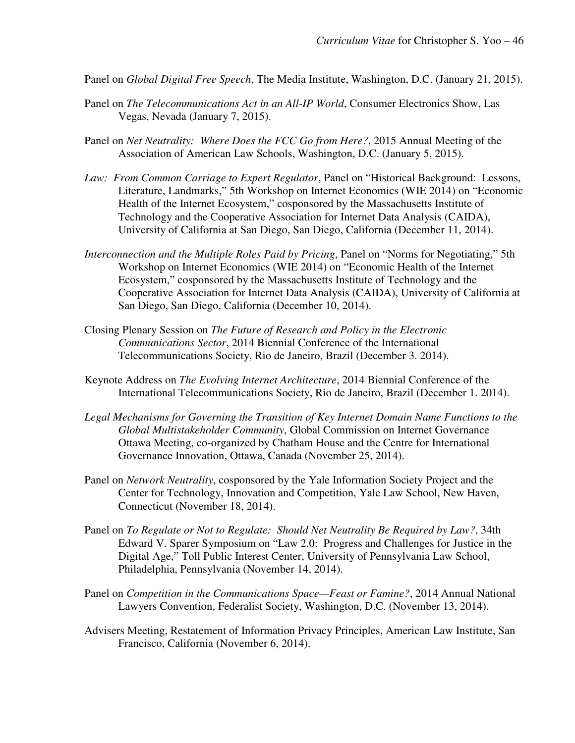Panel on *Global Digital Free Speech*, The Media Institute, Washington, D.C. (January 21, 2015).

Panel on *The Telecommunications Act in an All-IP World*, Consumer Electronics Show, Las Vegas, Nevada (January 7, 2015).

Panel on *Net Neutrality: Where Does the FCC Go from Here?*, 2015 Annual Meeting of the Association of American Law Schools, Washington, D.C. (January 5, 2015).

*Law: From Common Carriage to Expert Regulator*, Panel on "Historical Background: Lessons, Literature, Landmarks," 5th Workshop on Internet Economics (WIE 2014) on "Economic Health of the Internet Ecosystem," cosponsored by the Massachusetts Institute of Technology and the Cooperative Association for Internet Data Analysis (CAIDA), University of California at San Diego, San Diego, California (December 11, 2014).

*Interconnection and the Multiple Roles Paid by Pricing*, Panel on "Norms for Negotiating," 5th Workshop on Internet Economics (WIE 2014) on "Economic Health of the Internet Ecosystem," cosponsored by the Massachusetts Institute of Technology and the Cooperative Association for Internet Data Analysis (CAIDA), University of California at San Diego, San Diego, California (December 10, 2014).

Closing Plenary Session on *The Future of Research and Policy in the Electronic Communications Sector*, 2014 Biennial Conference of the International Telecommunications Society, Rio de Janeiro, Brazil (December 3. 2014).

Keynote Address on *The Evolving Internet Architecture*, 2014 Biennial Conference of the International Telecommunications Society, Rio de Janeiro, Brazil (December 1. 2014).

*Legal Mechanisms for Governing the Transition of Key Internet Domain Name Functions to the Global Multistakeholder Community*, Global Commission on Internet Governance Ottawa Meeting, co-organized by Chatham House and the Centre for International Governance Innovation, Ottawa, Canada (November 25, 2014).

Panel on *Network Neutrality*, cosponsored by the Yale Information Society Project and the Center for Technology, Innovation and Competition, Yale Law School, New Haven, Connecticut (November 18, 2014).

Panel on *To Regulate or Not to Regulate: Should Net Neutrality Be Required by Law?*, 34th Edward V. Sparer Symposium on "Law 2.0: Progress and Challenges for Justice in the Digital Age," Toll Public Interest Center, University of Pennsylvania Law School, Philadelphia, Pennsylvania (November 14, 2014).

Panel on *Competition in the Communications Space—Feast or Famine?*, 2014 Annual National Lawyers Convention, Federalist Society, Washington, D.C. (November 13, 2014).

Advisers Meeting, Restatement of Information Privacy Principles, American Law Institute, San Francisco, California (November 6, 2014).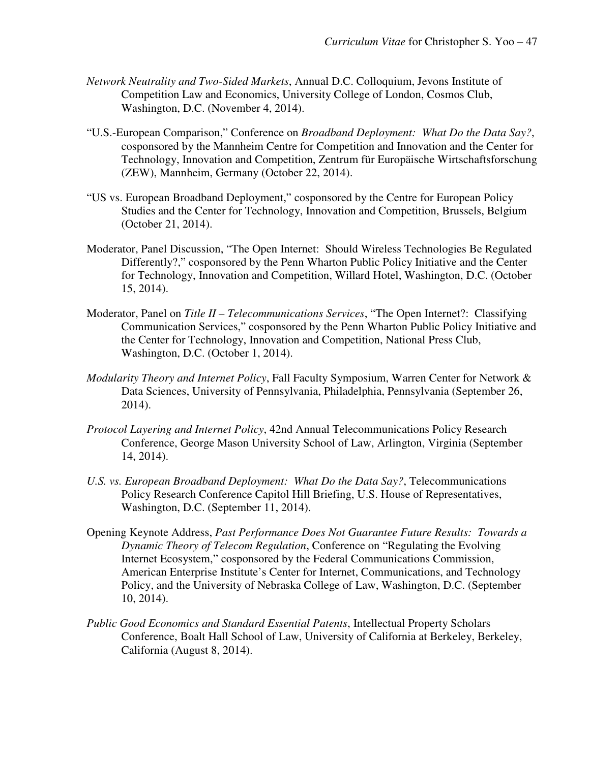*Network Neutrality and Two-Sided Markets*, Annual D.C. Colloquium, Jevons Institute of Competition Law and Economics, University College of London, Cosmos Club, Washington, D.C. (November 4, 2014).

"U.S.-European Comparison," Conference on *Broadband Deployment: What Do the Data Say?*, cosponsored by the Mannheim Centre for Competition and Innovation and the Center for Technology, Innovation and Competition, Zentrum für Europäische Wirtschaftsforschung (ZEW), Mannheim, Germany (October 22, 2014).

"US vs. European Broadband Deployment," cosponsored by the Centre for European Policy Studies and the Center for Technology, Innovation and Competition, Brussels, Belgium (October 21, 2014).

Moderator, Panel Discussion, "The Open Internet: Should Wireless Technologies Be Regulated Differently?," cosponsored by the Penn Wharton Public Policy Initiative and the Center for Technology, Innovation and Competition, Willard Hotel, Washington, D.C. (October 15, 2014).

Moderator, Panel on *Title II – Telecommunications Services*, "The Open Internet?: Classifying Communication Services," cosponsored by the Penn Wharton Public Policy Initiative and the Center for Technology, Innovation and Competition, National Press Club, Washington, D.C. (October 1, 2014).

*Modularity Theory and Internet Policy*, Fall Faculty Symposium, Warren Center for Network & Data Sciences, University of Pennsylvania, Philadelphia, Pennsylvania (September 26, 2014).

*Protocol Layering and Internet Policy*, 42nd Annual Telecommunications Policy Research Conference, George Mason University School of Law, Arlington, Virginia (September 14, 2014).

*U.S. vs. European Broadband Deployment: What Do the Data Say?*, Telecommunications Policy Research Conference Capitol Hill Briefing, U.S. House of Representatives, Washington, D.C. (September 11, 2014).

Opening Keynote Address, *Past Performance Does Not Guarantee Future Results: Towards a Dynamic Theory of Telecom Regulation*, Conference on "Regulating the Evolving Internet Ecosystem," cosponsored by the Federal Communications Commission, American Enterprise Institute's Center for Internet, Communications, and Technology Policy, and the University of Nebraska College of Law, Washington, D.C. (September 10, 2014).

*Public Good Economics and Standard Essential Patents*, Intellectual Property Scholars Conference, Boalt Hall School of Law, University of California at Berkeley, Berkeley, California (August 8, 2014).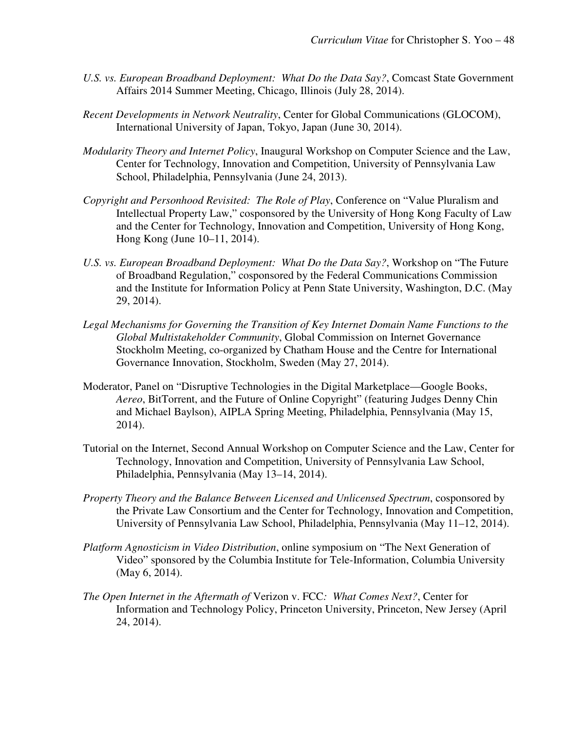*U.S. vs. European Broadband Deployment: What Do the Data Say?*, Comcast State Government Affairs 2014 Summer Meeting, Chicago, Illinois (July 28, 2014).

*Recent Developments in Network Neutrality*, Center for Global Communications (GLOCOM), International University of Japan, Tokyo, Japan (June 30, 2014).

*Modularity Theory and Internet Policy*, Inaugural Workshop on Computer Science and the Law, Center for Technology, Innovation and Competition, University of Pennsylvania Law School, Philadelphia, Pennsylvania (June 24, 2013).

*Copyright and Personhood Revisited: The Role of Play*, Conference on "Value Pluralism and Intellectual Property Law," cosponsored by the University of Hong Kong Faculty of Law and the Center for Technology, Innovation and Competition, University of Hong Kong, Hong Kong (June 10–11, 2014).

*U.S. vs. European Broadband Deployment: What Do the Data Say?*, Workshop on "The Future of Broadband Regulation," cosponsored by the Federal Communications Commission and the Institute for Information Policy at Penn State University, Washington, D.C. (May 29, 2014).

*Legal Mechanisms for Governing the Transition of Key Internet Domain Name Functions to the Global Multistakeholder Community*, Global Commission on Internet Governance Stockholm Meeting, co-organized by Chatham House and the Centre for International Governance Innovation, Stockholm, Sweden (May 27, 2014).

Moderator, Panel on "Disruptive Technologies in the Digital Marketplace—Google Books, *Aereo*, BitTorrent, and the Future of Online Copyright" (featuring Judges Denny Chin and Michael Baylson), AIPLA Spring Meeting, Philadelphia, Pennsylvania (May 15, 2014).

Tutorial on the Internet, Second Annual Workshop on Computer Science and the Law, Center for Technology, Innovation and Competition, University of Pennsylvania Law School, Philadelphia, Pennsylvania (May 13–14, 2014).

*Property Theory and the Balance Between Licensed and Unlicensed Spectrum*, cosponsored by the Private Law Consortium and the Center for Technology, Innovation and Competition, University of Pennsylvania Law School, Philadelphia, Pennsylvania (May 11–12, 2014).

*Platform Agnosticism in Video Distribution*, online symposium on "The Next Generation of Video" sponsored by the Columbia Institute for Tele-Information, Columbia University (May 6, 2014).

*The Open Internet in the Aftermath of* Verizon v. FCC*: What Comes Next?*, Center for Information and Technology Policy, Princeton University, Princeton, New Jersey (April 24, 2014).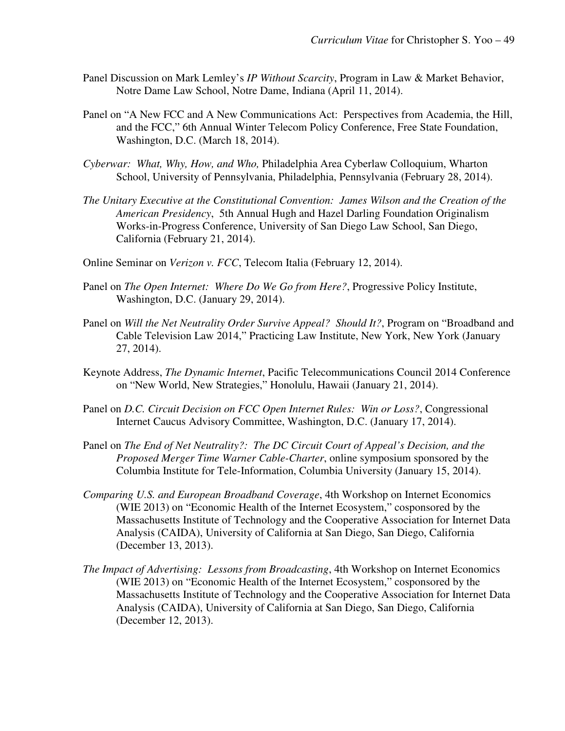Panel Discussion on Mark Lemley's *IP Without Scarcity*, Program in Law & Market Behavior, Notre Dame Law School, Notre Dame, Indiana (April 11, 2014).

Panel on "A New FCC and A New Communications Act: Perspectives from Academia, the Hill, and the FCC," 6th Annual Winter Telecom Policy Conference, Free State Foundation, Washington, D.C. (March 18, 2014).

*Cyberwar: What, Why, How, and Who,* Philadelphia Area Cyberlaw Colloquium, Wharton School, University of Pennsylvania, Philadelphia, Pennsylvania (February 28, 2014).

*The Unitary Executive at the Constitutional Convention: James Wilson and the Creation of the American Presidency*, 5th Annual Hugh and Hazel Darling Foundation Originalism Works-in-Progress Conference, University of San Diego Law School, San Diego, California (February 21, 2014).

Online Seminar on *Verizon v. FCC*, Telecom Italia (February 12, 2014).

Panel on *The Open Internet: Where Do We Go from Here?*, Progressive Policy Institute, Washington, D.C. (January 29, 2014).

Panel on *Will the Net Neutrality Order Survive Appeal? Should It?*, Program on "Broadband and Cable Television Law 2014," Practicing Law Institute, New York, New York (January 27, 2014).

Keynote Address, *The Dynamic Internet*, Pacific Telecommunications Council 2014 Conference on "New World, New Strategies," Honolulu, Hawaii (January 21, 2014).

Panel on *D.C. Circuit Decision on FCC Open Internet Rules: Win or Loss?*, Congressional Internet Caucus Advisory Committee, Washington, D.C. (January 17, 2014).

Panel on *The End of Net Neutrality?: The DC Circuit Court of Appeal's Decision, and the Proposed Merger Time Warner Cable-Charter*, online symposium sponsored by the Columbia Institute for Tele-Information, Columbia University (January 15, 2014).

*Comparing U.S. and European Broadband Coverage*, 4th Workshop on Internet Economics (WIE 2013) on "Economic Health of the Internet Ecosystem," cosponsored by the Massachusetts Institute of Technology and the Cooperative Association for Internet Data Analysis (CAIDA), University of California at San Diego, San Diego, California (December 13, 2013).

*The Impact of Advertising: Lessons from Broadcasting*, 4th Workshop on Internet Economics (WIE 2013) on "Economic Health of the Internet Ecosystem," cosponsored by the Massachusetts Institute of Technology and the Cooperative Association for Internet Data Analysis (CAIDA), University of California at San Diego, San Diego, California (December 12, 2013).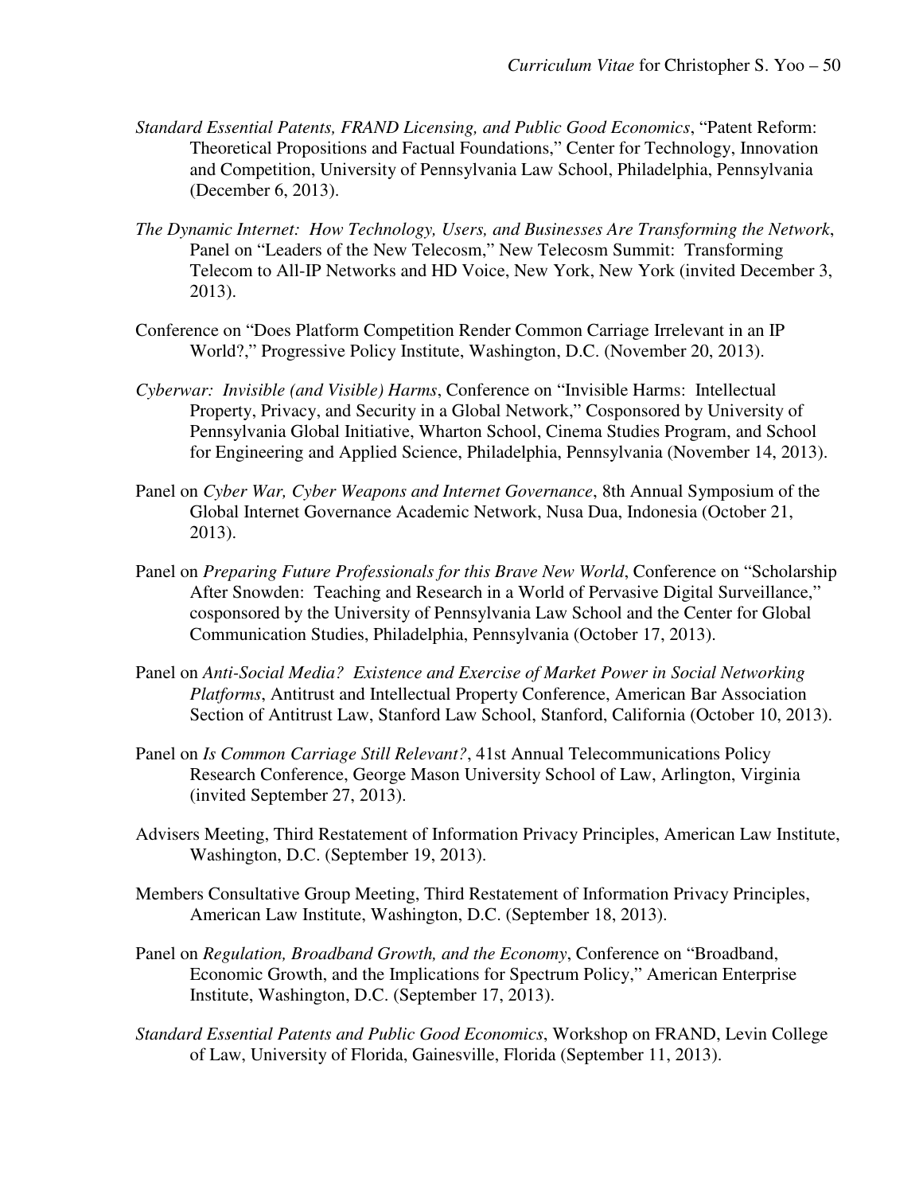*Standard Essential Patents, FRAND Licensing, and Public Good Economics*, "Patent Reform: Theoretical Propositions and Factual Foundations," Center for Technology, Innovation and Competition, University of Pennsylvania Law School, Philadelphia, Pennsylvania (December 6, 2013).

*The Dynamic Internet: How Technology, Users, and Businesses Are Transforming the Network*, Panel on "Leaders of the New Telecosm," New Telecosm Summit: Transforming Telecom to All-IP Networks and HD Voice, New York, New York (invited December 3, 2013).

Conference on "Does Platform Competition Render Common Carriage Irrelevant in an IP World?," Progressive Policy Institute, Washington, D.C. (November 20, 2013).

*Cyberwar: Invisible (and Visible) Harms*, Conference on "Invisible Harms: Intellectual Property, Privacy, and Security in a Global Network," Cosponsored by University of Pennsylvania Global Initiative, Wharton School, Cinema Studies Program, and School for Engineering and Applied Science, Philadelphia, Pennsylvania (November 14, 2013).

Panel on *Cyber War, Cyber Weapons and Internet Governance*, 8th Annual Symposium of the Global Internet Governance Academic Network, Nusa Dua, Indonesia (October 21, 2013).

Panel on *Preparing Future Professionals for this Brave New World*, Conference on "Scholarship After Snowden: Teaching and Research in a World of Pervasive Digital Surveillance," cosponsored by the University of Pennsylvania Law School and the Center for Global Communication Studies, Philadelphia, Pennsylvania (October 17, 2013).

Panel on *Anti-Social Media? Existence and Exercise of Market Power in Social Networking Platforms*, Antitrust and Intellectual Property Conference, American Bar Association Section of Antitrust Law, Stanford Law School, Stanford, California (October 10, 2013).

Panel on *Is Common Carriage Still Relevant?*, 41st Annual Telecommunications Policy Research Conference, George Mason University School of Law, Arlington, Virginia (invited September 27, 2013).

Advisers Meeting, Third Restatement of Information Privacy Principles, American Law Institute, Washington, D.C. (September 19, 2013).

Members Consultative Group Meeting, Third Restatement of Information Privacy Principles, American Law Institute, Washington, D.C. (September 18, 2013).

Panel on *Regulation, Broadband Growth, and the Economy*, Conference on "Broadband, Economic Growth, and the Implications for Spectrum Policy," American Enterprise Institute, Washington, D.C. (September 17, 2013).

*Standard Essential Patents and Public Good Economics*, Workshop on FRAND, Levin College of Law, University of Florida, Gainesville, Florida (September 11, 2013).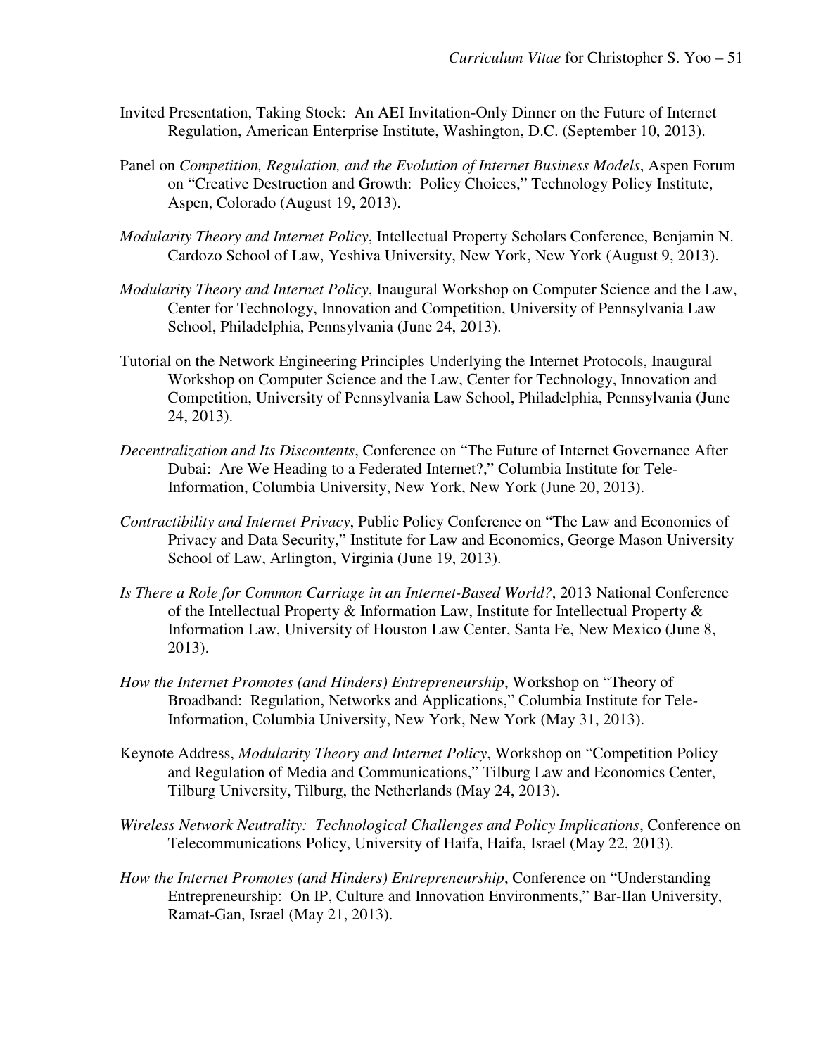Invited Presentation, Taking Stock: An AEI Invitation-Only Dinner on the Future of Internet Regulation, American Enterprise Institute, Washington, D.C. (September 10, 2013).

Panel on *Competition, Regulation, and the Evolution of Internet Business Models*, Aspen Forum on "Creative Destruction and Growth: Policy Choices," Technology Policy Institute, Aspen, Colorado (August 19, 2013).

*Modularity Theory and Internet Policy*, Intellectual Property Scholars Conference, Benjamin N. Cardozo School of Law, Yeshiva University, New York, New York (August 9, 2013).

*Modularity Theory and Internet Policy*, Inaugural Workshop on Computer Science and the Law, Center for Technology, Innovation and Competition, University of Pennsylvania Law School, Philadelphia, Pennsylvania (June 24, 2013).

Tutorial on the Network Engineering Principles Underlying the Internet Protocols, Inaugural Workshop on Computer Science and the Law, Center for Technology, Innovation and Competition, University of Pennsylvania Law School, Philadelphia, Pennsylvania (June 24, 2013).

*Decentralization and Its Discontents*, Conference on "The Future of Internet Governance After Dubai: Are We Heading to a Federated Internet?," Columbia Institute for Tele-Information, Columbia University, New York, New York (June 20, 2013).

*Contractibility and Internet Privacy*, Public Policy Conference on "The Law and Economics of Privacy and Data Security," Institute for Law and Economics, George Mason University School of Law, Arlington, Virginia (June 19, 2013).

*Is There a Role for Common Carriage in an Internet-Based World?*, 2013 National Conference of the Intellectual Property & Information Law, Institute for Intellectual Property & Information Law, University of Houston Law Center, Santa Fe, New Mexico (June 8, 2013).

*How the Internet Promotes (and Hinders) Entrepreneurship*, Workshop on "Theory of Broadband: Regulation, Networks and Applications," Columbia Institute for Tele-Information, Columbia University, New York, New York (May 31, 2013).

Keynote Address, *Modularity Theory and Internet Policy*, Workshop on "Competition Policy and Regulation of Media and Communications," Tilburg Law and Economics Center, Tilburg University, Tilburg, the Netherlands (May 24, 2013).

*Wireless Network Neutrality: Technological Challenges and Policy Implications*, Conference on Telecommunications Policy, University of Haifa, Haifa, Israel (May 22, 2013).

*How the Internet Promotes (and Hinders) Entrepreneurship*, Conference on "Understanding Entrepreneurship: On IP, Culture and Innovation Environments," Bar-Ilan University, Ramat-Gan, Israel (May 21, 2013).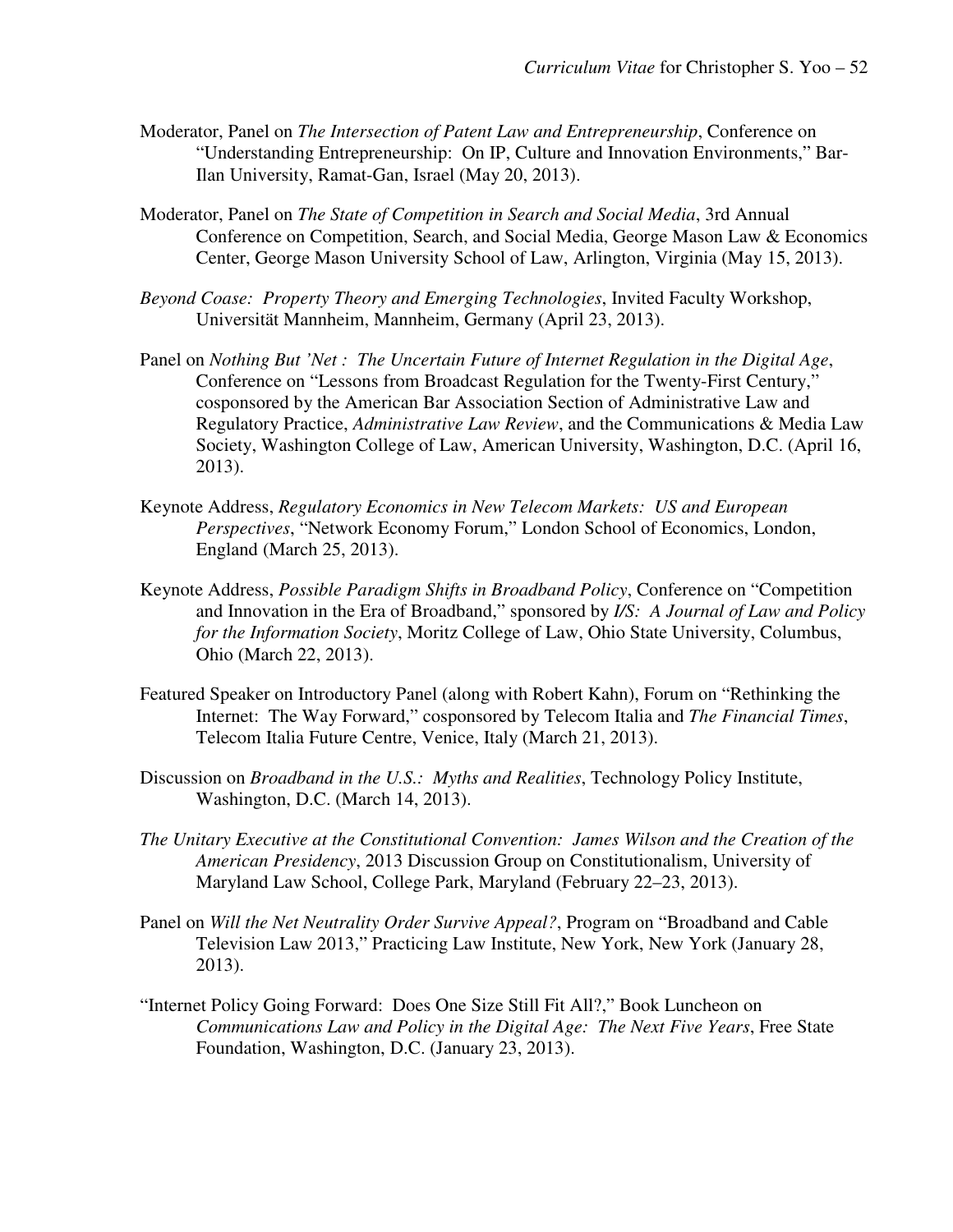Moderator, Panel on *The Intersection of Patent Law and Entrepreneurship*, Conference on "Understanding Entrepreneurship: On IP, Culture and Innovation Environments," Bar-Ilan University, Ramat-Gan, Israel (May 20, 2013).

Moderator, Panel on *The State of Competition in Search and Social Media*, 3rd Annual Conference on Competition, Search, and Social Media, George Mason Law & Economics Center, George Mason University School of Law, Arlington, Virginia (May 15, 2013).

*Beyond Coase: Property Theory and Emerging Technologies*, Invited Faculty Workshop, Universität Mannheim, Mannheim, Germany (April 23, 2013).

Panel on *Nothing But 'Net : The Uncertain Future of Internet Regulation in the Digital Age*, Conference on "Lessons from Broadcast Regulation for the Twenty-First Century," cosponsored by the American Bar Association Section of Administrative Law and Regulatory Practice, *Administrative Law Review*, and the Communications & Media Law Society, Washington College of Law, American University, Washington, D.C. (April 16, 2013).

Keynote Address, *Regulatory Economics in New Telecom Markets: US and European Perspectives*, "Network Economy Forum," London School of Economics, London, England (March 25, 2013).

Keynote Address, *Possible Paradigm Shifts in Broadband Policy*, Conference on "Competition and Innovation in the Era of Broadband," sponsored by *I/S: A Journal of Law and Policy for the Information Society*, Moritz College of Law, Ohio State University, Columbus, Ohio (March 22, 2013).

Featured Speaker on Introductory Panel (along with Robert Kahn), Forum on "Rethinking the Internet: The Way Forward," cosponsored by Telecom Italia and *The Financial Times*, Telecom Italia Future Centre, Venice, Italy (March 21, 2013).

Discussion on *Broadband in the U.S.: Myths and Realities*, Technology Policy Institute, Washington, D.C. (March 14, 2013).

*The Unitary Executive at the Constitutional Convention: James Wilson and the Creation of the American Presidency*, 2013 Discussion Group on Constitutionalism, University of Maryland Law School, College Park, Maryland (February 22–23, 2013).

Panel on *Will the Net Neutrality Order Survive Appeal?*, Program on "Broadband and Cable Television Law 2013," Practicing Law Institute, New York, New York (January 28, 2013).

"Internet Policy Going Forward: Does One Size Still Fit All?," Book Luncheon on *Communications Law and Policy in the Digital Age: The Next Five Years*, Free State Foundation, Washington, D.C. (January 23, 2013).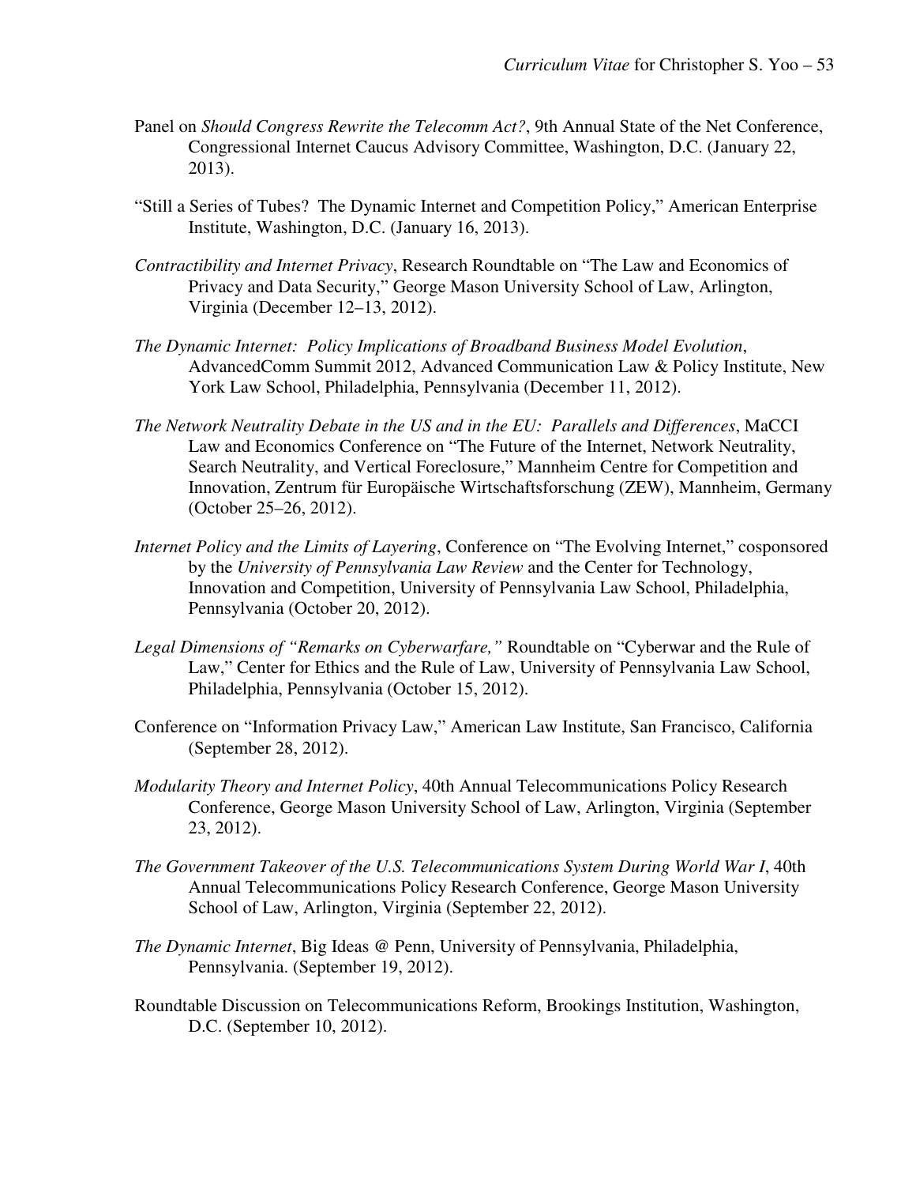Panel on *Should Congress Rewrite the Telecomm Act?*, 9th Annual State of the Net Conference, Congressional Internet Caucus Advisory Committee, Washington, D.C. (January 22, 2013).

"Still a Series of Tubes? The Dynamic Internet and Competition Policy," American Enterprise Institute, Washington, D.C. (January 16, 2013).

*Contractibility and Internet Privacy*, Research Roundtable on "The Law and Economics of Privacy and Data Security," George Mason University School of Law, Arlington, Virginia (December 12–13, 2012).

*The Dynamic Internet: Policy Implications of Broadband Business Model Evolution*, AdvancedComm Summit 2012, Advanced Communication Law & Policy Institute, New York Law School, Philadelphia, Pennsylvania (December 11, 2012).

*The Network Neutrality Debate in the US and in the EU: Parallels and Differences*, MaCCI Law and Economics Conference on "The Future of the Internet, Network Neutrality, Search Neutrality, and Vertical Foreclosure," Mannheim Centre for Competition and Innovation, Zentrum für Europäische Wirtschaftsforschung (ZEW), Mannheim, Germany (October 25–26, 2012).

*Internet Policy and the Limits of Layering*, Conference on "The Evolving Internet," cosponsored by the *University of Pennsylvania Law Review* and the Center for Technology, Innovation and Competition, University of Pennsylvania Law School, Philadelphia, Pennsylvania (October 20, 2012).

*Legal Dimensions of "Remarks on Cyberwarfare,"* Roundtable on "Cyberwar and the Rule of Law," Center for Ethics and the Rule of Law, University of Pennsylvania Law School, Philadelphia, Pennsylvania (October 15, 2012).

Conference on "Information Privacy Law," American Law Institute, San Francisco, California (September 28, 2012).

*Modularity Theory and Internet Policy*, 40th Annual Telecommunications Policy Research Conference, George Mason University School of Law, Arlington, Virginia (September 23, 2012).

*The Government Takeover of the U.S. Telecommunications System During World War I*, 40th Annual Telecommunications Policy Research Conference, George Mason University School of Law, Arlington, Virginia (September 22, 2012).

*The Dynamic Internet*, Big Ideas @ Penn, University of Pennsylvania, Philadelphia, Pennsylvania. (September 19, 2012).

Roundtable Discussion on Telecommunications Reform, Brookings Institution, Washington, D.C. (September 10, 2012).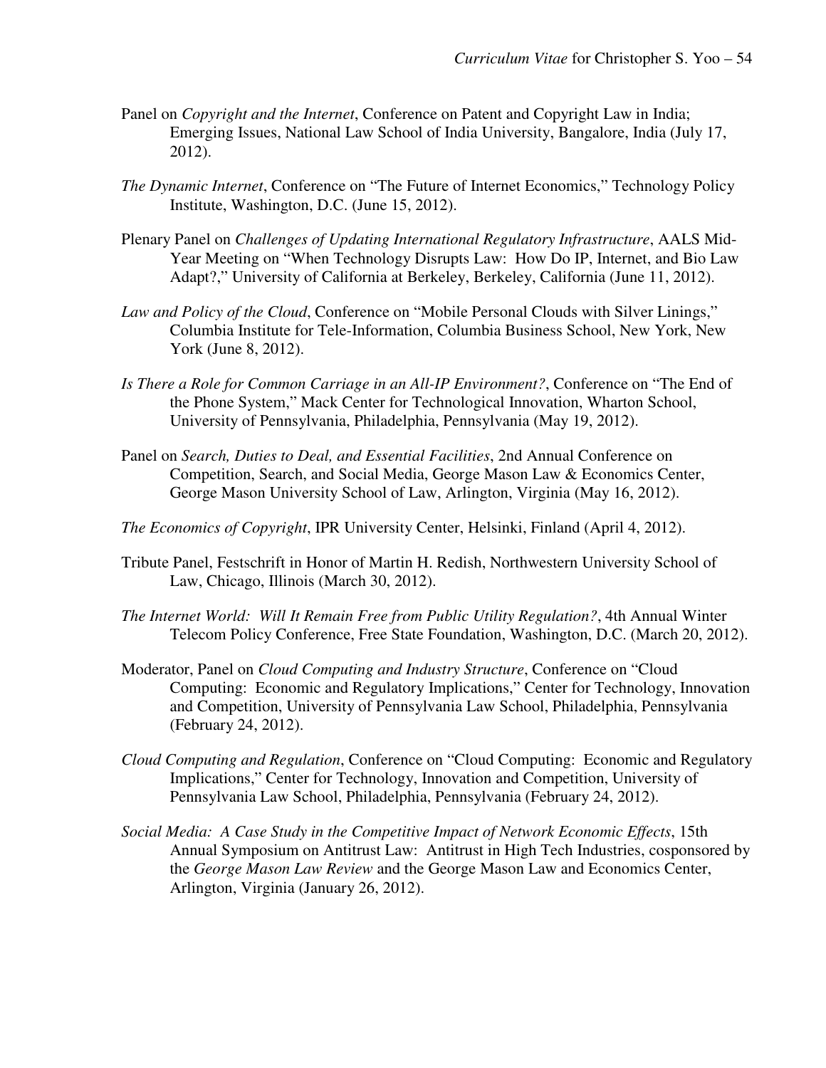Panel on *Copyright and the Internet*, Conference on Patent and Copyright Law in India; Emerging Issues, National Law School of India University, Bangalore, India (July 17, 2012).

*The Dynamic Internet*, Conference on "The Future of Internet Economics," Technology Policy Institute, Washington, D.C. (June 15, 2012).

Plenary Panel on *Challenges of Updating International Regulatory Infrastructure*, AALS Mid-Year Meeting on "When Technology Disrupts Law: How Do IP, Internet, and Bio Law Adapt?," University of California at Berkeley, Berkeley, California (June 11, 2012).

*Law and Policy of the Cloud*, Conference on "Mobile Personal Clouds with Silver Linings," Columbia Institute for Tele-Information, Columbia Business School, New York, New York (June 8, 2012).

*Is There a Role for Common Carriage in an All-IP Environment?*, Conference on "The End of the Phone System," Mack Center for Technological Innovation, Wharton School, University of Pennsylvania, Philadelphia, Pennsylvania (May 19, 2012).

Panel on *Search, Duties to Deal, and Essential Facilities*, 2nd Annual Conference on Competition, Search, and Social Media, George Mason Law & Economics Center, George Mason University School of Law, Arlington, Virginia (May 16, 2012).

*The Economics of Copyright*, IPR University Center, Helsinki, Finland (April 4, 2012).

Tribute Panel, Festschrift in Honor of Martin H. Redish, Northwestern University School of Law, Chicago, Illinois (March 30, 2012).

*The Internet World: Will It Remain Free from Public Utility Regulation?*, 4th Annual Winter Telecom Policy Conference, Free State Foundation, Washington, D.C. (March 20, 2012).

Moderator, Panel on *Cloud Computing and Industry Structure*, Conference on "Cloud Computing: Economic and Regulatory Implications," Center for Technology, Innovation and Competition, University of Pennsylvania Law School, Philadelphia, Pennsylvania (February 24, 2012).

*Cloud Computing and Regulation*, Conference on "Cloud Computing: Economic and Regulatory Implications," Center for Technology, Innovation and Competition, University of Pennsylvania Law School, Philadelphia, Pennsylvania (February 24, 2012).

*Social Media: A Case Study in the Competitive Impact of Network Economic Effects*, 15th Annual Symposium on Antitrust Law: Antitrust in High Tech Industries, cosponsored by the *George Mason Law Review* and the George Mason Law and Economics Center, Arlington, Virginia (January 26, 2012).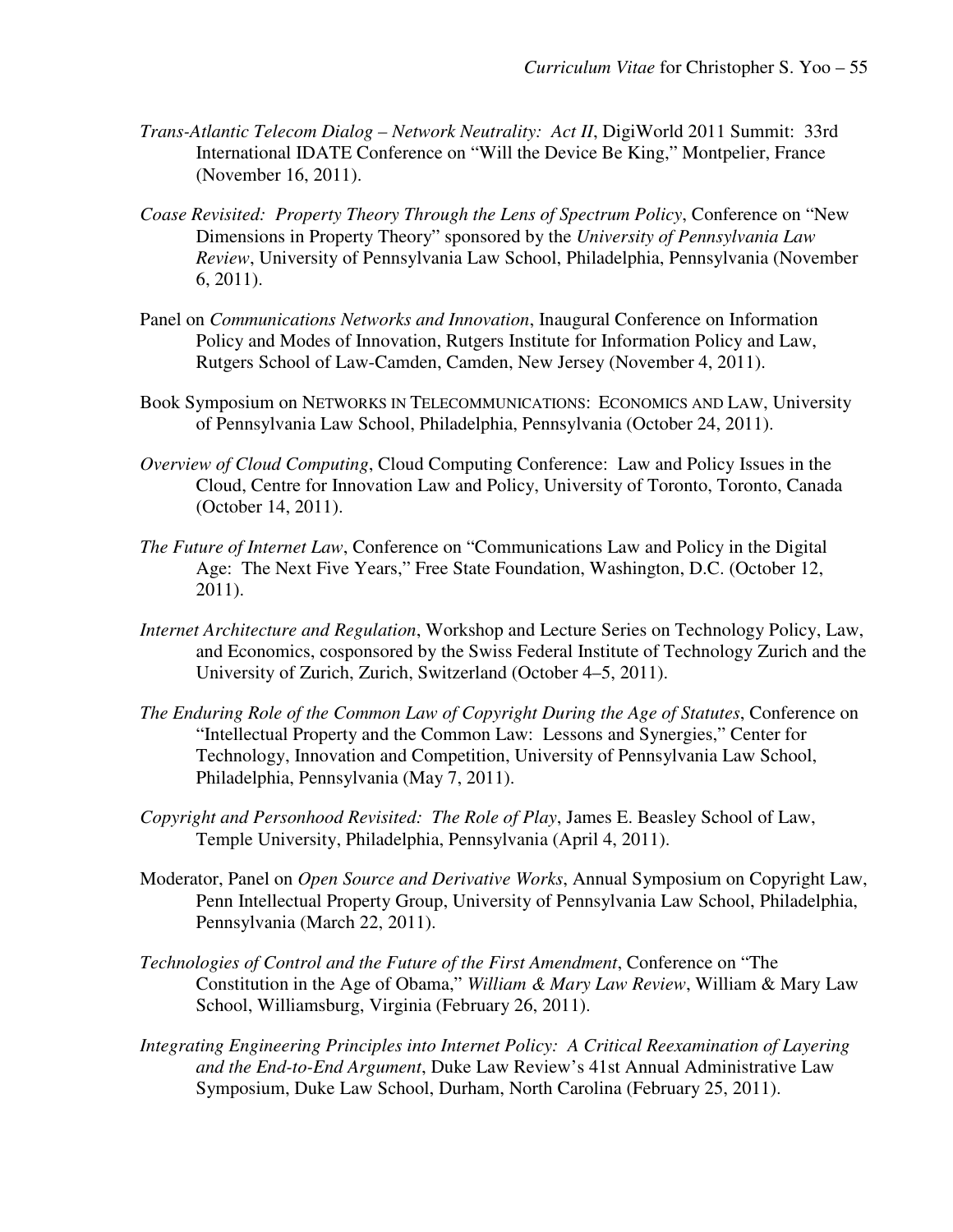*Trans-Atlantic Telecom Dialog – Network Neutrality: Act II*, DigiWorld 2011 Summit: 33rd International IDATE Conference on "Will the Device Be King," Montpelier, France (November 16, 2011).

*Coase Revisited: Property Theory Through the Lens of Spectrum Policy*, Conference on "New Dimensions in Property Theory" sponsored by the *University of Pennsylvania Law Review*, University of Pennsylvania Law School, Philadelphia, Pennsylvania (November 6, 2011).

Panel on *Communications Networks and Innovation*, Inaugural Conference on Information Policy and Modes of Innovation, Rutgers Institute for Information Policy and Law, Rutgers School of Law-Camden, Camden, New Jersey (November 4, 2011).

Book Symposium on NETWORKS IN TELECOMMUNICATIONS: ECONOMICS AND LAW, University of Pennsylvania Law School, Philadelphia, Pennsylvania (October 24, 2011).

*Overview of Cloud Computing*, Cloud Computing Conference: Law and Policy Issues in the Cloud, Centre for Innovation Law and Policy, University of Toronto, Toronto, Canada (October 14, 2011).

*The Future of Internet Law*, Conference on "Communications Law and Policy in the Digital Age: The Next Five Years," Free State Foundation, Washington, D.C. (October 12, 2011).

*Internet Architecture and Regulation*, Workshop and Lecture Series on Technology Policy, Law, and Economics, cosponsored by the Swiss Federal Institute of Technology Zurich and the University of Zurich, Zurich, Switzerland (October 4–5, 2011).

*The Enduring Role of the Common Law of Copyright During the Age of Statutes*, Conference on "Intellectual Property and the Common Law: Lessons and Synergies," Center for Technology, Innovation and Competition, University of Pennsylvania Law School, Philadelphia, Pennsylvania (May 7, 2011).

*Copyright and Personhood Revisited: The Role of Play*, James E. Beasley School of Law, Temple University, Philadelphia, Pennsylvania (April 4, 2011).

Moderator, Panel on *Open Source and Derivative Works*, Annual Symposium on Copyright Law, Penn Intellectual Property Group, University of Pennsylvania Law School, Philadelphia, Pennsylvania (March 22, 2011).

*Technologies of Control and the Future of the First Amendment*, Conference on "The Constitution in the Age of Obama," *William & Mary Law Review*, William & Mary Law School, Williamsburg, Virginia (February 26, 2011).

*Integrating Engineering Principles into Internet Policy: A Critical Reexamination of Layering and the End-to-End Argument*, Duke Law Review's 41st Annual Administrative Law Symposium, Duke Law School, Durham, North Carolina (February 25, 2011).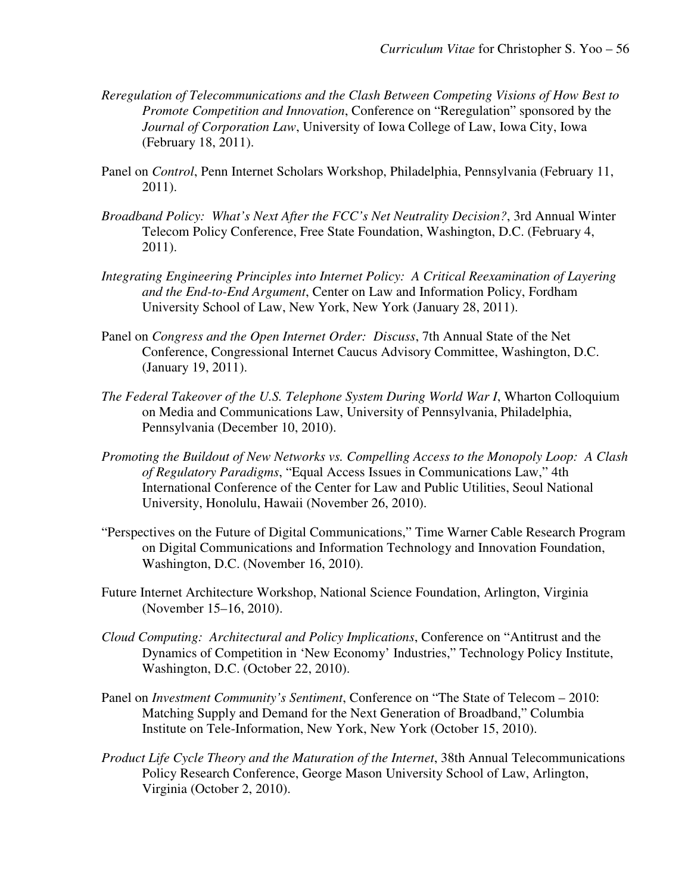*Reregulation of Telecommunications and the Clash Between Competing Visions of How Best to Promote Competition and Innovation*, Conference on "Reregulation" sponsored by the *Journal of Corporation Law*, University of Iowa College of Law, Iowa City, Iowa (February 18, 2011).

Panel on *Control*, Penn Internet Scholars Workshop, Philadelphia, Pennsylvania (February 11, 2011).

*Broadband Policy: What's Next After the FCC's Net Neutrality Decision?*, 3rd Annual Winter Telecom Policy Conference, Free State Foundation, Washington, D.C. (February 4, 2011).

*Integrating Engineering Principles into Internet Policy: A Critical Reexamination of Layering and the End-to-End Argument*, Center on Law and Information Policy, Fordham University School of Law, New York, New York (January 28, 2011).

Panel on *Congress and the Open Internet Order: Discuss*, 7th Annual State of the Net Conference, Congressional Internet Caucus Advisory Committee, Washington, D.C. (January 19, 2011).

*The Federal Takeover of the U.S. Telephone System During World War I*, Wharton Colloquium on Media and Communications Law, University of Pennsylvania, Philadelphia, Pennsylvania (December 10, 2010).

*Promoting the Buildout of New Networks vs. Compelling Access to the Monopoly Loop: A Clash of Regulatory Paradigms*, "Equal Access Issues in Communications Law," 4th International Conference of the Center for Law and Public Utilities, Seoul National University, Honolulu, Hawaii (November 26, 2010).

"Perspectives on the Future of Digital Communications," Time Warner Cable Research Program on Digital Communications and Information Technology and Innovation Foundation, Washington, D.C. (November 16, 2010).

Future Internet Architecture Workshop, National Science Foundation, Arlington, Virginia (November 15–16, 2010).

*Cloud Computing: Architectural and Policy Implications*, Conference on "Antitrust and the Dynamics of Competition in 'New Economy' Industries," Technology Policy Institute, Washington, D.C. (October 22, 2010).

Panel on *Investment Community's Sentiment*, Conference on "The State of Telecom – 2010: Matching Supply and Demand for the Next Generation of Broadband," Columbia Institute on Tele-Information, New York, New York (October 15, 2010).

*Product Life Cycle Theory and the Maturation of the Internet*, 38th Annual Telecommunications Policy Research Conference, George Mason University School of Law, Arlington, Virginia (October 2, 2010).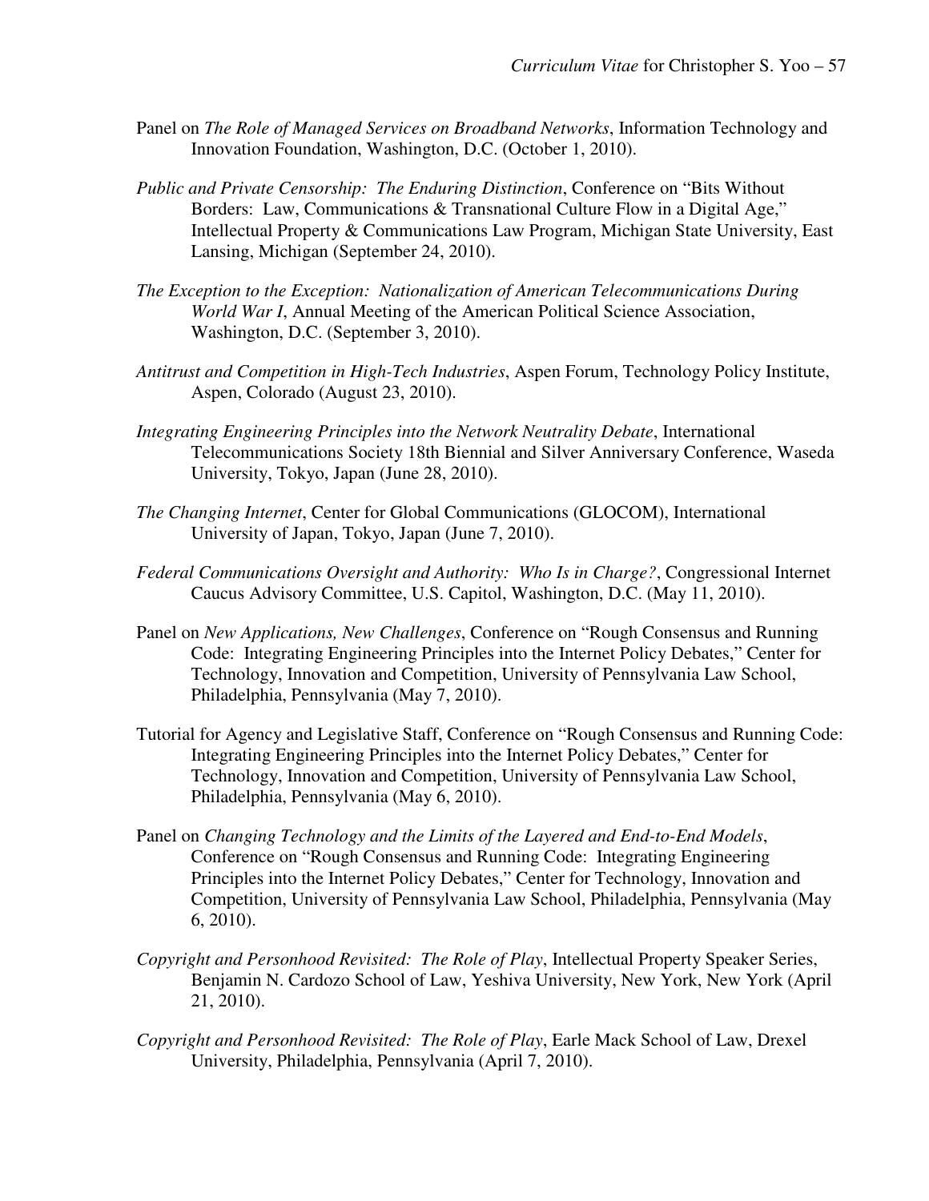Panel on *The Role of Managed Services on Broadband Networks*, Information Technology and Innovation Foundation, Washington, D.C. (October 1, 2010).

*Public and Private Censorship: The Enduring Distinction*, Conference on "Bits Without Borders: Law, Communications & Transnational Culture Flow in a Digital Age," Intellectual Property & Communications Law Program, Michigan State University, East Lansing, Michigan (September 24, 2010).

*The Exception to the Exception: Nationalization of American Telecommunications During World War I*, Annual Meeting of the American Political Science Association, Washington, D.C. (September 3, 2010).

*Antitrust and Competition in High-Tech Industries*, Aspen Forum, Technology Policy Institute, Aspen, Colorado (August 23, 2010).

*Integrating Engineering Principles into the Network Neutrality Debate*, International Telecommunications Society 18th Biennial and Silver Anniversary Conference, Waseda University, Tokyo, Japan (June 28, 2010).

*The Changing Internet*, Center for Global Communications (GLOCOM), International University of Japan, Tokyo, Japan (June 7, 2010).

*Federal Communications Oversight and Authority: Who Is in Charge?*, Congressional Internet Caucus Advisory Committee, U.S. Capitol, Washington, D.C. (May 11, 2010).

Panel on *New Applications, New Challenges*, Conference on "Rough Consensus and Running Code: Integrating Engineering Principles into the Internet Policy Debates," Center for Technology, Innovation and Competition, University of Pennsylvania Law School, Philadelphia, Pennsylvania (May 7, 2010).

Tutorial for Agency and Legislative Staff, Conference on "Rough Consensus and Running Code: Integrating Engineering Principles into the Internet Policy Debates," Center for Technology, Innovation and Competition, University of Pennsylvania Law School, Philadelphia, Pennsylvania (May 6, 2010).

Panel on *Changing Technology and the Limits of the Layered and End-to-End Models*, Conference on "Rough Consensus and Running Code: Integrating Engineering Principles into the Internet Policy Debates," Center for Technology, Innovation and Competition, University of Pennsylvania Law School, Philadelphia, Pennsylvania (May 6, 2010).

*Copyright and Personhood Revisited: The Role of Play*, Intellectual Property Speaker Series, Benjamin N. Cardozo School of Law, Yeshiva University, New York, New York (April 21, 2010).

*Copyright and Personhood Revisited: The Role of Play*, Earle Mack School of Law, Drexel University, Philadelphia, Pennsylvania (April 7, 2010).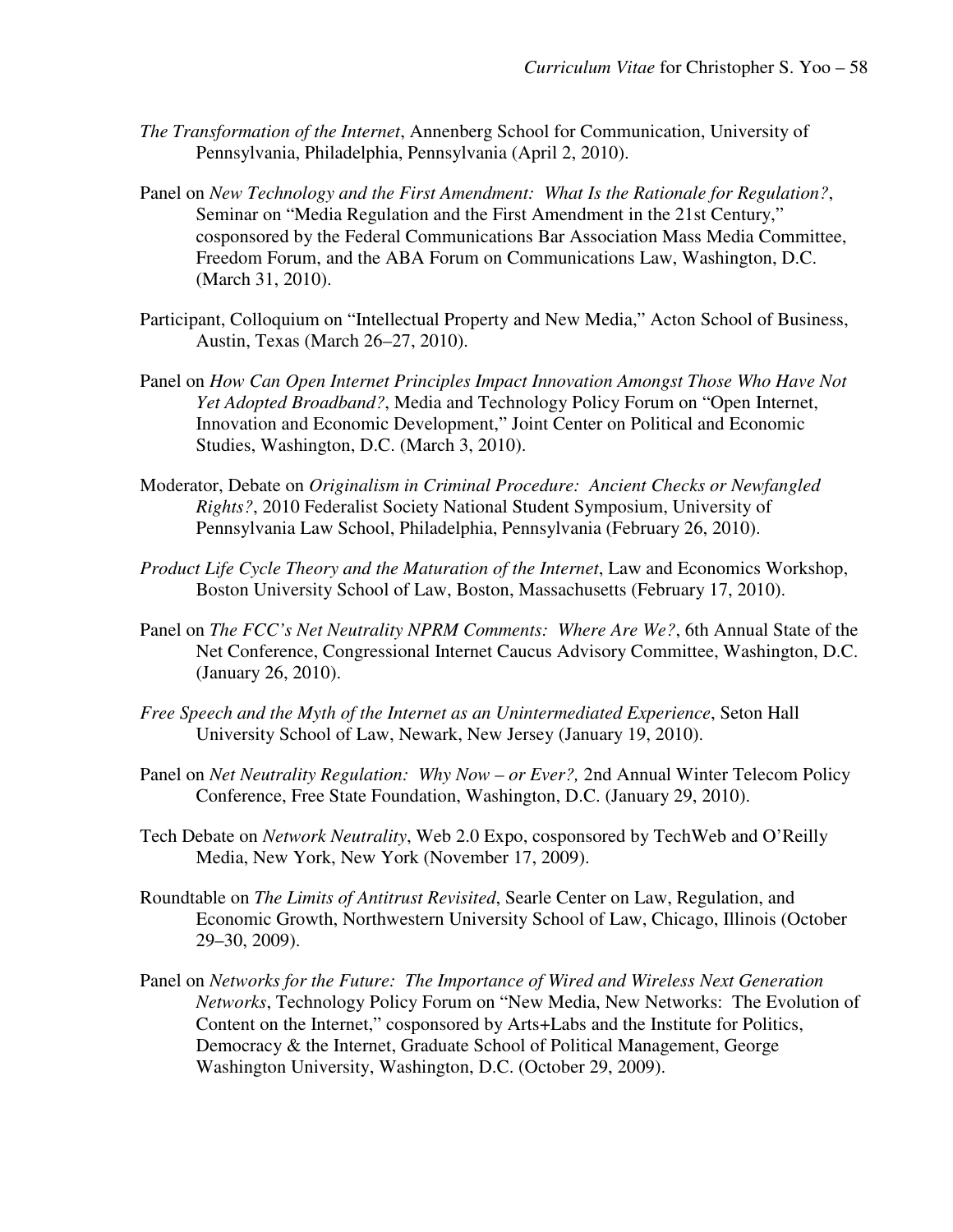*The Transformation of the Internet*, Annenberg School for Communication, University of Pennsylvania, Philadelphia, Pennsylvania (April 2, 2010).

Panel on *New Technology and the First Amendment: What Is the Rationale for Regulation?*, Seminar on "Media Regulation and the First Amendment in the 21st Century," cosponsored by the Federal Communications Bar Association Mass Media Committee, Freedom Forum, and the ABA Forum on Communications Law, Washington, D.C. (March 31, 2010).

Participant, Colloquium on "Intellectual Property and New Media," Acton School of Business, Austin, Texas (March 26–27, 2010).

Panel on *How Can Open Internet Principles Impact Innovation Amongst Those Who Have Not Yet Adopted Broadband?*, Media and Technology Policy Forum on "Open Internet, Innovation and Economic Development," Joint Center on Political and Economic Studies, Washington, D.C. (March 3, 2010).

Moderator, Debate on *Originalism in Criminal Procedure: Ancient Checks or Newfangled Rights?*, 2010 Federalist Society National Student Symposium, University of Pennsylvania Law School, Philadelphia, Pennsylvania (February 26, 2010).

*Product Life Cycle Theory and the Maturation of the Internet*, Law and Economics Workshop, Boston University School of Law, Boston, Massachusetts (February 17, 2010).

Panel on *The FCC's Net Neutrality NPRM Comments: Where Are We?*, 6th Annual State of the Net Conference, Congressional Internet Caucus Advisory Committee, Washington, D.C. (January 26, 2010).

*Free Speech and the Myth of the Internet as an Unintermediated Experience*, Seton Hall University School of Law, Newark, New Jersey (January 19, 2010).

Panel on *Net Neutrality Regulation: Why Now – or Ever?,* 2nd Annual Winter Telecom Policy Conference, Free State Foundation, Washington, D.C. (January 29, 2010).

Tech Debate on *Network Neutrality*, Web 2.0 Expo, cosponsored by TechWeb and O'Reilly Media, New York, New York (November 17, 2009).

Roundtable on *The Limits of Antitrust Revisited*, Searle Center on Law, Regulation, and Economic Growth, Northwestern University School of Law, Chicago, Illinois (October 29–30, 2009).

Panel on *Networks for the Future: The Importance of Wired and Wireless Next Generation Networks*, Technology Policy Forum on "New Media, New Networks: The Evolution of Content on the Internet," cosponsored by Arts+Labs and the Institute for Politics, Democracy & the Internet, Graduate School of Political Management, George Washington University, Washington, D.C. (October 29, 2009).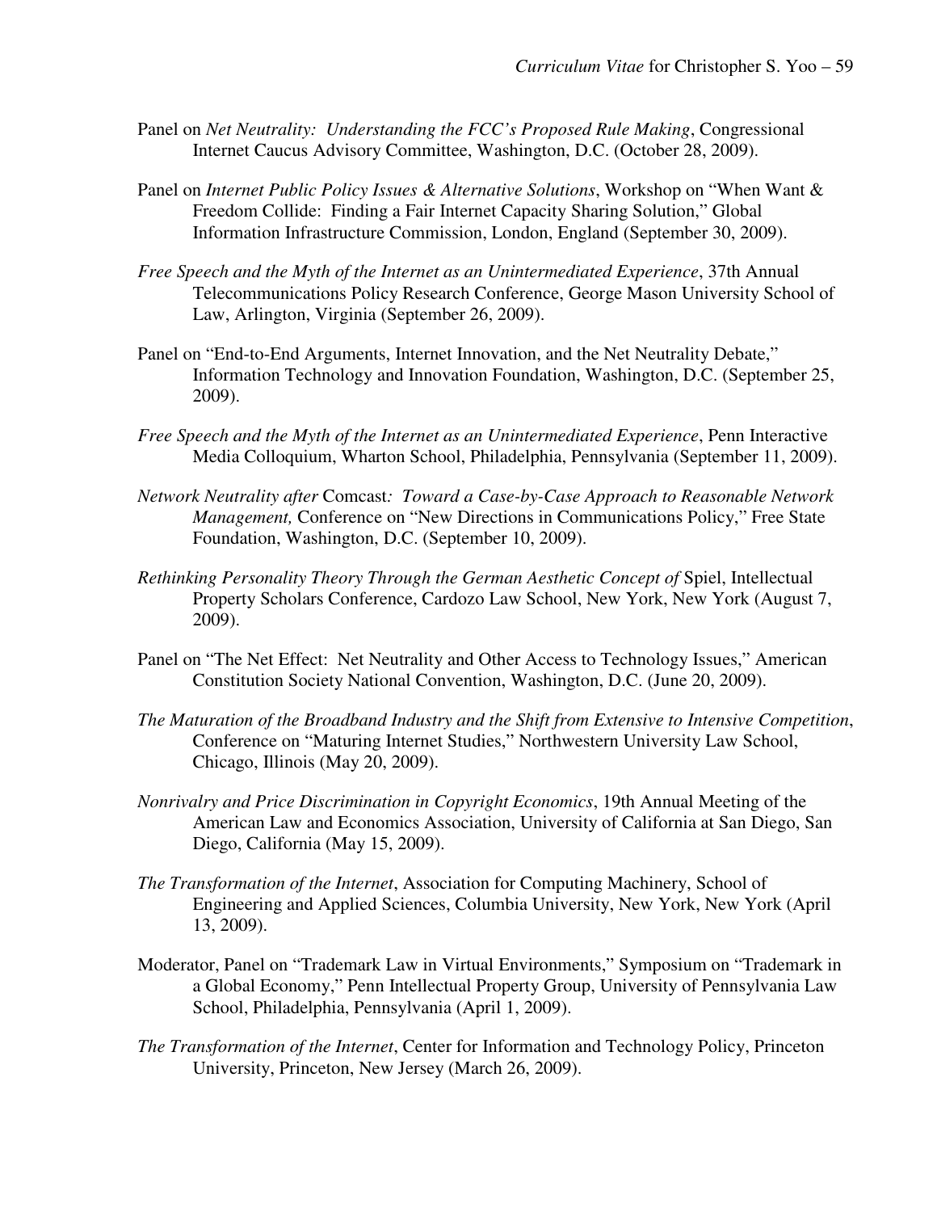Panel on *Net Neutrality: Understanding the FCC's Proposed Rule Making*, Congressional Internet Caucus Advisory Committee, Washington, D.C. (October 28, 2009).

Panel on *Internet Public Policy Issues & Alternative Solutions*, Workshop on "When Want & Freedom Collide: Finding a Fair Internet Capacity Sharing Solution," Global Information Infrastructure Commission, London, England (September 30, 2009).

*Free Speech and the Myth of the Internet as an Unintermediated Experience*, 37th Annual Telecommunications Policy Research Conference, George Mason University School of Law, Arlington, Virginia (September 26, 2009).

Panel on "End-to-End Arguments, Internet Innovation, and the Net Neutrality Debate," Information Technology and Innovation Foundation, Washington, D.C. (September 25, 2009).

*Free Speech and the Myth of the Internet as an Unintermediated Experience*, Penn Interactive Media Colloquium, Wharton School, Philadelphia, Pennsylvania (September 11, 2009).

*Network Neutrality after* Comcast*: Toward a Case-by-Case Approach to Reasonable Network Management,* Conference on "New Directions in Communications Policy," Free State Foundation, Washington, D.C. (September 10, 2009).

*Rethinking Personality Theory Through the German Aesthetic Concept of* Spiel, Intellectual Property Scholars Conference, Cardozo Law School, New York, New York (August 7, 2009).

Panel on "The Net Effect: Net Neutrality and Other Access to Technology Issues," American Constitution Society National Convention, Washington, D.C. (June 20, 2009).

*The Maturation of the Broadband Industry and the Shift from Extensive to Intensive Competition*, Conference on "Maturing Internet Studies," Northwestern University Law School, Chicago, Illinois (May 20, 2009).

*Nonrivalry and Price Discrimination in Copyright Economics*, 19th Annual Meeting of the American Law and Economics Association, University of California at San Diego, San Diego, California (May 15, 2009).

*The Transformation of the Internet*, Association for Computing Machinery, School of Engineering and Applied Sciences, Columbia University, New York, New York (April 13, 2009).

Moderator, Panel on "Trademark Law in Virtual Environments," Symposium on "Trademark in a Global Economy," Penn Intellectual Property Group, University of Pennsylvania Law School, Philadelphia, Pennsylvania (April 1, 2009).

*The Transformation of the Internet*, Center for Information and Technology Policy, Princeton University, Princeton, New Jersey (March 26, 2009).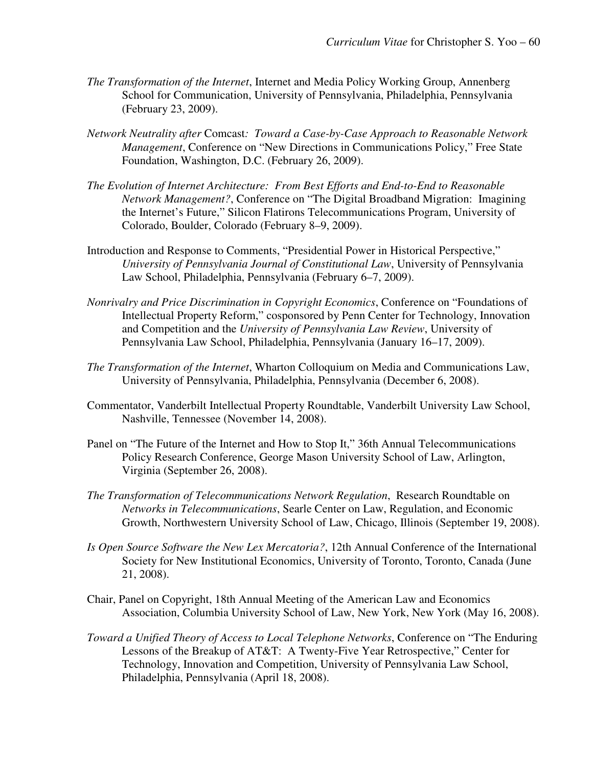*The Transformation of the Internet*, Internet and Media Policy Working Group, Annenberg School for Communication, University of Pennsylvania, Philadelphia, Pennsylvania (February 23, 2009).

*Network Neutrality after* Comcast*: Toward a Case-by-Case Approach to Reasonable Network Management*, Conference on "New Directions in Communications Policy," Free State Foundation, Washington, D.C. (February 26, 2009).

*The Evolution of Internet Architecture: From Best Efforts and End-to-End to Reasonable Network Management?*, Conference on "The Digital Broadband Migration: Imagining the Internet's Future," Silicon Flatirons Telecommunications Program, University of Colorado, Boulder, Colorado (February 8–9, 2009).

Introduction and Response to Comments, "Presidential Power in Historical Perspective," *University of Pennsylvania Journal of Constitutional Law*, University of Pennsylvania Law School, Philadelphia, Pennsylvania (February 6–7, 2009).

*Nonrivalry and Price Discrimination in Copyright Economics*, Conference on "Foundations of Intellectual Property Reform," cosponsored by Penn Center for Technology, Innovation and Competition and the *University of Pennsylvania Law Review*, University of Pennsylvania Law School, Philadelphia, Pennsylvania (January 16–17, 2009).

*The Transformation of the Internet*, Wharton Colloquium on Media and Communications Law, University of Pennsylvania, Philadelphia, Pennsylvania (December 6, 2008).

Commentator, Vanderbilt Intellectual Property Roundtable, Vanderbilt University Law School, Nashville, Tennessee (November 14, 2008).

Panel on "The Future of the Internet and How to Stop It," 36th Annual Telecommunications Policy Research Conference, George Mason University School of Law, Arlington, Virginia (September 26, 2008).

*The Transformation of Telecommunications Network Regulation*, Research Roundtable on *Networks in Telecommunications*, Searle Center on Law, Regulation, and Economic Growth, Northwestern University School of Law, Chicago, Illinois (September 19, 2008).

*Is Open Source Software the New Lex Mercatoria?*, 12th Annual Conference of the International Society for New Institutional Economics, University of Toronto, Toronto, Canada (June 21, 2008).

Chair, Panel on Copyright, 18th Annual Meeting of the American Law and Economics Association, Columbia University School of Law, New York, New York (May 16, 2008).

*Toward a Unified Theory of Access to Local Telephone Networks*, Conference on "The Enduring Lessons of the Breakup of AT&T: A Twenty-Five Year Retrospective," Center for Technology, Innovation and Competition, University of Pennsylvania Law School, Philadelphia, Pennsylvania (April 18, 2008).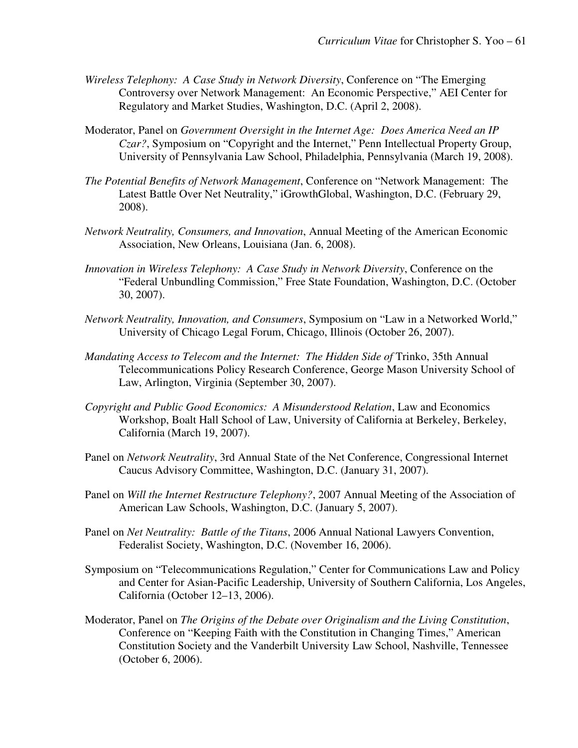*Wireless Telephony: A Case Study in Network Diversity*, Conference on "The Emerging Controversy over Network Management: An Economic Perspective," AEI Center for Regulatory and Market Studies, Washington, D.C. (April 2, 2008).

Moderator, Panel on *Government Oversight in the Internet Age: Does America Need an IP Czar?*, Symposium on "Copyright and the Internet," Penn Intellectual Property Group, University of Pennsylvania Law School, Philadelphia, Pennsylvania (March 19, 2008).

*The Potential Benefits of Network Management*, Conference on "Network Management: The Latest Battle Over Net Neutrality," iGrowthGlobal, Washington, D.C. (February 29, 2008).

*Network Neutrality, Consumers, and Innovation*, Annual Meeting of the American Economic Association, New Orleans, Louisiana (Jan. 6, 2008).

*Innovation in Wireless Telephony: A Case Study in Network Diversity*, Conference on the "Federal Unbundling Commission," Free State Foundation, Washington, D.C. (October 30, 2007).

*Network Neutrality, Innovation, and Consumers*, Symposium on "Law in a Networked World," University of Chicago Legal Forum, Chicago, Illinois (October 26, 2007).

*Mandating Access to Telecom and the Internet: The Hidden Side of* Trinko, 35th Annual Telecommunications Policy Research Conference, George Mason University School of Law, Arlington, Virginia (September 30, 2007).

*Copyright and Public Good Economics: A Misunderstood Relation*, Law and Economics Workshop, Boalt Hall School of Law, University of California at Berkeley, Berkeley, California (March 19, 2007).

Panel on *Network Neutrality*, 3rd Annual State of the Net Conference, Congressional Internet Caucus Advisory Committee, Washington, D.C. (January 31, 2007).

Panel on *Will the Internet Restructure Telephony?*, 2007 Annual Meeting of the Association of American Law Schools, Washington, D.C. (January 5, 2007).

Panel on *Net Neutrality: Battle of the Titans*, 2006 Annual National Lawyers Convention, Federalist Society, Washington, D.C. (November 16, 2006).

Symposium on "Telecommunications Regulation," Center for Communications Law and Policy and Center for Asian-Pacific Leadership, University of Southern California, Los Angeles, California (October 12–13, 2006).

Moderator, Panel on *The Origins of the Debate over Originalism and the Living Constitution*, Conference on "Keeping Faith with the Constitution in Changing Times," American Constitution Society and the Vanderbilt University Law School, Nashville, Tennessee (October 6, 2006).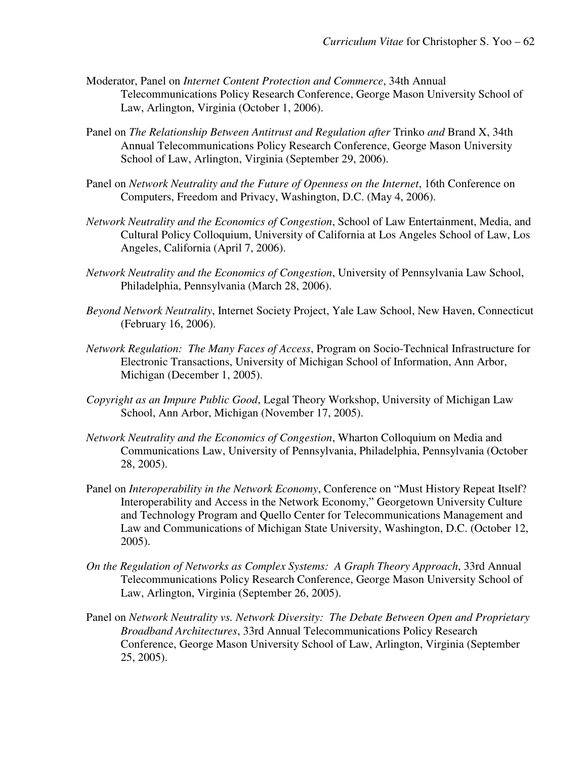Moderator, Panel on *Internet Content Protection and Commerce*, 34th Annual Telecommunications Policy Research Conference, George Mason University School of Law, Arlington, Virginia (October 1, 2006).

Panel on *The Relationship Between Antitrust and Regulation after* Trinko *and* Brand X, 34th Annual Telecommunications Policy Research Conference, George Mason University School of Law, Arlington, Virginia (September 29, 2006).

Panel on *Network Neutrality and the Future of Openness on the Internet*, 16th Conference on Computers, Freedom and Privacy, Washington, D.C. (May 4, 2006).

*Network Neutrality and the Economics of Congestion*, School of Law Entertainment, Media, and Cultural Policy Colloquium, University of California at Los Angeles School of Law, Los Angeles, California (April 7, 2006).

*Network Neutrality and the Economics of Congestion*, University of Pennsylvania Law School, Philadelphia, Pennsylvania (March 28, 2006).

*Beyond Network Neutrality*, Internet Society Project, Yale Law School, New Haven, Connecticut (February 16, 2006).

*Network Regulation: The Many Faces of Access*, Program on Socio-Technical Infrastructure for Electronic Transactions, University of Michigan School of Information, Ann Arbor, Michigan (December 1, 2005).

*Copyright as an Impure Public Good*, Legal Theory Workshop, University of Michigan Law School, Ann Arbor, Michigan (November 17, 2005).

*Network Neutrality and the Economics of Congestion*, Wharton Colloquium on Media and Communications Law, University of Pennsylvania, Philadelphia, Pennsylvania (October 28, 2005).

Panel on *Interoperability in the Network Economy*, Conference on "Must History Repeat Itself? Interoperability and Access in the Network Economy," Georgetown University Culture and Technology Program and Quello Center for Telecommunications Management and Law and Communications of Michigan State University, Washington, D.C. (October 12, 2005).

*On the Regulation of Networks as Complex Systems: A Graph Theory Approach*, 33rd Annual Telecommunications Policy Research Conference, George Mason University School of Law, Arlington, Virginia (September 26, 2005).

Panel on *Network Neutrality vs. Network Diversity: The Debate Between Open and Proprietary Broadband Architectures*, 33rd Annual Telecommunications Policy Research Conference, George Mason University School of Law, Arlington, Virginia (September 25, 2005).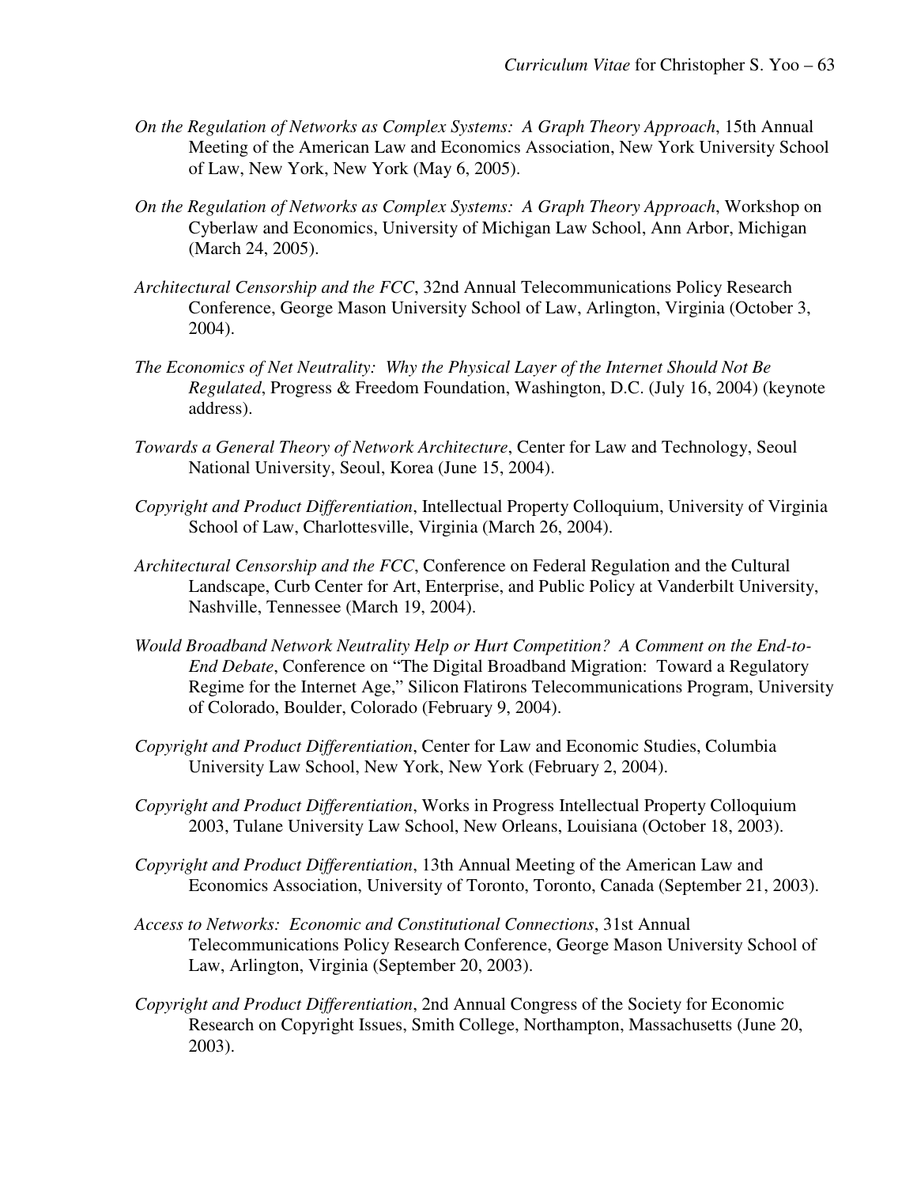*On the Regulation of Networks as Complex Systems: A Graph Theory Approach*, 15th Annual Meeting of the American Law and Economics Association, New York University School of Law, New York, New York (May 6, 2005).

*On the Regulation of Networks as Complex Systems: A Graph Theory Approach*, Workshop on Cyberlaw and Economics, University of Michigan Law School, Ann Arbor, Michigan (March 24, 2005).

*Architectural Censorship and the FCC*, 32nd Annual Telecommunications Policy Research Conference, George Mason University School of Law, Arlington, Virginia (October 3, 2004).

*The Economics of Net Neutrality: Why the Physical Layer of the Internet Should Not Be Regulated*, Progress & Freedom Foundation, Washington, D.C. (July 16, 2004) (keynote address).

*Towards a General Theory of Network Architecture*, Center for Law and Technology, Seoul National University, Seoul, Korea (June 15, 2004).

*Copyright and Product Differentiation*, Intellectual Property Colloquium, University of Virginia School of Law, Charlottesville, Virginia (March 26, 2004).

*Architectural Censorship and the FCC*, Conference on Federal Regulation and the Cultural Landscape, Curb Center for Art, Enterprise, and Public Policy at Vanderbilt University, Nashville, Tennessee (March 19, 2004).

*Would Broadband Network Neutrality Help or Hurt Competition? A Comment on the End-to-End Debate*, Conference on "The Digital Broadband Migration: Toward a Regulatory Regime for the Internet Age," Silicon Flatirons Telecommunications Program, University of Colorado, Boulder, Colorado (February 9, 2004).

*Copyright and Product Differentiation*, Center for Law and Economic Studies, Columbia University Law School, New York, New York (February 2, 2004).

*Copyright and Product Differentiation*, Works in Progress Intellectual Property Colloquium 2003, Tulane University Law School, New Orleans, Louisiana (October 18, 2003).

*Copyright and Product Differentiation*, 13th Annual Meeting of the American Law and Economics Association, University of Toronto, Toronto, Canada (September 21, 2003).

*Access to Networks: Economic and Constitutional Connections*, 31st Annual Telecommunications Policy Research Conference, George Mason University School of Law, Arlington, Virginia (September 20, 2003).

*Copyright and Product Differentiation*, 2nd Annual Congress of the Society for Economic Research on Copyright Issues, Smith College, Northampton, Massachusetts (June 20, 2003).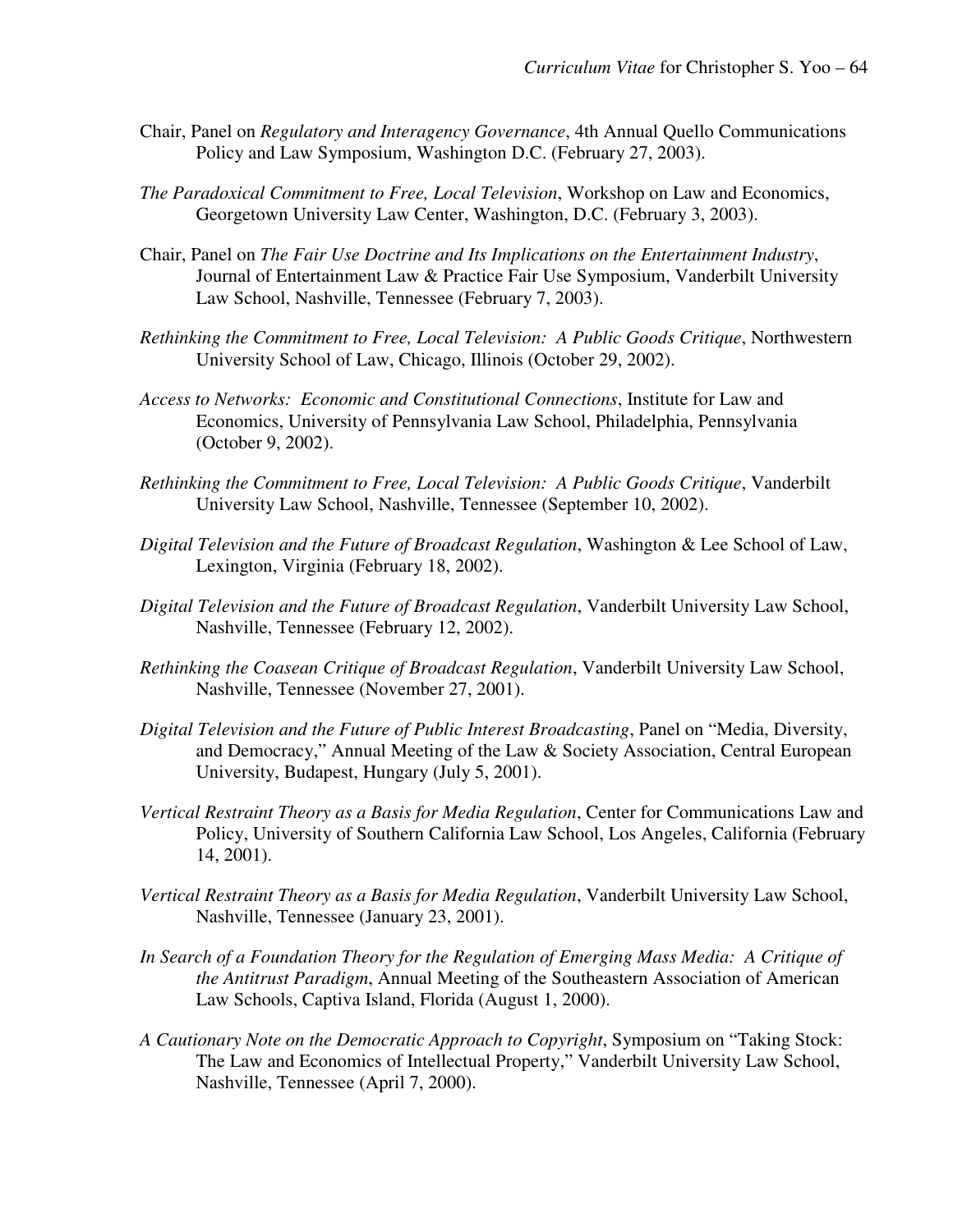Chair, Panel on *Regulatory and Interagency Governance*, 4th Annual Quello Communications Policy and Law Symposium, Washington D.C. (February 27, 2003).

*The Paradoxical Commitment to Free, Local Television*, Workshop on Law and Economics, Georgetown University Law Center, Washington, D.C. (February 3, 2003).

Chair, Panel on *The Fair Use Doctrine and Its Implications on the Entertainment Industry*, Journal of Entertainment Law & Practice Fair Use Symposium, Vanderbilt University Law School, Nashville, Tennessee (February 7, 2003).

*Rethinking the Commitment to Free, Local Television: A Public Goods Critique*, Northwestern University School of Law, Chicago, Illinois (October 29, 2002).

*Access to Networks: Economic and Constitutional Connections*, Institute for Law and Economics, University of Pennsylvania Law School, Philadelphia, Pennsylvania (October 9, 2002).

*Rethinking the Commitment to Free, Local Television: A Public Goods Critique*, Vanderbilt University Law School, Nashville, Tennessee (September 10, 2002).

*Digital Television and the Future of Broadcast Regulation*, Washington & Lee School of Law, Lexington, Virginia (February 18, 2002).

*Digital Television and the Future of Broadcast Regulation*, Vanderbilt University Law School, Nashville, Tennessee (February 12, 2002).

*Rethinking the Coasean Critique of Broadcast Regulation*, Vanderbilt University Law School, Nashville, Tennessee (November 27, 2001).

*Digital Television and the Future of Public Interest Broadcasting*, Panel on "Media, Diversity, and Democracy," Annual Meeting of the Law & Society Association, Central European University, Budapest, Hungary (July 5, 2001).

*Vertical Restraint Theory as a Basis for Media Regulation*, Center for Communications Law and Policy, University of Southern California Law School, Los Angeles, California (February 14, 2001).

*Vertical Restraint Theory as a Basis for Media Regulation*, Vanderbilt University Law School, Nashville, Tennessee (January 23, 2001).

*In Search of a Foundation Theory for the Regulation of Emerging Mass Media: A Critique of the Antitrust Paradigm*, Annual Meeting of the Southeastern Association of American Law Schools, Captiva Island, Florida (August 1, 2000).

*A Cautionary Note on the Democratic Approach to Copyright*, Symposium on "Taking Stock: The Law and Economics of Intellectual Property," Vanderbilt University Law School, Nashville, Tennessee (April 7, 2000).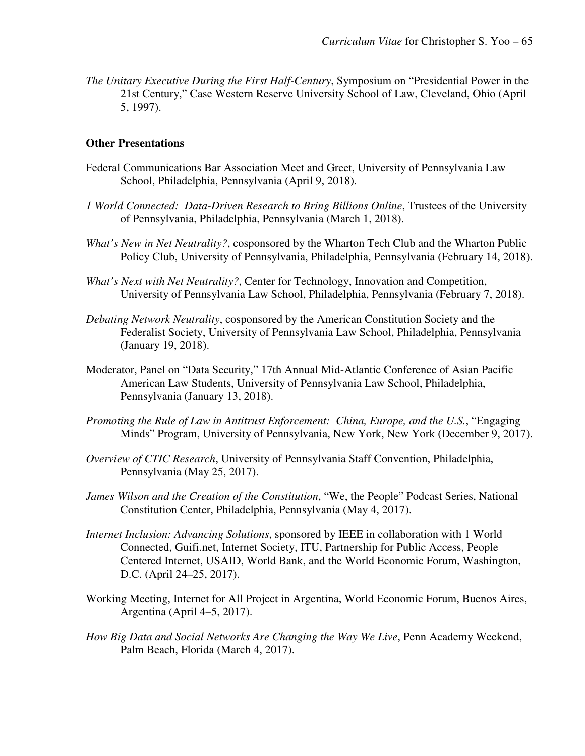*The Unitary Executive During the First Half-Century*, Symposium on "Presidential Power in the 21st Century," Case Western Reserve University School of Law, Cleveland, Ohio (April 5, 1997).

**Other Presentations**

Federal Communications Bar Association Meet and Greet, University of Pennsylvania Law School, Philadelphia, Pennsylvania (April 9, 2018).

*1 World Connected: Data-Driven Research to Bring Billions Online*, Trustees of the University of Pennsylvania, Philadelphia, Pennsylvania (March 1, 2018).

*What's New in Net Neutrality?*, cosponsored by the Wharton Tech Club and the Wharton Public Policy Club, University of Pennsylvania, Philadelphia, Pennsylvania (February 14, 2018).

*What's Next with Net Neutrality?*, Center for Technology, Innovation and Competition, University of Pennsylvania Law School, Philadelphia, Pennsylvania (February 7, 2018).

*Debating Network Neutrality*, cosponsored by the American Constitution Society and the Federalist Society, University of Pennsylvania Law School, Philadelphia, Pennsylvania (January 19, 2018).

Moderator, Panel on "Data Security," 17th Annual Mid-Atlantic Conference of Asian Pacific American Law Students, University of Pennsylvania Law School, Philadelphia, Pennsylvania (January 13, 2018).

*Promoting the Rule of Law in Antitrust Enforcement: China, Europe, and the U.S.*, "Engaging Minds" Program, University of Pennsylvania, New York, New York (December 9, 2017).

*Overview of CTIC Research*, University of Pennsylvania Staff Convention, Philadelphia, Pennsylvania (May 25, 2017).

*James Wilson and the Creation of the Constitution*, "We, the People" Podcast Series, National Constitution Center, Philadelphia, Pennsylvania (May 4, 2017).

*Internet Inclusion: Advancing Solutions*, sponsored by IEEE in collaboration with 1 World Connected, Guifi.net, Internet Society, ITU, Partnership for Public Access, People Centered Internet, USAID, World Bank, and the World Economic Forum, Washington, D.C. (April 24–25, 2017).

Working Meeting, Internet for All Project in Argentina, World Economic Forum, Buenos Aires, Argentina (April 4–5, 2017).

*How Big Data and Social Networks Are Changing the Way We Live*, Penn Academy Weekend, Palm Beach, Florida (March 4, 2017).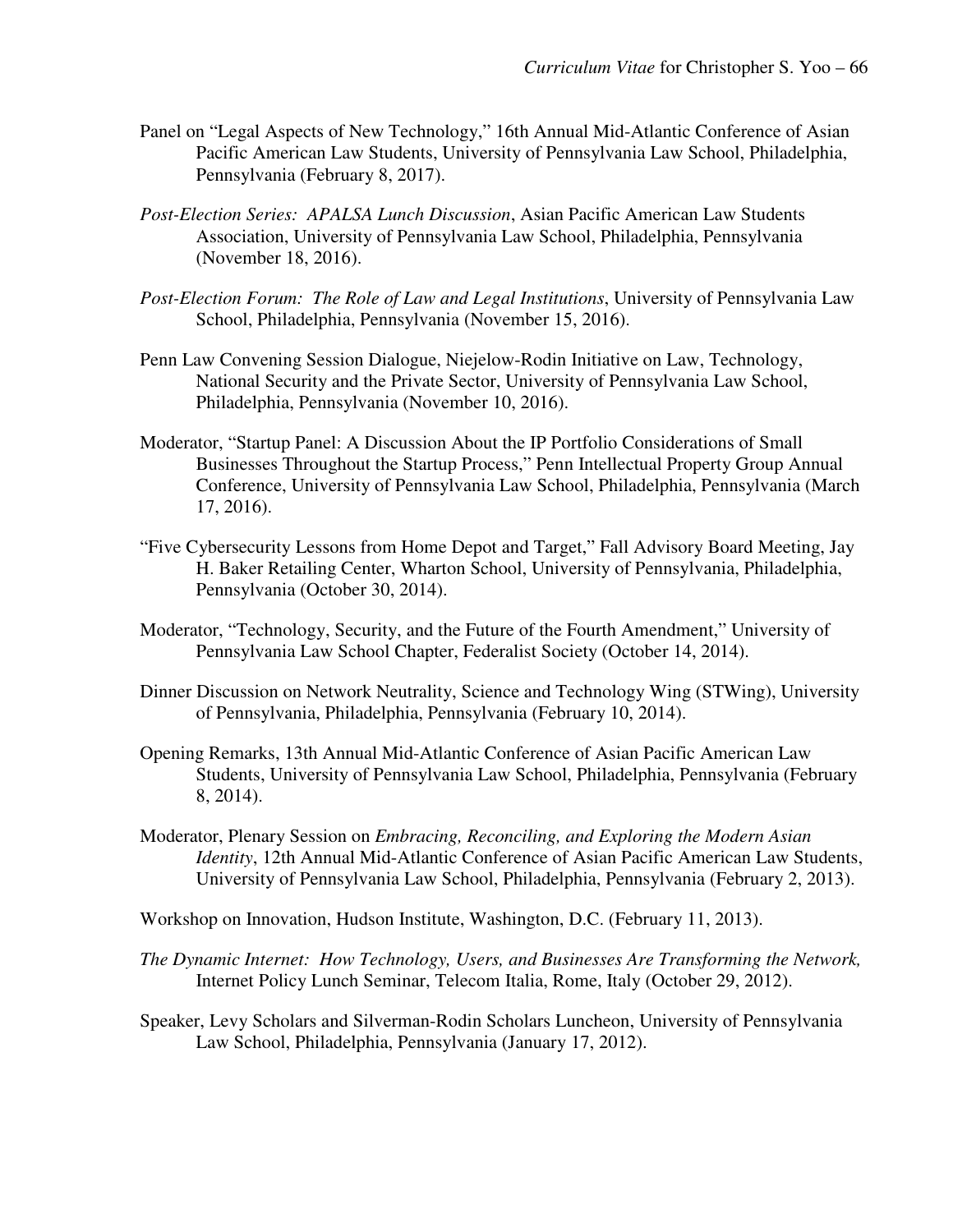Panel on "Legal Aspects of New Technology," 16th Annual Mid-Atlantic Conference of Asian Pacific American Law Students, University of Pennsylvania Law School, Philadelphia, Pennsylvania (February 8, 2017).

*Post-Election Series: APALSA Lunch Discussion*, Asian Pacific American Law Students Association, University of Pennsylvania Law School, Philadelphia, Pennsylvania (November 18, 2016).

*Post-Election Forum: The Role of Law and Legal Institutions*, University of Pennsylvania Law School, Philadelphia, Pennsylvania (November 15, 2016).

Penn Law Convening Session Dialogue, Niejelow-Rodin Initiative on Law, Technology, National Security and the Private Sector, University of Pennsylvania Law School, Philadelphia, Pennsylvania (November 10, 2016).

Moderator, "Startup Panel: A Discussion About the IP Portfolio Considerations of Small Businesses Throughout the Startup Process," Penn Intellectual Property Group Annual Conference, University of Pennsylvania Law School, Philadelphia, Pennsylvania (March 17, 2016).

"Five Cybersecurity Lessons from Home Depot and Target," Fall Advisory Board Meeting, Jay H. Baker Retailing Center, Wharton School, University of Pennsylvania, Philadelphia, Pennsylvania (October 30, 2014).

Moderator, "Technology, Security, and the Future of the Fourth Amendment," University of Pennsylvania Law School Chapter, Federalist Society (October 14, 2014).

Dinner Discussion on Network Neutrality, Science and Technology Wing (STWing), University of Pennsylvania, Philadelphia, Pennsylvania (February 10, 2014).

Opening Remarks, 13th Annual Mid-Atlantic Conference of Asian Pacific American Law Students, University of Pennsylvania Law School, Philadelphia, Pennsylvania (February 8, 2014).

Moderator, Plenary Session on *Embracing, Reconciling, and Exploring the Modern Asian Identity*, 12th Annual Mid-Atlantic Conference of Asian Pacific American Law Students, University of Pennsylvania Law School, Philadelphia, Pennsylvania (February 2, 2013).

Workshop on Innovation, Hudson Institute, Washington, D.C. (February 11, 2013).

*The Dynamic Internet: How Technology, Users, and Businesses Are Transforming the Network,* Internet Policy Lunch Seminar, Telecom Italia, Rome, Italy (October 29, 2012).

Speaker, Levy Scholars and Silverman-Rodin Scholars Luncheon, University of Pennsylvania Law School, Philadelphia, Pennsylvania (January 17, 2012).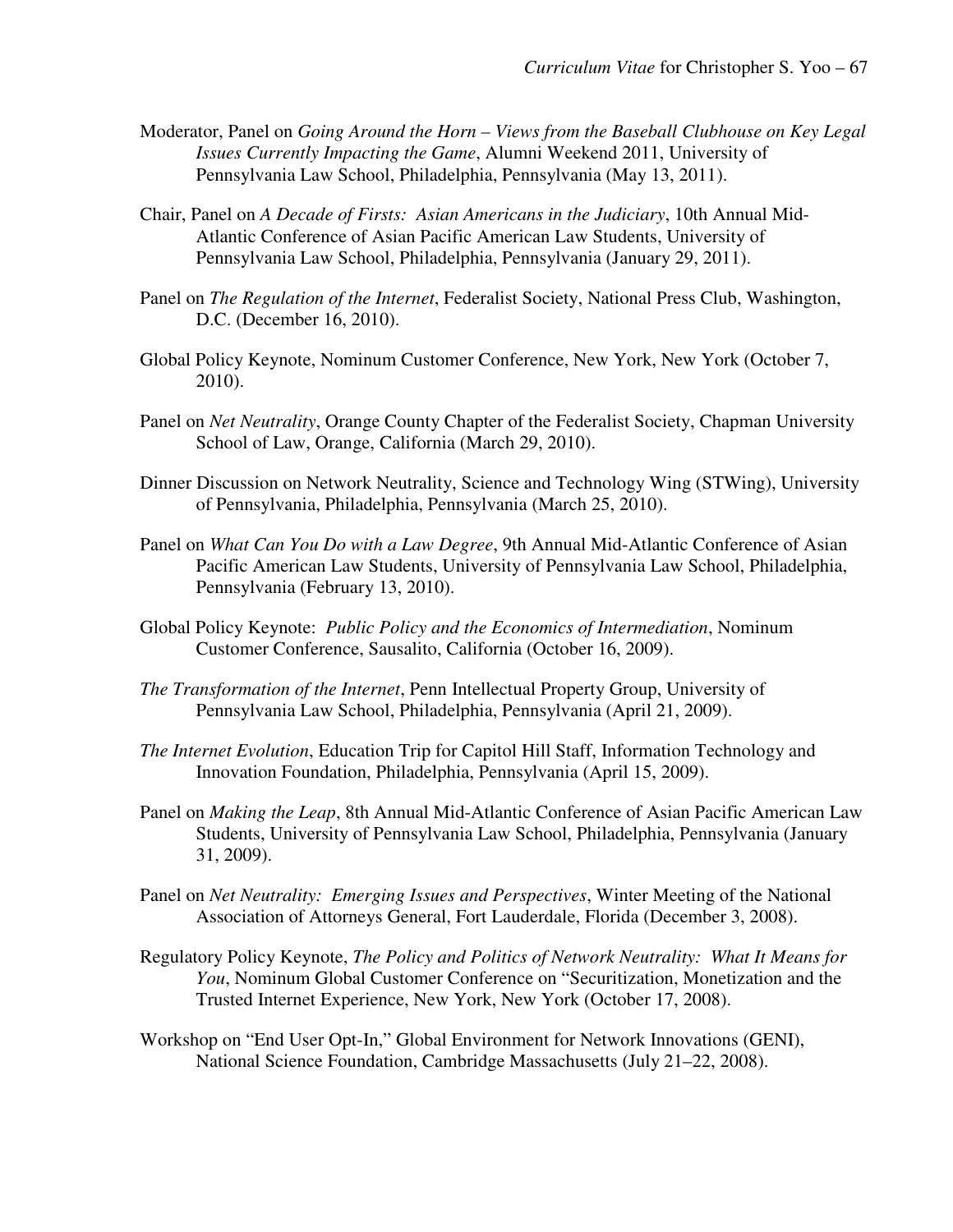Moderator, Panel on *Going Around the Horn – Views from the Baseball Clubhouse on Key Legal Issues Currently Impacting the Game*, Alumni Weekend 2011, University of Pennsylvania Law School, Philadelphia, Pennsylvania (May 13, 2011).

Chair, Panel on *A Decade of Firsts: Asian Americans in the Judiciary*, 10th Annual Mid-Atlantic Conference of Asian Pacific American Law Students, University of Pennsylvania Law School, Philadelphia, Pennsylvania (January 29, 2011).

Panel on *The Regulation of the Internet*, Federalist Society, National Press Club, Washington, D.C. (December 16, 2010).

Global Policy Keynote, Nominum Customer Conference, New York, New York (October 7, 2010).

Panel on *Net Neutrality*, Orange County Chapter of the Federalist Society, Chapman University School of Law, Orange, California (March 29, 2010).

Dinner Discussion on Network Neutrality, Science and Technology Wing (STWing), University of Pennsylvania, Philadelphia, Pennsylvania (March 25, 2010).

Panel on *What Can You Do with a Law Degree*, 9th Annual Mid-Atlantic Conference of Asian Pacific American Law Students, University of Pennsylvania Law School, Philadelphia, Pennsylvania (February 13, 2010).

Global Policy Keynote: *Public Policy and the Economics of Intermediation*, Nominum Customer Conference, Sausalito, California (October 16, 2009).

*The Transformation of the Internet*, Penn Intellectual Property Group, University of Pennsylvania Law School, Philadelphia, Pennsylvania (April 21, 2009).

*The Internet Evolution*, Education Trip for Capitol Hill Staff, Information Technology and Innovation Foundation, Philadelphia, Pennsylvania (April 15, 2009).

Panel on *Making the Leap*, 8th Annual Mid-Atlantic Conference of Asian Pacific American Law Students, University of Pennsylvania Law School, Philadelphia, Pennsylvania (January 31, 2009).

Panel on *Net Neutrality: Emerging Issues and Perspectives*, Winter Meeting of the National Association of Attorneys General, Fort Lauderdale, Florida (December 3, 2008).

Regulatory Policy Keynote, *The Policy and Politics of Network Neutrality: What It Means for You*, Nominum Global Customer Conference on "Securitization, Monetization and the Trusted Internet Experience, New York, New York (October 17, 2008).

Workshop on "End User Opt-In," Global Environment for Network Innovations (GENI), National Science Foundation, Cambridge Massachusetts (July 21–22, 2008).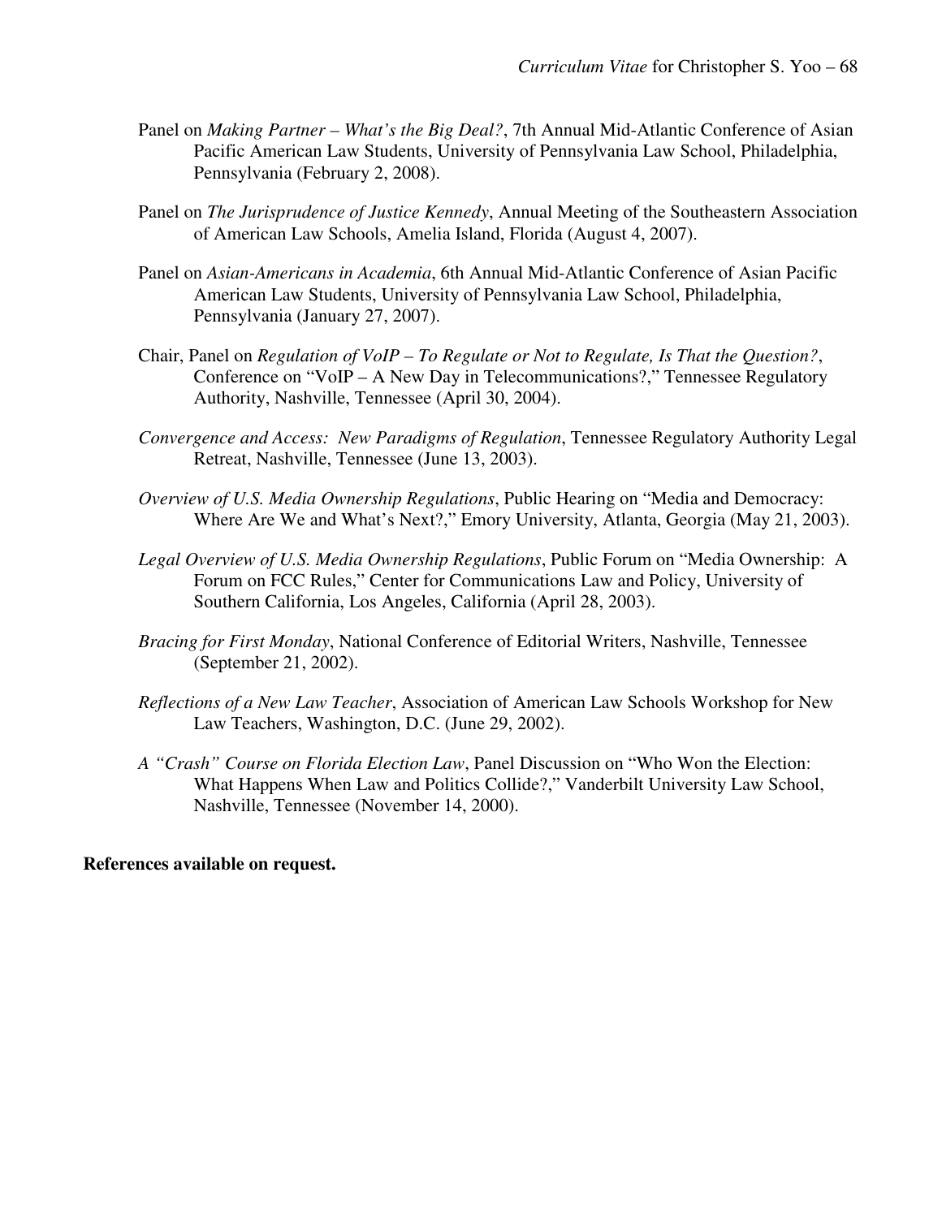Panel on *Making Partner – What's the Big Deal?*, 7th Annual Mid-Atlantic Conference of Asian Pacific American Law Students, University of Pennsylvania Law School, Philadelphia, Pennsylvania (February 2, 2008).

Panel on *The Jurisprudence of Justice Kennedy*, Annual Meeting of the Southeastern Association of American Law Schools, Amelia Island, Florida (August 4, 2007).

Panel on *Asian-Americans in Academia*, 6th Annual Mid-Atlantic Conference of Asian Pacific American Law Students, University of Pennsylvania Law School, Philadelphia, Pennsylvania (January 27, 2007).

Chair, Panel on *Regulation of VoIP – To Regulate or Not to Regulate, Is That the Question?*, Conference on "VoIP – A New Day in Telecommunications?," Tennessee Regulatory Authority, Nashville, Tennessee (April 30, 2004).

*Convergence and Access: New Paradigms of Regulation*, Tennessee Regulatory Authority Legal Retreat, Nashville, Tennessee (June 13, 2003).

*Overview of U.S. Media Ownership Regulations*, Public Hearing on "Media and Democracy: Where Are We and What's Next?," Emory University, Atlanta, Georgia (May 21, 2003).

*Legal Overview of U.S. Media Ownership Regulations*, Public Forum on "Media Ownership: A Forum on FCC Rules," Center for Communications Law and Policy, University of Southern California, Los Angeles, California (April 28, 2003).

*Bracing for First Monday*, National Conference of Editorial Writers, Nashville, Tennessee (September 21, 2002).

*Reflections of a New Law Teacher*, Association of American Law Schools Workshop for New Law Teachers, Washington, D.C. (June 29, 2002).

*A "Crash" Course on Florida Election Law*, Panel Discussion on "Who Won the Election: What Happens When Law and Politics Collide?," Vanderbilt University Law School, Nashville, Tennessee (November 14, 2000).

**References available on request.**